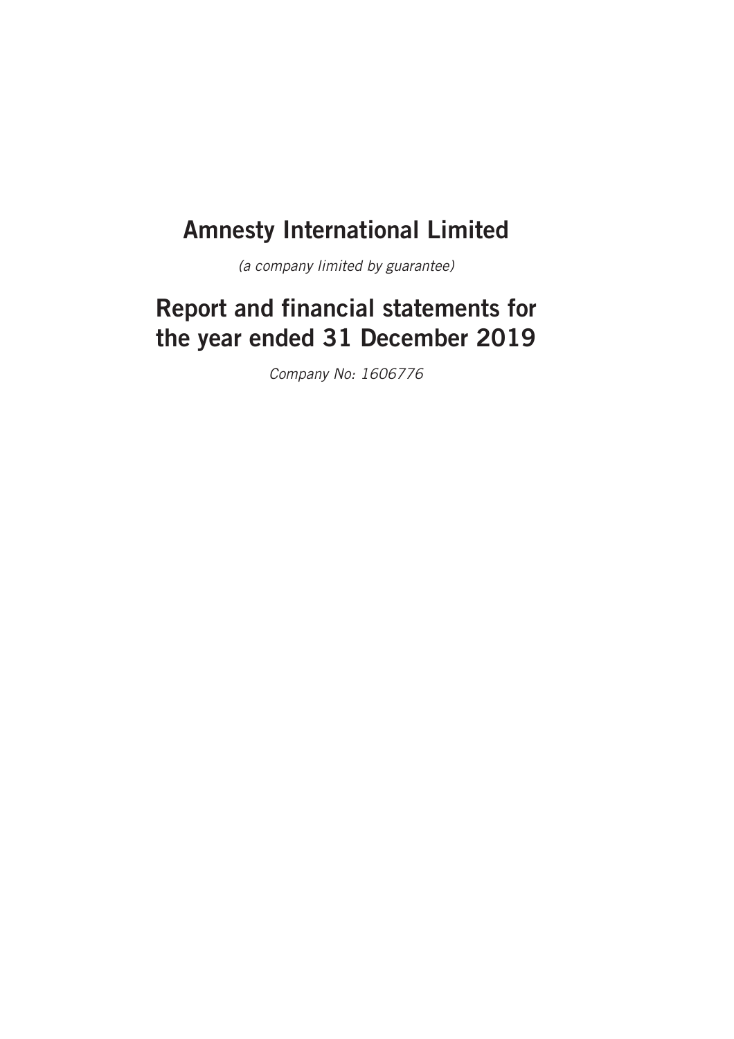# Amnesty International Limited

*(a company limited by guarantee)*

# Report and financial statements for the year ended 31 December 2019

*Company No: 1606776*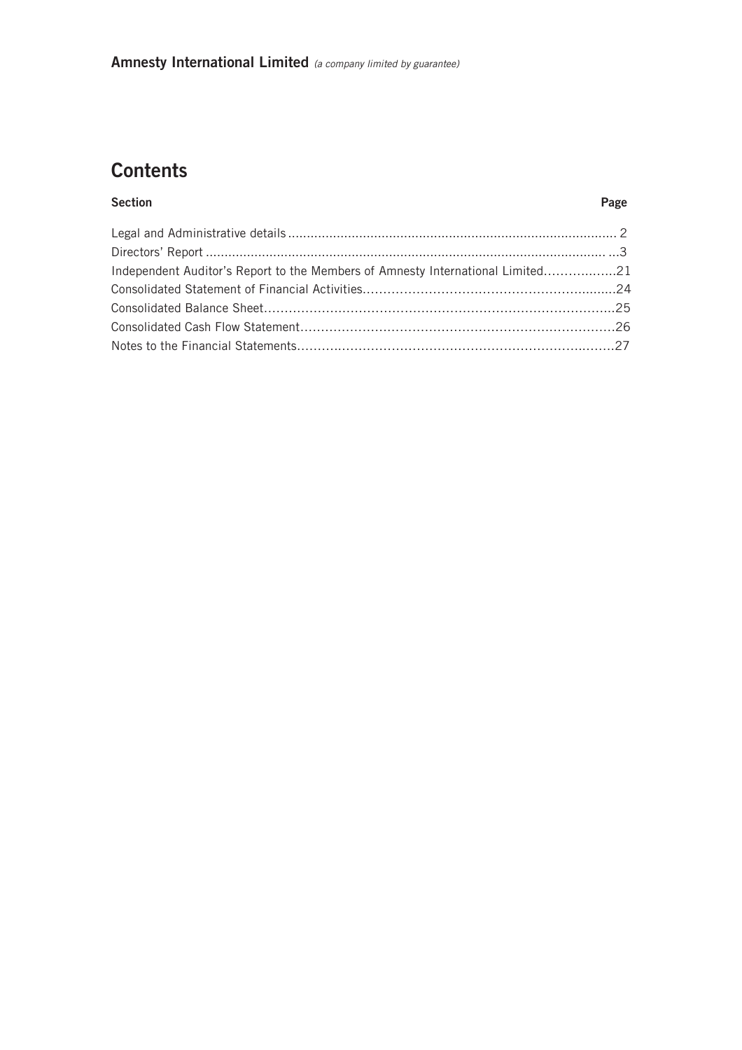**Amnesty International Limited** *(a company limited by guarantee)*

# Contents

| Section | Page |
| --- | --- |
| Legal and Administrative details | 2 |
| Directors' Report | 3 |
| Independent Auditor's Report to the Members of Amnesty International Limited | 21 |
| Consolidated Statement of Financial Activities | 24 |
| Consolidated Balance Sheet | 25 |
| Consolidated Cash Flow Statement | 26 |
| Notes to the Financial Statements | 27 |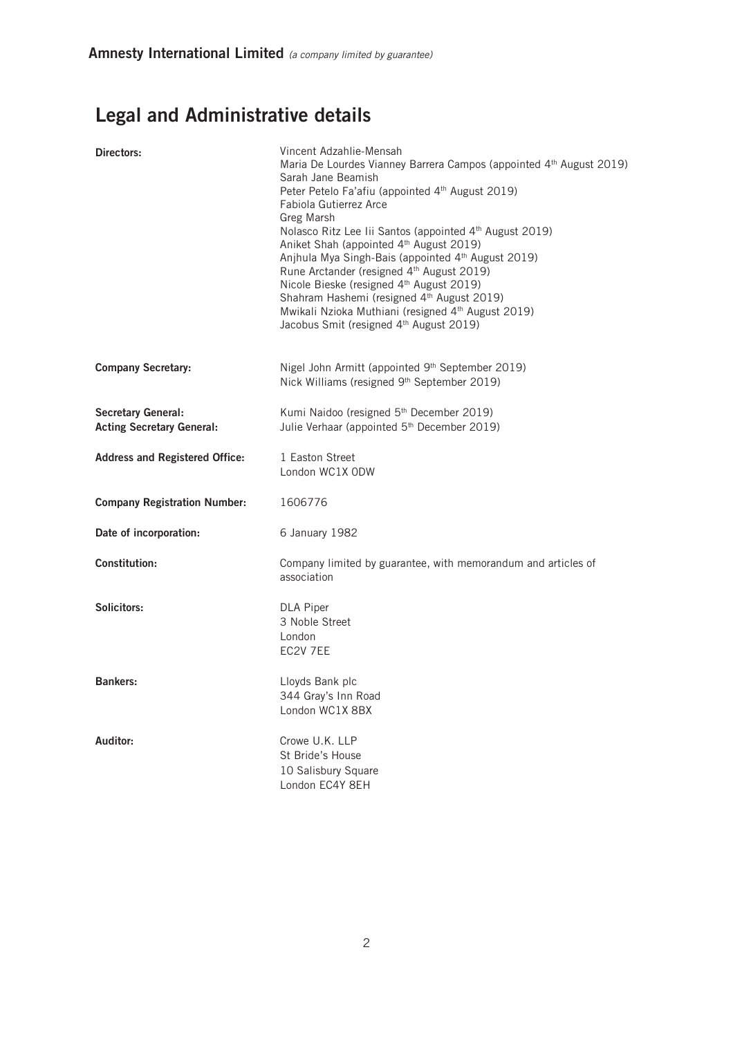**Amnesty International Limited** *(a company limited by guarantee)*

# Legal and Administrative details

| | |
|---|---|
| **Directors:** | Vincent Adzahlie-Mensah<br>Maria De Lourdes Vianney Barrera Campos (appointed 4th August 2019)<br>Sarah Jane Beamish<br>Peter Petelo Fa'afiu (appointed 4th August 2019)<br>Fabiola Gutierrez Arce<br>Greg Marsh<br>Nolasco Ritz Lee Iii Santos (appointed 4th August 2019)<br>Aniket Shah (appointed 4th August 2019)<br>Anjhula Mya Singh-Bais (appointed 4th August 2019)<br>Rune Arctander (resigned 4th August 2019)<br>Nicole Bieske (resigned 4th August 2019)<br>Shahram Hashemi (resigned 4th August 2019)<br>Mwikali Nzioka Muthiani (resigned 4th August 2019)<br>Jacobus Smit (resigned 4th August 2019) |
| **Company Secretary:** | Nigel John Armitt (appointed 9th September 2019)<br>Nick Williams (resigned 9th September 2019) |
| **Secretary General:** | Kumi Naidoo (resigned 5th December 2019) |
| **Acting Secretary General:** | Julie Verhaar (appointed 5th December 2019) |
| **Address and Registered Office:** | 1 Easton Street<br>London WC1X 0DW |
| **Company Registration Number:** | 1606776 |
| **Date of incorporation:** | 6 January 1982 |
| **Constitution:** | Company limited by guarantee, with memorandum and articles of association |
| **Solicitors:** | DLA Piper<br>3 Noble Street<br>London<br>EC2V 7EE |
| **Bankers:** | Lloyds Bank plc<br>344 Gray's Inn Road<br>London WC1X 8BX |
| **Auditor:** | Crowe U.K. LLP<br>St Bride's House<br>10 Salisbury Square<br>London EC4Y 8EH |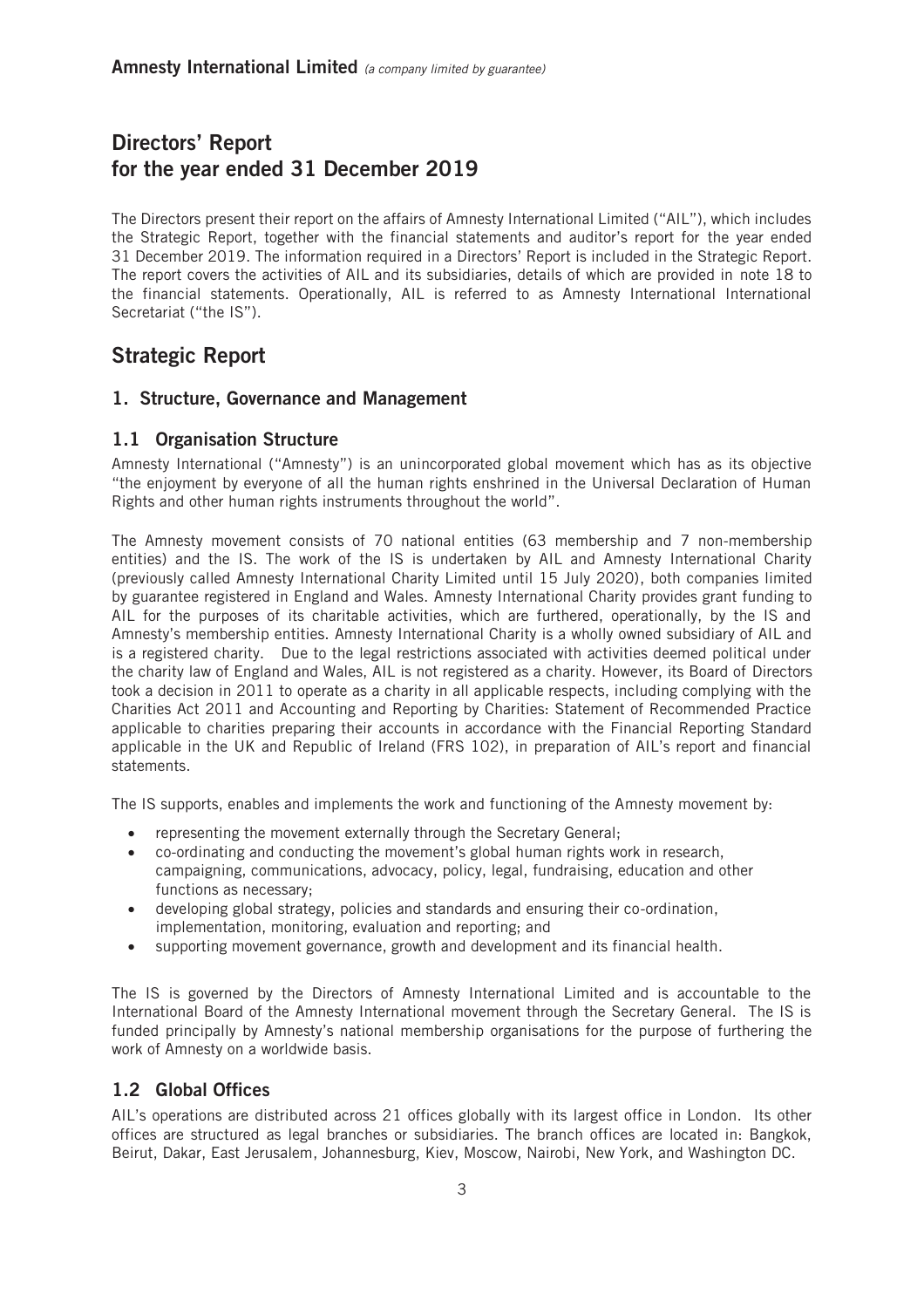# Directors' Report
# for the year ended 31 December 2019

The Directors present their report on the affairs of Amnesty International Limited ("AIL"), which includes the Strategic Report, together with the financial statements and auditor's report for the year ended 31 December 2019. The information required in a Directors' Report is included in the Strategic Report. The report covers the activities of AIL and its subsidiaries, details of which are provided in note 18 to the financial statements. Operationally, AIL is referred to as Amnesty International International Secretariat ("the IS").

# Strategic Report

## 1. Structure, Governance and Management

### 1.1 Organisation Structure

Amnesty International ("Amnesty") is an unincorporated global movement which has as its objective "the enjoyment by everyone of all the human rights enshrined in the Universal Declaration of Human Rights and other human rights instruments throughout the world".

The Amnesty movement consists of 70 national entities (63 membership and 7 non-membership entities) and the IS. The work of the IS is undertaken by AIL and Amnesty International Charity (previously called Amnesty International Charity Limited until 15 July 2020), both companies limited by guarantee registered in England and Wales. Amnesty International Charity provides grant funding to AIL for the purposes of its charitable activities, which are furthered, operationally, by the IS and Amnesty's membership entities. Amnesty International Charity is a wholly owned subsidiary of AIL and is a registered charity. Due to the legal restrictions associated with activities deemed political under the charity law of England and Wales, AIL is not registered as a charity. However, its Board of Directors took a decision in 2011 to operate as a charity in all applicable respects, including complying with the Charities Act 2011 and Accounting and Reporting by Charities: Statement of Recommended Practice applicable to charities preparing their accounts in accordance with the Financial Reporting Standard applicable in the UK and Republic of Ireland (FRS 102), in preparation of AIL's report and financial statements.

The IS supports, enables and implements the work and functioning of the Amnesty movement by:

- representing the movement externally through the Secretary General;
- co-ordinating and conducting the movement's global human rights work in research, campaigning, communications, advocacy, policy, legal, fundraising, education and other functions as necessary;
- developing global strategy, policies and standards and ensuring their co-ordination, implementation, monitoring, evaluation and reporting; and
- supporting movement governance, growth and development and its financial health.

The IS is governed by the Directors of Amnesty International Limited and is accountable to the International Board of the Amnesty International movement through the Secretary General. The IS is funded principally by Amnesty's national membership organisations for the purpose of furthering the work of Amnesty on a worldwide basis.

### 1.2 Global Offices

AIL's operations are distributed across 21 offices globally with its largest office in London. Its other offices are structured as legal branches or subsidiaries. The branch offices are located in: Bangkok, Beirut, Dakar, East Jerusalem, Johannesburg, Kiev, Moscow, Nairobi, New York, and Washington DC.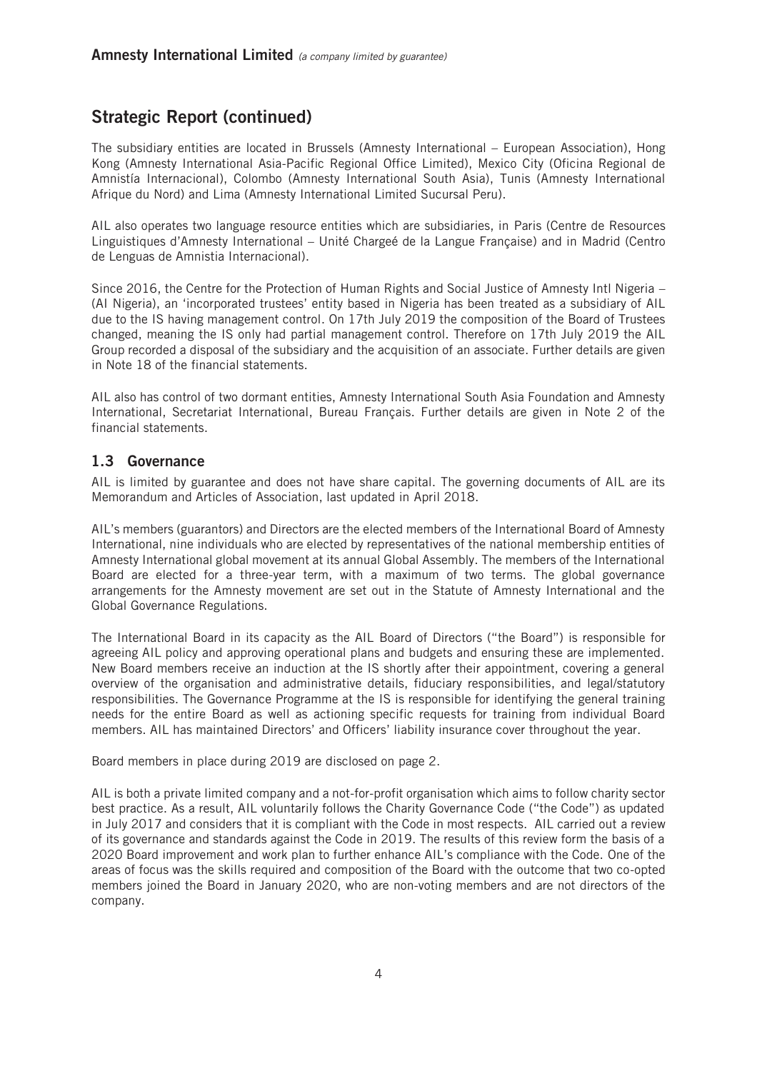## Strategic Report (continued)

The subsidiary entities are located in Brussels (Amnesty International – European Association), Hong Kong (Amnesty International Asia-Pacific Regional Office Limited), Mexico City (Oficina Regional de Amnistía Internacional), Colombo (Amnesty International South Asia), Tunis (Amnesty International Afrique du Nord) and Lima (Amnesty International Limited Sucursal Peru).

AIL also operates two language resource entities which are subsidiaries, in Paris (Centre de Resources Linguistiques d'Amnesty International – Unité Chargeé de la Langue Française) and in Madrid (Centro de Lenguas de Amnistia Internacional).

Since 2016, the Centre for the Protection of Human Rights and Social Justice of Amnesty Intl Nigeria – (AI Nigeria), an 'incorporated trustees' entity based in Nigeria has been treated as a subsidiary of AIL due to the IS having management control. On 17th July 2019 the composition of the Board of Trustees changed, meaning the IS only had partial management control. Therefore on 17th July 2019 the AIL Group recorded a disposal of the subsidiary and the acquisition of an associate. Further details are given in Note 18 of the financial statements.

AIL also has control of two dormant entities, Amnesty International South Asia Foundation and Amnesty International, Secretariat International, Bureau Français. Further details are given in Note 2 of the financial statements.

### 1.3 Governance

AIL is limited by guarantee and does not have share capital. The governing documents of AIL are its Memorandum and Articles of Association, last updated in April 2018.

AIL's members (guarantors) and Directors are the elected members of the International Board of Amnesty International, nine individuals who are elected by representatives of the national membership entities of Amnesty International global movement at its annual Global Assembly. The members of the International Board are elected for a three-year term, with a maximum of two terms. The global governance arrangements for the Amnesty movement are set out in the Statute of Amnesty International and the Global Governance Regulations.

The International Board in its capacity as the AIL Board of Directors ("the Board") is responsible for agreeing AIL policy and approving operational plans and budgets and ensuring these are implemented. New Board members receive an induction at the IS shortly after their appointment, covering a general overview of the organisation and administrative details, fiduciary responsibilities, and legal/statutory responsibilities. The Governance Programme at the IS is responsible for identifying the general training needs for the entire Board as well as actioning specific requests for training from individual Board members. AIL has maintained Directors' and Officers' liability insurance cover throughout the year.

Board members in place during 2019 are disclosed on page 2.

AIL is both a private limited company and a not-for-profit organisation which aims to follow charity sector best practice. As a result, AIL voluntarily follows the Charity Governance Code ("the Code") as updated in July 2017 and considers that it is compliant with the Code in most respects. AIL carried out a review of its governance and standards against the Code in 2019. The results of this review form the basis of a 2020 Board improvement and work plan to further enhance AIL's compliance with the Code. One of the areas of focus was the skills required and composition of the Board with the outcome that two co-opted members joined the Board in January 2020, who are non-voting members and are not directors of the company.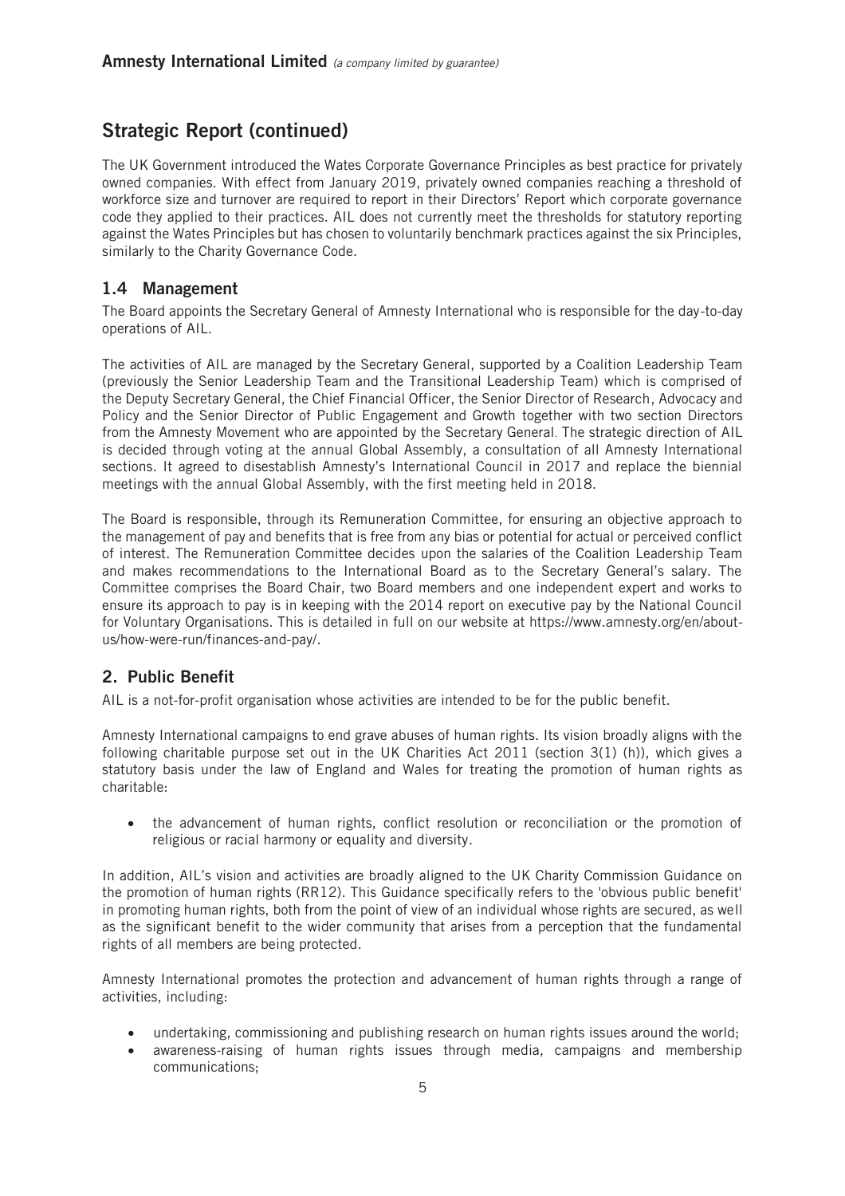## Strategic Report (continued)

The UK Government introduced the Wates Corporate Governance Principles as best practice for privately owned companies. With effect from January 2019, privately owned companies reaching a threshold of workforce size and turnover are required to report in their Directors' Report which corporate governance code they applied to their practices. AIL does not currently meet the thresholds for statutory reporting against the Wates Principles but has chosen to voluntarily benchmark practices against the six Principles, similarly to the Charity Governance Code.

### 1.4 Management

The Board appoints the Secretary General of Amnesty International who is responsible for the day-to-day operations of AIL.

The activities of AIL are managed by the Secretary General, supported by a Coalition Leadership Team (previously the Senior Leadership Team and the Transitional Leadership Team) which is comprised of the Deputy Secretary General, the Chief Financial Officer, the Senior Director of Research, Advocacy and Policy and the Senior Director of Public Engagement and Growth together with two section Directors from the Amnesty Movement who are appointed by the Secretary General. The strategic direction of AIL is decided through voting at the annual Global Assembly, a consultation of all Amnesty International sections. It agreed to disestablish Amnesty's International Council in 2017 and replace the biennial meetings with the annual Global Assembly, with the first meeting held in 2018.

The Board is responsible, through its Remuneration Committee, for ensuring an objective approach to the management of pay and benefits that is free from any bias or potential for actual or perceived conflict of interest. The Remuneration Committee decides upon the salaries of the Coalition Leadership Team and makes recommendations to the International Board as to the Secretary General's salary. The Committee comprises the Board Chair, two Board members and one independent expert and works to ensure its approach to pay is in keeping with the 2014 report on executive pay by the National Council for Voluntary Organisations. This is detailed in full on our website at https://www.amnesty.org/en/about-us/how-were-run/finances-and-pay/.

## 2. Public Benefit

AIL is a not-for-profit organisation whose activities are intended to be for the public benefit.

Amnesty International campaigns to end grave abuses of human rights. Its vision broadly aligns with the following charitable purpose set out in the UK Charities Act 2011 (section 3(1) (h)), which gives a statutory basis under the law of England and Wales for treating the promotion of human rights as charitable:

- the advancement of human rights, conflict resolution or reconciliation or the promotion of religious or racial harmony or equality and diversity.

In addition, AIL's vision and activities are broadly aligned to the UK Charity Commission Guidance on the promotion of human rights (RR12). This Guidance specifically refers to the 'obvious public benefit' in promoting human rights, both from the point of view of an individual whose rights are secured, as well as the significant benefit to the wider community that arises from a perception that the fundamental rights of all members are being protected.

Amnesty International promotes the protection and advancement of human rights through a range of activities, including:

- undertaking, commissioning and publishing research on human rights issues around the world;
- awareness-raising of human rights issues through media, campaigns and membership communications;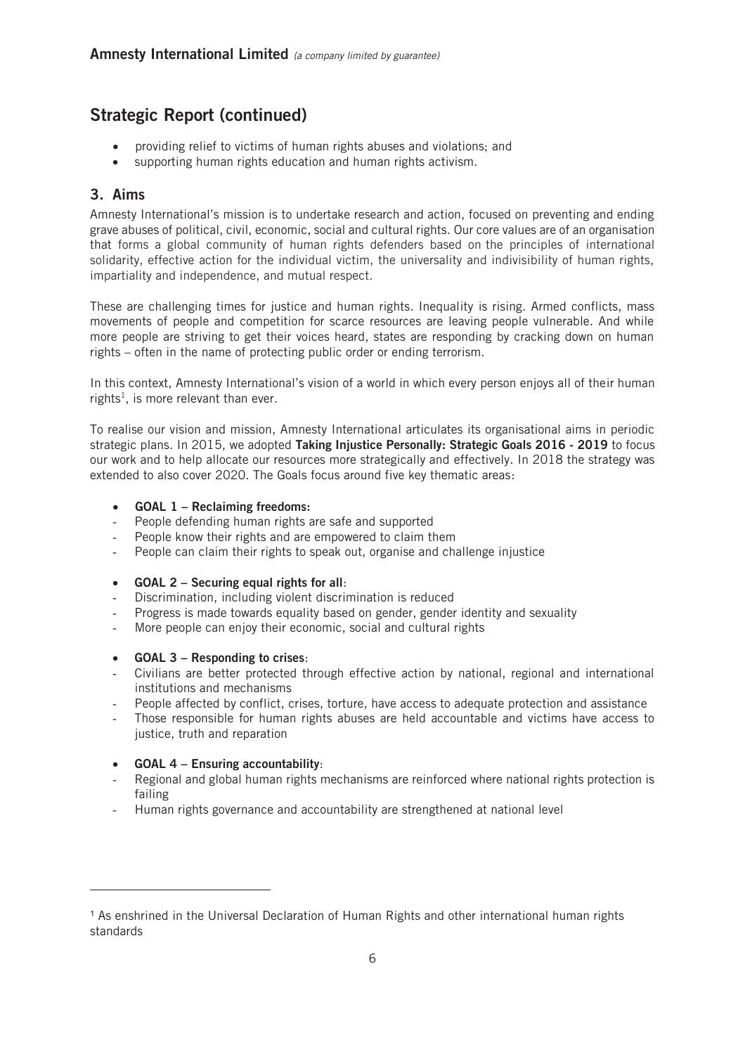## Strategic Report (continued)

- providing relief to victims of human rights abuses and violations; and
- supporting human rights education and human rights activism.

## 3. Aims

Amnesty International's mission is to undertake research and action, focused on preventing and ending grave abuses of political, civil, economic, social and cultural rights. Our core values are of an organisation that forms a global community of human rights defenders based on the principles of international solidarity, effective action for the individual victim, the universality and indivisibility of human rights, impartiality and independence, and mutual respect.

These are challenging times for justice and human rights. Inequality is rising. Armed conflicts, mass movements of people and competition for scarce resources are leaving people vulnerable. And while more people are striving to get their voices heard, states are responding by cracking down on human rights – often in the name of protecting public order or ending terrorism.

In this context, Amnesty International's vision of a world in which every person enjoys all of their human rights[1], is more relevant than ever.

To realise our vision and mission, Amnesty International articulates its organisational aims in periodic strategic plans. In 2015, we adopted **Taking Injustice Personally: Strategic Goals 2016 - 2019** to focus our work and to help allocate our resources more strategically and effectively. In 2018 the strategy was extended to also cover 2020. The Goals focus around five key thematic areas:

- **GOAL 1 – Reclaiming freedoms:**
  - People defending human rights are safe and supported
  - People know their rights and are empowered to claim them
  - People can claim their rights to speak out, organise and challenge injustice

- **GOAL 2 – Securing equal rights for all**:
  - Discrimination, including violent discrimination is reduced
  - Progress is made towards equality based on gender, gender identity and sexuality
  - More people can enjoy their economic, social and cultural rights

- **GOAL 3 – Responding to crises**:
  - Civilians are better protected through effective action by national, regional and international institutions and mechanisms
  - People affected by conflict, crises, torture, have access to adequate protection and assistance
  - Those responsible for human rights abuses are held accountable and victims have access to justice, truth and reparation

- **GOAL 4 – Ensuring accountability**:
  - Regional and global human rights mechanisms are reinforced where national rights protection is failing
  - Human rights governance and accountability are strengthened at national level

---

[1] As enshrined in the Universal Declaration of Human Rights and other international human rights standards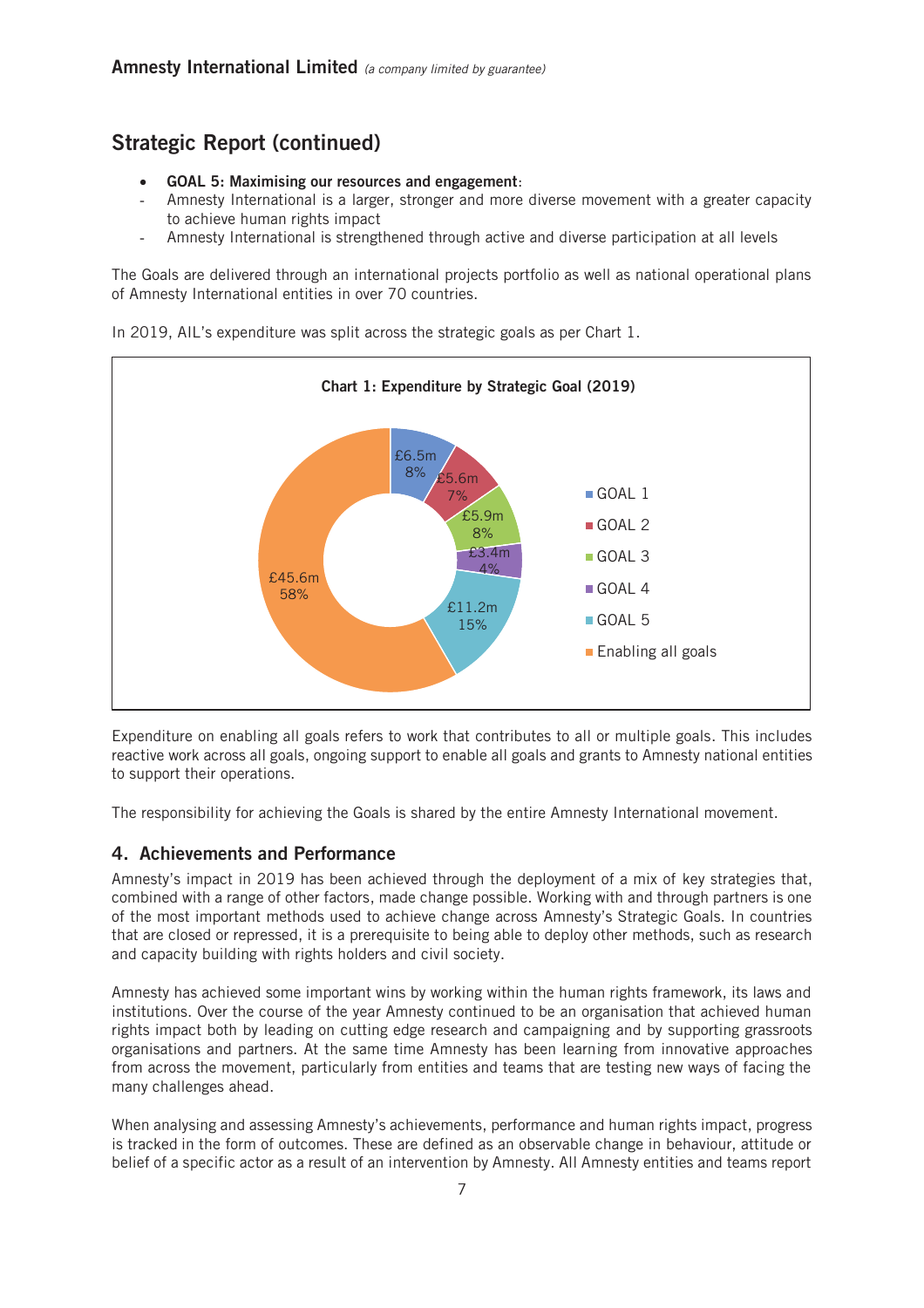## Strategic Report (continued)

- **GOAL 5: Maximising our resources and engagement**:
  - Amnesty International is a larger, stronger and more diverse movement with a greater capacity to achieve human rights impact
  - Amnesty International is strengthened through active and diverse participation at all levels

The Goals are delivered through an international projects portfolio as well as national operational plans of Amnesty International entities in over 70 countries.

In 2019, AIL's expenditure was split across the strategic goals as per Chart 1.

**Chart 1: Expenditure by Strategic Goal (2019)**

| Strategic Goal | Expenditure | Share |
|---|---|---|
| GOAL 1 | £6.5m | 8% |
| GOAL 2 | £5.6m | 7% |
| GOAL 3 | £5.9m | 8% |
| GOAL 4 | £3.4m | 4% |
| GOAL 5 | £11.2m | 15% |
| Enabling all goals | £45.6m | 58% |

Expenditure on enabling all goals refers to work that contributes to all or multiple goals. This includes reactive work across all goals, ongoing support to enable all goals and grants to Amnesty national entities to support their operations.

The responsibility for achieving the Goals is shared by the entire Amnesty International movement.

## 4. Achievements and Performance

Amnesty's impact in 2019 has been achieved through the deployment of a mix of key strategies that, combined with a range of other factors, made change possible. Working with and through partners is one of the most important methods used to achieve change across Amnesty's Strategic Goals. In countries that are closed or repressed, it is a prerequisite to being able to deploy other methods, such as research and capacity building with rights holders and civil society.

Amnesty has achieved some important wins by working within the human rights framework, its laws and institutions. Over the course of the year Amnesty continued to be an organisation that achieved human rights impact both by leading on cutting edge research and campaigning and by supporting grassroots organisations and partners. At the same time Amnesty has been learning from innovative approaches from across the movement, particularly from entities and teams that are testing new ways of facing the many challenges ahead.

When analysing and assessing Amnesty's achievements, performance and human rights impact, progress is tracked in the form of outcomes. These are defined as an observable change in behaviour, attitude or belief of a specific actor as a result of an intervention by Amnesty. All Amnesty entities and teams report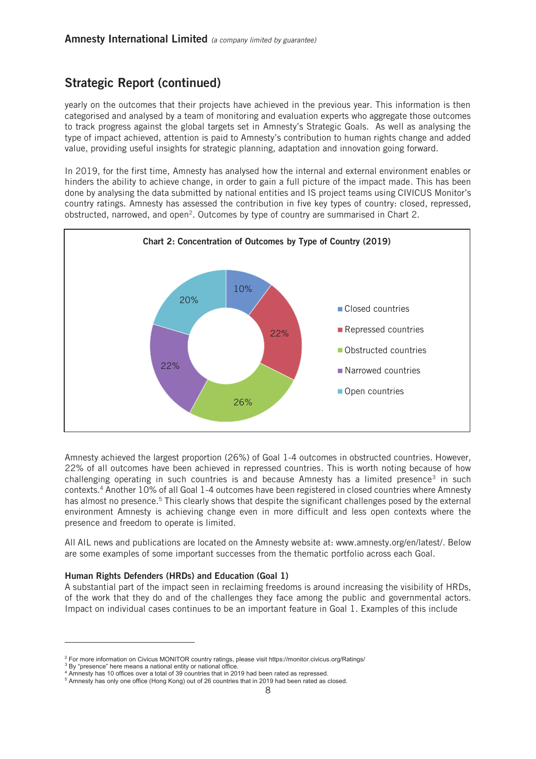## Strategic Report (continued)

yearly on the outcomes that their projects have achieved in the previous year. This information is then categorised and analysed by a team of monitoring and evaluation experts who aggregate those outcomes to track progress against the global targets set in Amnesty's Strategic Goals. As well as analysing the type of impact achieved, attention is paid to Amnesty's contribution to human rights change and added value, providing useful insights for strategic planning, adaptation and innovation going forward.

In 2019, for the first time, Amnesty has analysed how the internal and external environment enables or hinders the ability to achieve change, in order to gain a full picture of the impact made. This has been done by analysing the data submitted by national entities and IS project teams using CIVICUS Monitor's country ratings. Amnesty has assessed the contribution in five key types of country: closed, repressed, obstructed, narrowed, and open[2]. Outcomes by type of country are summarised in Chart 2.

**Chart 2: Concentration of Outcomes by Type of Country (2019)**

| Type of country | Share of outcomes |
|---|---|
| Closed countries | 10% |
| Repressed countries | 22% |
| Obstructed countries | 26% |
| Narrowed countries | 22% |
| Open countries | 20% |

Amnesty achieved the largest proportion (26%) of Goal 1-4 outcomes in obstructed countries. However, 22% of all outcomes have been achieved in repressed countries. This is worth noting because of how challenging operating in such countries is and because Amnesty has a limited presence[3] in such contexts.[4] Another 10% of all Goal 1-4 outcomes have been registered in closed countries where Amnesty has almost no presence.[5] This clearly shows that despite the significant challenges posed by the external environment Amnesty is achieving change even in more difficult and less open contexts where the presence and freedom to operate is limited.

All AIL news and publications are located on the Amnesty website at: www.amnesty.org/en/latest/. Below are some examples of some important successes from the thematic portfolio across each Goal.

**Human Rights Defenders (HRDs) and Education (Goal 1)**

A substantial part of the impact seen in reclaiming freedoms is around increasing the visibility of HRDs, of the work that they do and of the challenges they face among the public and governmental actors. Impact on individual cases continues to be an important feature in Goal 1. Examples of this include

---

[2] For more information on Civicus MONITOR country ratings, please visit https://monitor.civicus.org/Ratings/

[3] By "presence" here means a national entity or national office.

[4] Amnesty has 10 offices over a total of 39 countries that in 2019 had been rated as repressed.

[5] Amnesty has only one office (Hong Kong) out of 26 countries that in 2019 had been rated as closed.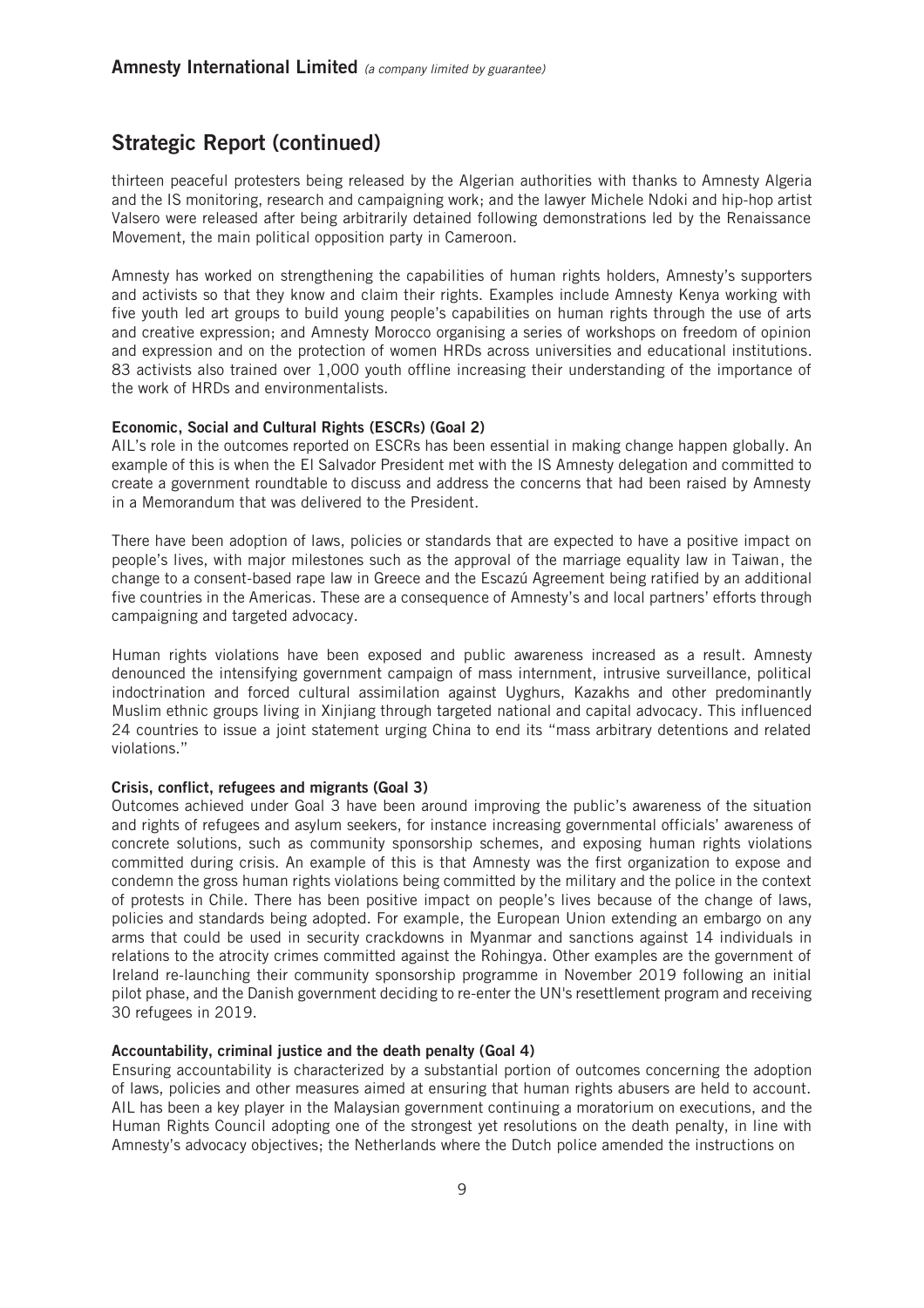## Strategic Report (continued)

thirteen peaceful protesters being released by the Algerian authorities with thanks to Amnesty Algeria and the IS monitoring, research and campaigning work; and the lawyer Michele Ndoki and hip-hop artist Valsero were released after being arbitrarily detained following demonstrations led by the Renaissance Movement, the main political opposition party in Cameroon.

Amnesty has worked on strengthening the capabilities of human rights holders, Amnesty's supporters and activists so that they know and claim their rights. Examples include Amnesty Kenya working with five youth led art groups to build young people's capabilities on human rights through the use of arts and creative expression; and Amnesty Morocco organising a series of workshops on freedom of opinion and expression and on the protection of women HRDs across universities and educational institutions. 83 activists also trained over 1,000 youth offline increasing their understanding of the importance of the work of HRDs and environmentalists.

**Economic, Social and Cultural Rights (ESCRs) (Goal 2)**

AIL's role in the outcomes reported on ESCRs has been essential in making change happen globally. An example of this is when the El Salvador President met with the IS Amnesty delegation and committed to create a government roundtable to discuss and address the concerns that had been raised by Amnesty in a Memorandum that was delivered to the President.

There have been adoption of laws, policies or standards that are expected to have a positive impact on people's lives, with major milestones such as the approval of the marriage equality law in Taiwan, the change to a consent-based rape law in Greece and the Escazú Agreement being ratified by an additional five countries in the Americas. These are a consequence of Amnesty's and local partners' efforts through campaigning and targeted advocacy.

Human rights violations have been exposed and public awareness increased as a result. Amnesty denounced the intensifying government campaign of mass internment, intrusive surveillance, political indoctrination and forced cultural assimilation against Uyghurs, Kazakhs and other predominantly Muslim ethnic groups living in Xinjiang through targeted national and capital advocacy. This influenced 24 countries to issue a joint statement urging China to end its "mass arbitrary detentions and related violations."

**Crisis, conflict, refugees and migrants (Goal 3)**

Outcomes achieved under Goal 3 have been around improving the public's awareness of the situation and rights of refugees and asylum seekers, for instance increasing governmental officials' awareness of concrete solutions, such as community sponsorship schemes, and exposing human rights violations committed during crisis. An example of this is that Amnesty was the first organization to expose and condemn the gross human rights violations being committed by the military and the police in the context of protests in Chile. There has been positive impact on people's lives because of the change of laws, policies and standards being adopted. For example, the European Union extending an embargo on any arms that could be used in security crackdowns in Myanmar and sanctions against 14 individuals in relations to the atrocity crimes committed against the Rohingya. Other examples are the government of Ireland re-launching their community sponsorship programme in November 2019 following an initial pilot phase, and the Danish government deciding to re-enter the UN's resettlement program and receiving 30 refugees in 2019.

**Accountability, criminal justice and the death penalty (Goal 4)**

Ensuring accountability is characterized by a substantial portion of outcomes concerning the adoption of laws, policies and other measures aimed at ensuring that human rights abusers are held to account. AIL has been a key player in the Malaysian government continuing a moratorium on executions, and the Human Rights Council adopting one of the strongest yet resolutions on the death penalty, in line with Amnesty's advocacy objectives; the Netherlands where the Dutch police amended the instructions on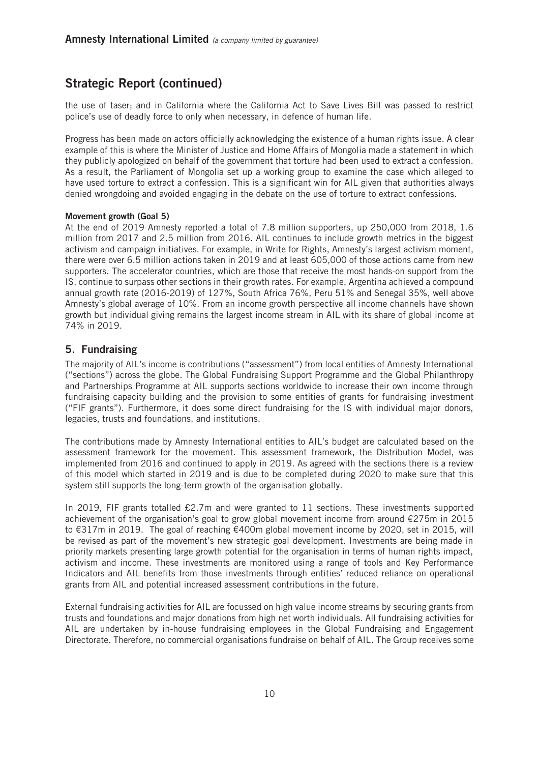## Strategic Report (continued)

the use of taser; and in California where the California Act to Save Lives Bill was passed to restrict police's use of deadly force to only when necessary, in defence of human life.

Progress has been made on actors officially acknowledging the existence of a human rights issue. A clear example of this is where the Minister of Justice and Home Affairs of Mongolia made a statement in which they publicly apologized on behalf of the government that torture had been used to extract a confession. As a result, the Parliament of Mongolia set up a working group to examine the case which alleged to have used torture to extract a confession. This is a significant win for AIL given that authorities always denied wrongdoing and avoided engaging in the debate on the use of torture to extract confessions.

**Movement growth (Goal 5)**

At the end of 2019 Amnesty reported a total of 7.8 million supporters, up 250,000 from 2018, 1.6 million from 2017 and 2.5 million from 2016. AIL continues to include growth metrics in the biggest activism and campaign initiatives. For example, in Write for Rights, Amnesty's largest activism moment, there were over 6.5 million actions taken in 2019 and at least 605,000 of those actions came from new supporters. The accelerator countries, which are those that receive the most hands-on support from the IS, continue to surpass other sections in their growth rates. For example, Argentina achieved a compound annual growth rate (2016-2019) of 127%, South Africa 76%, Peru 51% and Senegal 35%, well above Amnesty's global average of 10%. From an income growth perspective all income channels have shown growth but individual giving remains the largest income stream in AIL with its share of global income at 74% in 2019.

## 5. Fundraising

The majority of AIL's income is contributions ("assessment") from local entities of Amnesty International ("sections") across the globe. The Global Fundraising Support Programme and the Global Philanthropy and Partnerships Programme at AIL supports sections worldwide to increase their own income through fundraising capacity building and the provision to some entities of grants for fundraising investment ("FIF grants"). Furthermore, it does some direct fundraising for the IS with individual major donors, legacies, trusts and foundations, and institutions.

The contributions made by Amnesty International entities to AIL's budget are calculated based on the assessment framework for the movement. This assessment framework, the Distribution Model, was implemented from 2016 and continued to apply in 2019. As agreed with the sections there is a review of this model which started in 2019 and is due to be completed during 2020 to make sure that this system still supports the long-term growth of the organisation globally.

In 2019, FIF grants totalled £2.7m and were granted to 11 sections. These investments supported achievement of the organisation's goal to grow global movement income from around €275m in 2015 to €317m in 2019. The goal of reaching €400m global movement income by 2020, set in 2015, will be revised as part of the movement's new strategic goal development. Investments are being made in priority markets presenting large growth potential for the organisation in terms of human rights impact, activism and income. These investments are monitored using a range of tools and Key Performance Indicators and AIL benefits from those investments through entities' reduced reliance on operational grants from AIL and potential increased assessment contributions in the future.

External fundraising activities for AIL are focussed on high value income streams by securing grants from trusts and foundations and major donations from high net worth individuals. All fundraising activities for AIL are undertaken by in-house fundraising employees in the Global Fundraising and Engagement Directorate. Therefore, no commercial organisations fundraise on behalf of AIL. The Group receives some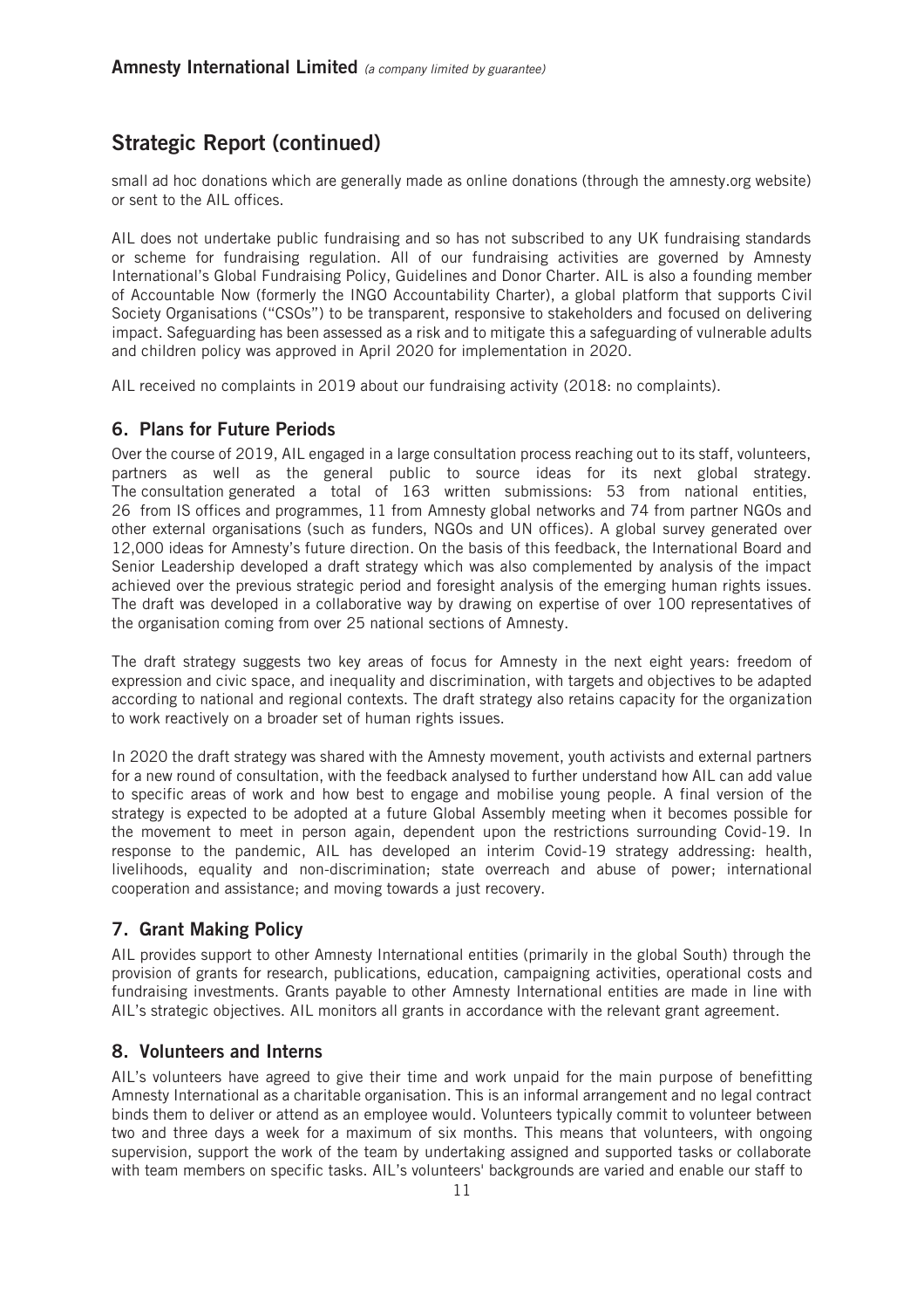## Strategic Report (continued)

small ad hoc donations which are generally made as online donations (through the amnesty.org website) or sent to the AIL offices.

AIL does not undertake public fundraising and so has not subscribed to any UK fundraising standards or scheme for fundraising regulation. All of our fundraising activities are governed by Amnesty International's Global Fundraising Policy, Guidelines and Donor Charter. AIL is also a founding member of Accountable Now (formerly the INGO Accountability Charter), a global platform that supports Civil Society Organisations ("CSOs") to be transparent, responsive to stakeholders and focused on delivering impact. Safeguarding has been assessed as a risk and to mitigate this a safeguarding of vulnerable adults and children policy was approved in April 2020 for implementation in 2020.

AIL received no complaints in 2019 about our fundraising activity (2018: no complaints).

### 6. Plans for Future Periods

Over the course of 2019, AIL engaged in a large consultation process reaching out to its staff, volunteers, partners as well as the general public to source ideas for its next global strategy. The consultation generated a total of 163 written submissions: 53 from national entities, 26 from IS offices and programmes, 11 from Amnesty global networks and 74 from partner NGOs and other external organisations (such as funders, NGOs and UN offices). A global survey generated over 12,000 ideas for Amnesty's future direction. On the basis of this feedback, the International Board and Senior Leadership developed a draft strategy which was also complemented by analysis of the impact achieved over the previous strategic period and foresight analysis of the emerging human rights issues. The draft was developed in a collaborative way by drawing on expertise of over 100 representatives of the organisation coming from over 25 national sections of Amnesty.

The draft strategy suggests two key areas of focus for Amnesty in the next eight years: freedom of expression and civic space, and inequality and discrimination, with targets and objectives to be adapted according to national and regional contexts. The draft strategy also retains capacity for the organization to work reactively on a broader set of human rights issues.

In 2020 the draft strategy was shared with the Amnesty movement, youth activists and external partners for a new round of consultation, with the feedback analysed to further understand how AIL can add value to specific areas of work and how best to engage and mobilise young people. A final version of the strategy is expected to be adopted at a future Global Assembly meeting when it becomes possible for the movement to meet in person again, dependent upon the restrictions surrounding Covid-19. In response to the pandemic, AIL has developed an interim Covid-19 strategy addressing: health, livelihoods, equality and non-discrimination; state overreach and abuse of power; international cooperation and assistance; and moving towards a just recovery.

### 7. Grant Making Policy

AIL provides support to other Amnesty International entities (primarily in the global South) through the provision of grants for research, publications, education, campaigning activities, operational costs and fundraising investments. Grants payable to other Amnesty International entities are made in line with AIL's strategic objectives. AIL monitors all grants in accordance with the relevant grant agreement.

### 8. Volunteers and Interns

AIL's volunteers have agreed to give their time and work unpaid for the main purpose of benefitting Amnesty International as a charitable organisation. This is an informal arrangement and no legal contract binds them to deliver or attend as an employee would. Volunteers typically commit to volunteer between two and three days a week for a maximum of six months. This means that volunteers, with ongoing supervision, support the work of the team by undertaking assigned and supported tasks or collaborate with team members on specific tasks. AIL's volunteers' backgrounds are varied and enable our staff to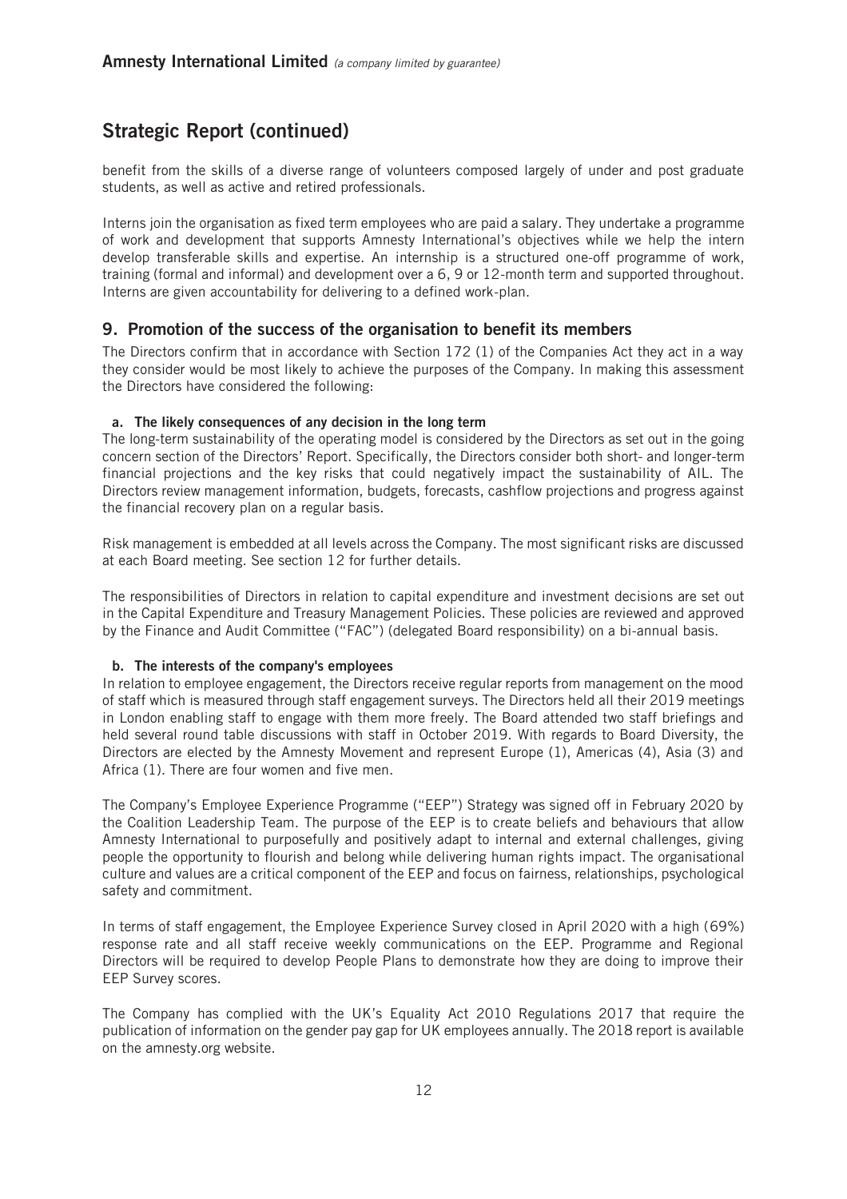## Strategic Report (continued)

benefit from the skills of a diverse range of volunteers composed largely of under and post graduate students, as well as active and retired professionals.

Interns join the organisation as fixed term employees who are paid a salary. They undertake a programme of work and development that supports Amnesty International's objectives while we help the intern develop transferable skills and expertise. An internship is a structured one-off programme of work, training (formal and informal) and development over a 6, 9 or 12-month term and supported throughout. Interns are given accountability for delivering to a defined work-plan.

### 9. Promotion of the success of the organisation to benefit its members

The Directors confirm that in accordance with Section 172 (1) of the Companies Act they act in a way they consider would be most likely to achieve the purposes of the Company. In making this assessment the Directors have considered the following:

**a. The likely consequences of any decision in the long term**

The long-term sustainability of the operating model is considered by the Directors as set out in the going concern section of the Directors' Report. Specifically, the Directors consider both short- and longer-term financial projections and the key risks that could negatively impact the sustainability of AIL. The Directors review management information, budgets, forecasts, cashflow projections and progress against the financial recovery plan on a regular basis.

Risk management is embedded at all levels across the Company. The most significant risks are discussed at each Board meeting. See section 12 for further details.

The responsibilities of Directors in relation to capital expenditure and investment decisions are set out in the Capital Expenditure and Treasury Management Policies. These policies are reviewed and approved by the Finance and Audit Committee ("FAC") (delegated Board responsibility) on a bi-annual basis.

**b. The interests of the company's employees**

In relation to employee engagement, the Directors receive regular reports from management on the mood of staff which is measured through staff engagement surveys. The Directors held all their 2019 meetings in London enabling staff to engage with them more freely. The Board attended two staff briefings and held several round table discussions with staff in October 2019. With regards to Board Diversity, the Directors are elected by the Amnesty Movement and represent Europe (1), Americas (4), Asia (3) and Africa (1). There are four women and five men.

The Company's Employee Experience Programme ("EEP") Strategy was signed off in February 2020 by the Coalition Leadership Team. The purpose of the EEP is to create beliefs and behaviours that allow Amnesty International to purposefully and positively adapt to internal and external challenges, giving people the opportunity to flourish and belong while delivering human rights impact. The organisational culture and values are a critical component of the EEP and focus on fairness, relationships, psychological safety and commitment.

In terms of staff engagement, the Employee Experience Survey closed in April 2020 with a high (69%) response rate and all staff receive weekly communications on the EEP. Programme and Regional Directors will be required to develop People Plans to demonstrate how they are doing to improve their EEP Survey scores.

The Company has complied with the UK's Equality Act 2010 Regulations 2017 that require the publication of information on the gender pay gap for UK employees annually. The 2018 report is available on the amnesty.org website.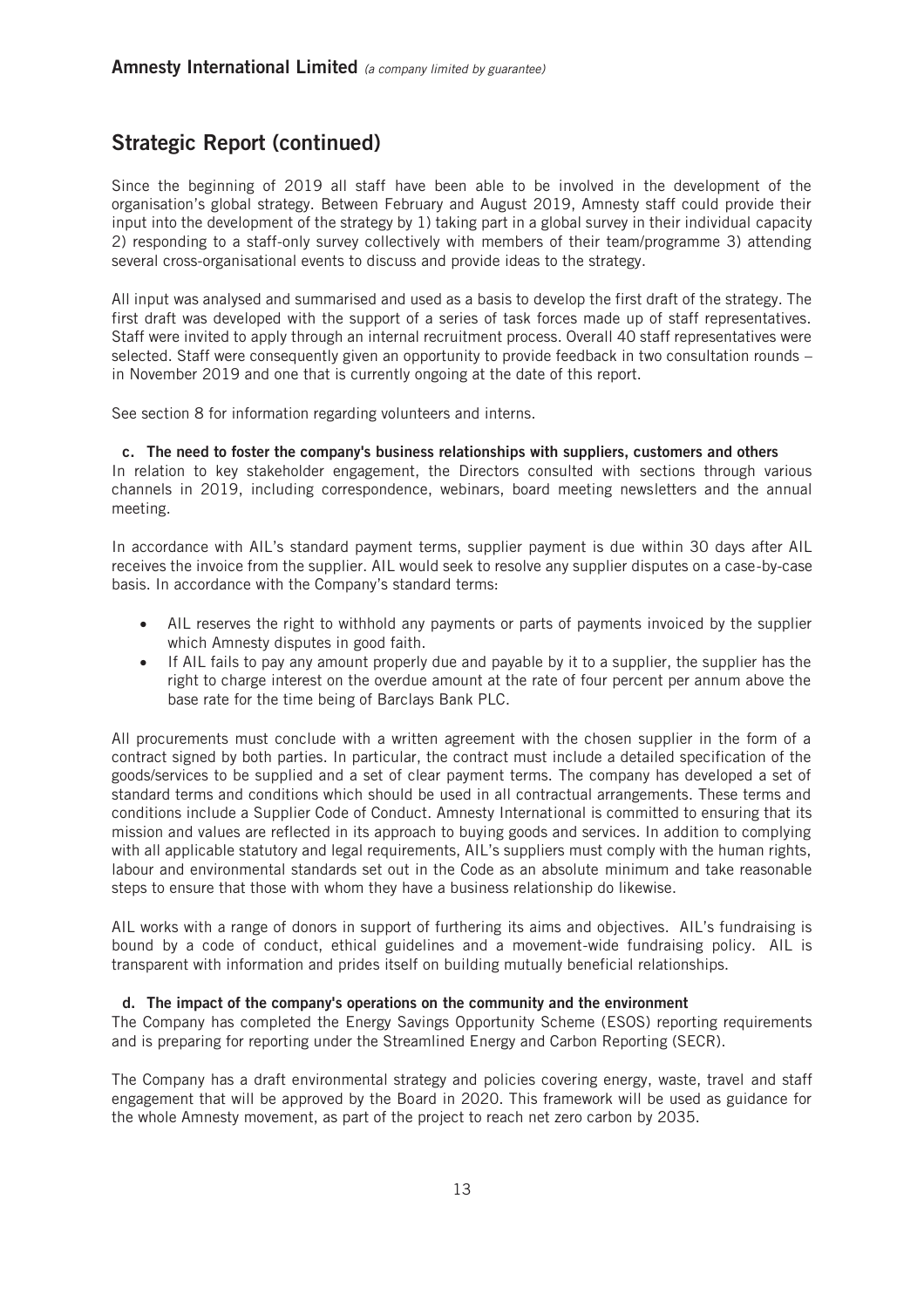## Strategic Report (continued)

Since the beginning of 2019 all staff have been able to be involved in the development of the organisation's global strategy. Between February and August 2019, Amnesty staff could provide their input into the development of the strategy by 1) taking part in a global survey in their individual capacity 2) responding to a staff-only survey collectively with members of their team/programme 3) attending several cross-organisational events to discuss and provide ideas to the strategy.

All input was analysed and summarised and used as a basis to develop the first draft of the strategy. The first draft was developed with the support of a series of task forces made up of staff representatives. Staff were invited to apply through an internal recruitment process. Overall 40 staff representatives were selected. Staff were consequently given an opportunity to provide feedback in two consultation rounds – in November 2019 and one that is currently ongoing at the date of this report.

See section 8 for information regarding volunteers and interns.

**c. The need to foster the company's business relationships with suppliers, customers and others**

In relation to key stakeholder engagement, the Directors consulted with sections through various channels in 2019, including correspondence, webinars, board meeting newsletters and the annual meeting.

In accordance with AIL's standard payment terms, supplier payment is due within 30 days after AIL receives the invoice from the supplier. AIL would seek to resolve any supplier disputes on a case-by-case basis. In accordance with the Company's standard terms:

- AIL reserves the right to withhold any payments or parts of payments invoiced by the supplier which Amnesty disputes in good faith.
- If AIL fails to pay any amount properly due and payable by it to a supplier, the supplier has the right to charge interest on the overdue amount at the rate of four percent per annum above the base rate for the time being of Barclays Bank PLC.

All procurements must conclude with a written agreement with the chosen supplier in the form of a contract signed by both parties. In particular, the contract must include a detailed specification of the goods/services to be supplied and a set of clear payment terms. The company has developed a set of standard terms and conditions which should be used in all contractual arrangements. These terms and conditions include a Supplier Code of Conduct. Amnesty International is committed to ensuring that its mission and values are reflected in its approach to buying goods and services. In addition to complying with all applicable statutory and legal requirements, AIL's suppliers must comply with the human rights, labour and environmental standards set out in the Code as an absolute minimum and take reasonable steps to ensure that those with whom they have a business relationship do likewise.

AIL works with a range of donors in support of furthering its aims and objectives. AIL's fundraising is bound by a code of conduct, ethical guidelines and a movement-wide fundraising policy. AIL is transparent with information and prides itself on building mutually beneficial relationships.

**d. The impact of the company's operations on the community and the environment**

The Company has completed the Energy Savings Opportunity Scheme (ESOS) reporting requirements and is preparing for reporting under the Streamlined Energy and Carbon Reporting (SECR).

The Company has a draft environmental strategy and policies covering energy, waste, travel and staff engagement that will be approved by the Board in 2020. This framework will be used as guidance for the whole Amnesty movement, as part of the project to reach net zero carbon by 2035.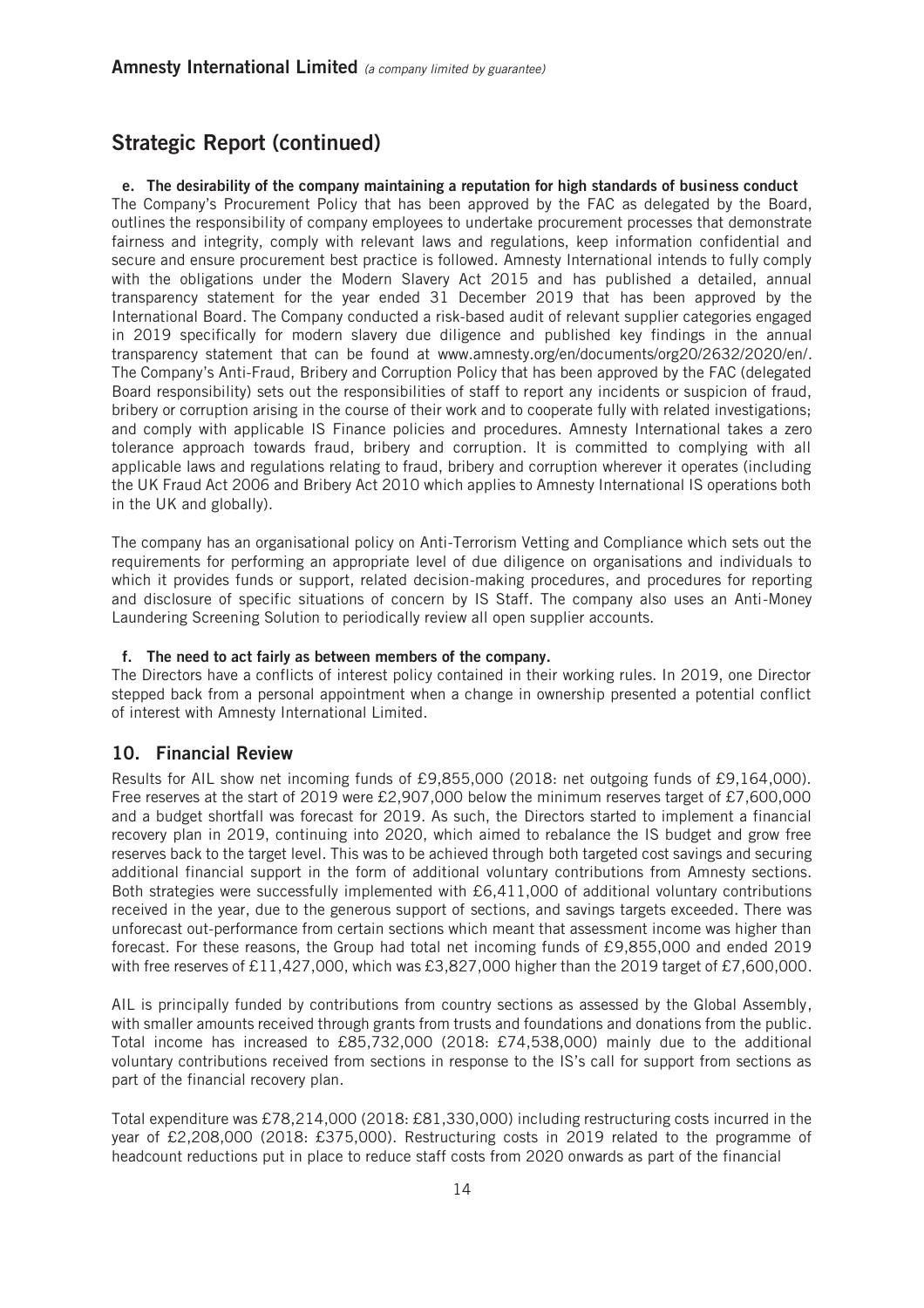## Strategic Report (continued)

**e. The desirability of the company maintaining a reputation for high standards of business conduct**

The Company's Procurement Policy that has been approved by the FAC as delegated by the Board, outlines the responsibility of company employees to undertake procurement processes that demonstrate fairness and integrity, comply with relevant laws and regulations, keep information confidential and secure and ensure procurement best practice is followed. Amnesty International intends to fully comply with the obligations under the Modern Slavery Act 2015 and has published a detailed, annual transparency statement for the year ended 31 December 2019 that has been approved by the International Board. The Company conducted a risk-based audit of relevant supplier categories engaged in 2019 specifically for modern slavery due diligence and published key findings in the annual transparency statement that can be found at www.amnesty.org/en/documents/org20/2632/2020/en/. The Company's Anti-Fraud, Bribery and Corruption Policy that has been approved by the FAC (delegated Board responsibility) sets out the responsibilities of staff to report any incidents or suspicion of fraud, bribery or corruption arising in the course of their work and to cooperate fully with related investigations; and comply with applicable IS Finance policies and procedures. Amnesty International takes a zero tolerance approach towards fraud, bribery and corruption. It is committed to complying with all applicable laws and regulations relating to fraud, bribery and corruption wherever it operates (including the UK Fraud Act 2006 and Bribery Act 2010 which applies to Amnesty International IS operations both in the UK and globally).

The company has an organisational policy on Anti-Terrorism Vetting and Compliance which sets out the requirements for performing an appropriate level of due diligence on organisations and individuals to which it provides funds or support, related decision-making procedures, and procedures for reporting and disclosure of specific situations of concern by IS Staff. The company also uses an Anti-Money Laundering Screening Solution to periodically review all open supplier accounts.

**f. The need to act fairly as between members of the company.**

The Directors have a conflicts of interest policy contained in their working rules. In 2019, one Director stepped back from a personal appointment when a change in ownership presented a potential conflict of interest with Amnesty International Limited.

## 10. Financial Review

Results for AIL show net incoming funds of £9,855,000 (2018: net outgoing funds of £9,164,000). Free reserves at the start of 2019 were £2,907,000 below the minimum reserves target of £7,600,000 and a budget shortfall was forecast for 2019. As such, the Directors started to implement a financial recovery plan in 2019, continuing into 2020, which aimed to rebalance the IS budget and grow free reserves back to the target level. This was to be achieved through both targeted cost savings and securing additional financial support in the form of additional voluntary contributions from Amnesty sections. Both strategies were successfully implemented with £6,411,000 of additional voluntary contributions received in the year, due to the generous support of sections, and savings targets exceeded. There was unforecast out-performance from certain sections which meant that assessment income was higher than forecast. For these reasons, the Group had total net incoming funds of £9,855,000 and ended 2019 with free reserves of £11,427,000, which was £3,827,000 higher than the 2019 target of £7,600,000.

AIL is principally funded by contributions from country sections as assessed by the Global Assembly, with smaller amounts received through grants from trusts and foundations and donations from the public. Total income has increased to £85,732,000 (2018: £74,538,000) mainly due to the additional voluntary contributions received from sections in response to the IS's call for support from sections as part of the financial recovery plan.

Total expenditure was £78,214,000 (2018: £81,330,000) including restructuring costs incurred in the year of £2,208,000 (2018: £375,000). Restructuring costs in 2019 related to the programme of headcount reductions put in place to reduce staff costs from 2020 onwards as part of the financial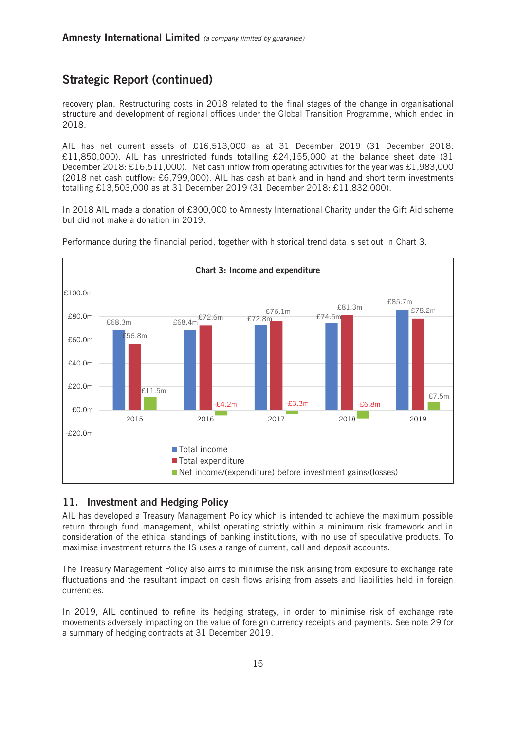## Strategic Report (continued)

recovery plan. Restructuring costs in 2018 related to the final stages of the change in organisational structure and development of regional offices under the Global Transition Programme, which ended in 2018.

AIL has net current assets of £16,513,000 as at 31 December 2019 (31 December 2018: £11,850,000). AIL has unrestricted funds totalling £24,155,000 at the balance sheet date (31 December 2018: £16,511,000). Net cash inflow from operating activities for the year was £1,983,000 (2018 net cash outflow: £6,799,000). AIL has cash at bank and in hand and short term investments totalling £13,503,000 as at 31 December 2019 (31 December 2018: £11,832,000).

In 2018 AIL made a donation of £300,000 to Amnesty International Charity under the Gift Aid scheme but did not make a donation in 2019.

Performance during the financial period, together with historical trend data is set out in Chart 3.

**Chart 3: Income and expenditure**

| Year | Total income | Total expenditure | Net income/(expenditure) before investment gains/(losses) |
|---|---|---|---|
| 2015 | £68.3m | £56.8m | £11.5m |
| 2016 | £68.4m | £72.6m | -£4.2m |
| 2017 | £72.8m | £76.1m | -£3.3m |
| 2018 | £74.5m | £81.3m | -£6.8m |
| 2019 | £85.7m | £78.2m | £7.5m |

## 11. Investment and Hedging Policy

AIL has developed a Treasury Management Policy which is intended to achieve the maximum possible return through fund management, whilst operating strictly within a minimum risk framework and in consideration of the ethical standings of banking institutions, with no use of speculative products. To maximise investment returns the IS uses a range of current, call and deposit accounts.

The Treasury Management Policy also aims to minimise the risk arising from exposure to exchange rate fluctuations and the resultant impact on cash flows arising from assets and liabilities held in foreign currencies.

In 2019, AIL continued to refine its hedging strategy, in order to minimise risk of exchange rate movements adversely impacting on the value of foreign currency receipts and payments. See note 29 for a summary of hedging contracts at 31 December 2019.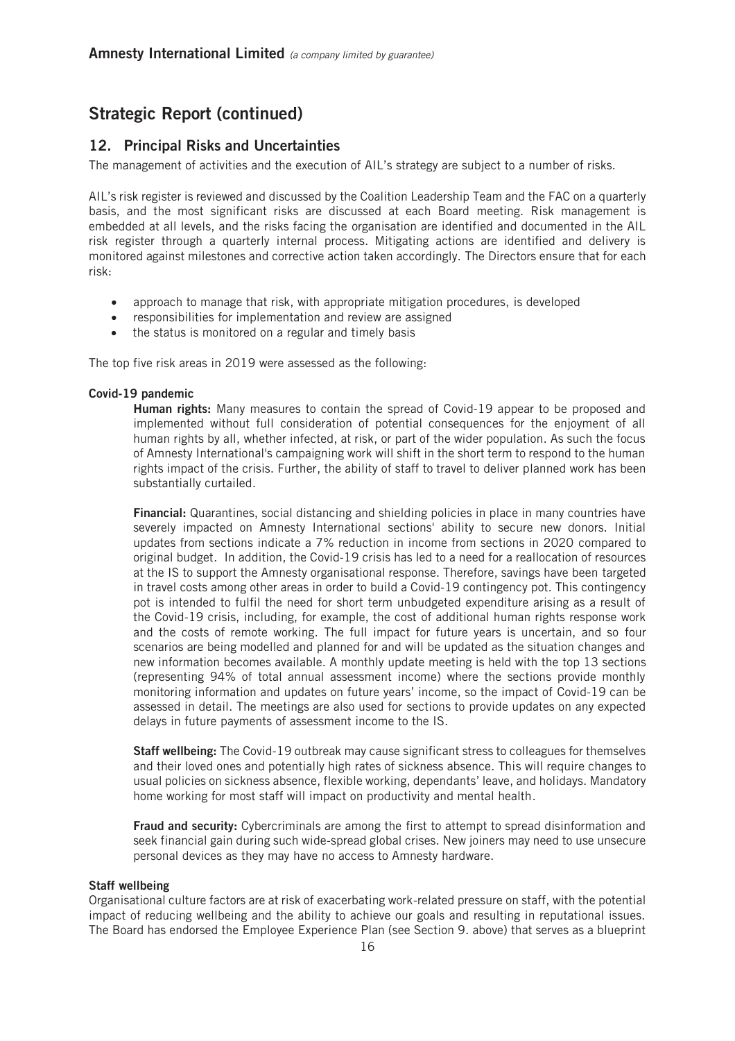## Strategic Report (continued)

### 12. Principal Risks and Uncertainties

The management of activities and the execution of AIL's strategy are subject to a number of risks.

AIL's risk register is reviewed and discussed by the Coalition Leadership Team and the FAC on a quarterly basis, and the most significant risks are discussed at each Board meeting. Risk management is embedded at all levels, and the risks facing the organisation are identified and documented in the AIL risk register through a quarterly internal process. Mitigating actions are identified and delivery is monitored against milestones and corrective action taken accordingly. The Directors ensure that for each risk:

- approach to manage that risk, with appropriate mitigation procedures, is developed
- responsibilities for implementation and review are assigned
- the status is monitored on a regular and timely basis

The top five risk areas in 2019 were assessed as the following:

**Covid-19 pandemic**

**Human rights:** Many measures to contain the spread of Covid-19 appear to be proposed and implemented without full consideration of potential consequences for the enjoyment of all human rights by all, whether infected, at risk, or part of the wider population. As such the focus of Amnesty International's campaigning work will shift in the short term to respond to the human rights impact of the crisis. Further, the ability of staff to travel to deliver planned work has been substantially curtailed.

**Financial:** Quarantines, social distancing and shielding policies in place in many countries have severely impacted on Amnesty International sections' ability to secure new donors. Initial updates from sections indicate a 7% reduction in income from sections in 2020 compared to original budget. In addition, the Covid-19 crisis has led to a need for a reallocation of resources at the IS to support the Amnesty organisational response. Therefore, savings have been targeted in travel costs among other areas in order to build a Covid-19 contingency pot. This contingency pot is intended to fulfil the need for short term unbudgeted expenditure arising as a result of the Covid-19 crisis, including, for example, the cost of additional human rights response work and the costs of remote working. The full impact for future years is uncertain, and so four scenarios are being modelled and planned for and will be updated as the situation changes and new information becomes available. A monthly update meeting is held with the top 13 sections (representing 94% of total annual assessment income) where the sections provide monthly monitoring information and updates on future years' income, so the impact of Covid-19 can be assessed in detail. The meetings are also used for sections to provide updates on any expected delays in future payments of assessment income to the IS.

**Staff wellbeing:** The Covid-19 outbreak may cause significant stress to colleagues for themselves and their loved ones and potentially high rates of sickness absence. This will require changes to usual policies on sickness absence, flexible working, dependants' leave, and holidays. Mandatory home working for most staff will impact on productivity and mental health.

**Fraud and security:** Cybercriminals are among the first to attempt to spread disinformation and seek financial gain during such wide-spread global crises. New joiners may need to use unsecure personal devices as they may have no access to Amnesty hardware.

**Staff wellbeing**

Organisational culture factors are at risk of exacerbating work-related pressure on staff, with the potential impact of reducing wellbeing and the ability to achieve our goals and resulting in reputational issues. The Board has endorsed the Employee Experience Plan (see Section 9. above) that serves as a blueprint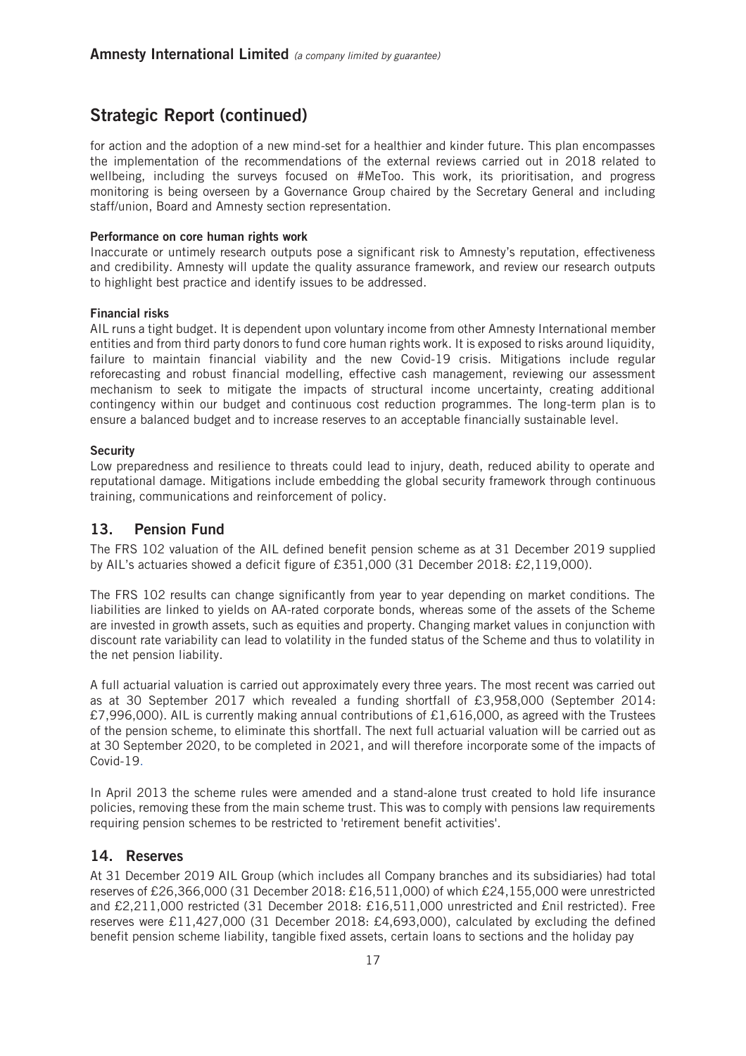## Strategic Report (continued)

for action and the adoption of a new mind-set for a healthier and kinder future. This plan encompasses the implementation of the recommendations of the external reviews carried out in 2018 related to wellbeing, including the surveys focused on #MeToo. This work, its prioritisation, and progress monitoring is being overseen by a Governance Group chaired by the Secretary General and including staff/union, Board and Amnesty section representation.

**Performance on core human rights work**

Inaccurate or untimely research outputs pose a significant risk to Amnesty's reputation, effectiveness and credibility. Amnesty will update the quality assurance framework, and review our research outputs to highlight best practice and identify issues to be addressed.

**Financial risks**

AIL runs a tight budget. It is dependent upon voluntary income from other Amnesty International member entities and from third party donors to fund core human rights work. It is exposed to risks around liquidity, failure to maintain financial viability and the new Covid-19 crisis. Mitigations include regular reforecasting and robust financial modelling, effective cash management, reviewing our assessment mechanism to seek to mitigate the impacts of structural income uncertainty, creating additional contingency within our budget and continuous cost reduction programmes. The long-term plan is to ensure a balanced budget and to increase reserves to an acceptable financially sustainable level.

**Security**

Low preparedness and resilience to threats could lead to injury, death, reduced ability to operate and reputational damage. Mitigations include embedding the global security framework through continuous training, communications and reinforcement of policy.

## 13. Pension Fund

The FRS 102 valuation of the AIL defined benefit pension scheme as at 31 December 2019 supplied by AIL's actuaries showed a deficit figure of £351,000 (31 December 2018: £2,119,000).

The FRS 102 results can change significantly from year to year depending on market conditions. The liabilities are linked to yields on AA-rated corporate bonds, whereas some of the assets of the Scheme are invested in growth assets, such as equities and property. Changing market values in conjunction with discount rate variability can lead to volatility in the funded status of the Scheme and thus to volatility in the net pension liability.

A full actuarial valuation is carried out approximately every three years. The most recent was carried out as at 30 September 2017 which revealed a funding shortfall of £3,958,000 (September 2014: £7,996,000). AIL is currently making annual contributions of £1,616,000, as agreed with the Trustees of the pension scheme, to eliminate this shortfall. The next full actuarial valuation will be carried out as at 30 September 2020, to be completed in 2021, and will therefore incorporate some of the impacts of Covid-19.

In April 2013 the scheme rules were amended and a stand-alone trust created to hold life insurance policies, removing these from the main scheme trust. This was to comply with pensions law requirements requiring pension schemes to be restricted to 'retirement benefit activities'.

## 14. Reserves

At 31 December 2019 AIL Group (which includes all Company branches and its subsidiaries) had total reserves of £26,366,000 (31 December 2018: £16,511,000) of which £24,155,000 were unrestricted and £2,211,000 restricted (31 December 2018: £16,511,000 unrestricted and £nil restricted). Free reserves were £11,427,000 (31 December 2018: £4,693,000), calculated by excluding the defined benefit pension scheme liability, tangible fixed assets, certain loans to sections and the holiday pay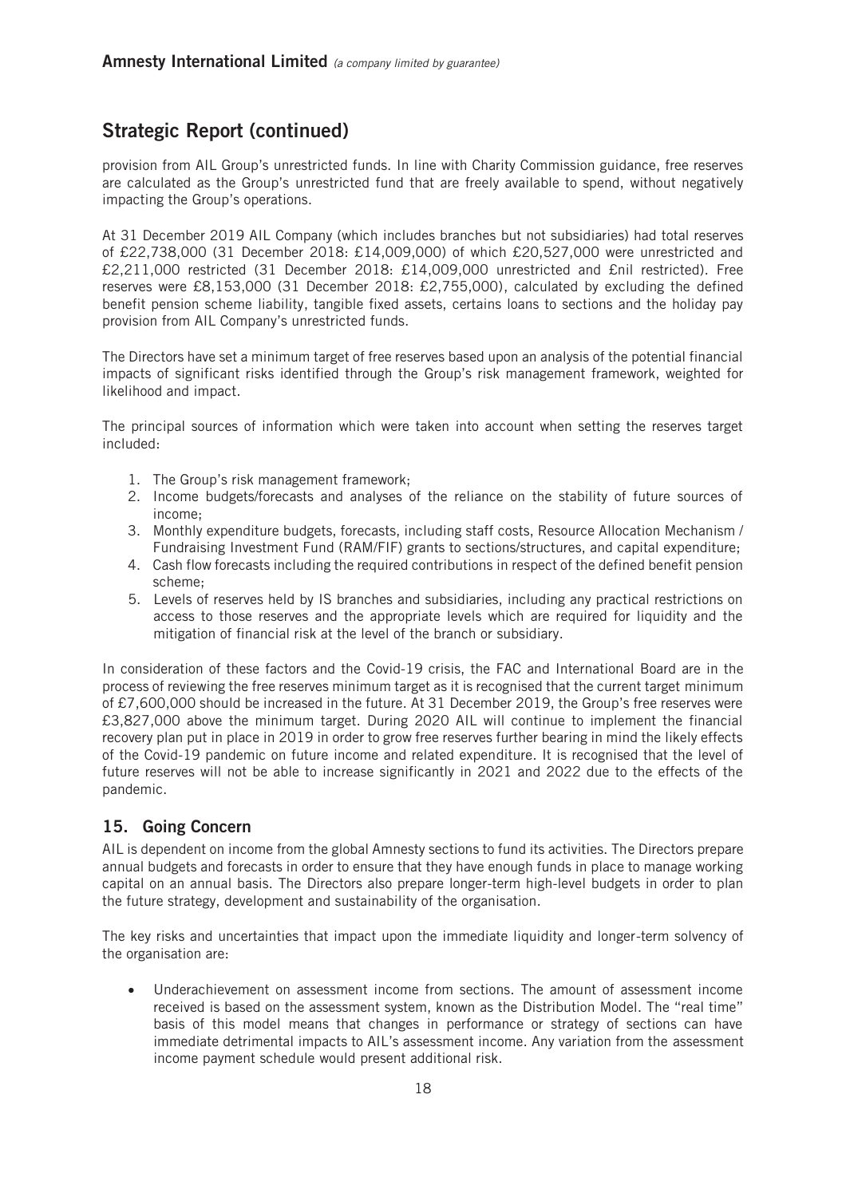## Strategic Report (continued)

provision from AIL Group's unrestricted funds. In line with Charity Commission guidance, free reserves are calculated as the Group's unrestricted fund that are freely available to spend, without negatively impacting the Group's operations.

At 31 December 2019 AIL Company (which includes branches but not subsidiaries) had total reserves of £22,738,000 (31 December 2018: £14,009,000) of which £20,527,000 were unrestricted and £2,211,000 restricted (31 December 2018: £14,009,000 unrestricted and £nil restricted). Free reserves were £8,153,000 (31 December 2018: £2,755,000), calculated by excluding the defined benefit pension scheme liability, tangible fixed assets, certains loans to sections and the holiday pay provision from AIL Company's unrestricted funds.

The Directors have set a minimum target of free reserves based upon an analysis of the potential financial impacts of significant risks identified through the Group's risk management framework, weighted for likelihood and impact.

The principal sources of information which were taken into account when setting the reserves target included:

1. The Group's risk management framework;
2. Income budgets/forecasts and analyses of the reliance on the stability of future sources of income;
3. Monthly expenditure budgets, forecasts, including staff costs, Resource Allocation Mechanism / Fundraising Investment Fund (RAM/FIF) grants to sections/structures, and capital expenditure;
4. Cash flow forecasts including the required contributions in respect of the defined benefit pension scheme;
5. Levels of reserves held by IS branches and subsidiaries, including any practical restrictions on access to those reserves and the appropriate levels which are required for liquidity and the mitigation of financial risk at the level of the branch or subsidiary.

In consideration of these factors and the Covid-19 crisis, the FAC and International Board are in the process of reviewing the free reserves minimum target as it is recognised that the current target minimum of £7,600,000 should be increased in the future. At 31 December 2019, the Group's free reserves were £3,827,000 above the minimum target. During 2020 AIL will continue to implement the financial recovery plan put in place in 2019 in order to grow free reserves further bearing in mind the likely effects of the Covid-19 pandemic on future income and related expenditure. It is recognised that the level of future reserves will not be able to increase significantly in 2021 and 2022 due to the effects of the pandemic.

### 15. Going Concern

AIL is dependent on income from the global Amnesty sections to fund its activities. The Directors prepare annual budgets and forecasts in order to ensure that they have enough funds in place to manage working capital on an annual basis. The Directors also prepare longer-term high-level budgets in order to plan the future strategy, development and sustainability of the organisation.

The key risks and uncertainties that impact upon the immediate liquidity and longer-term solvency of the organisation are:

- Underachievement on assessment income from sections. The amount of assessment income received is based on the assessment system, known as the Distribution Model. The "real time" basis of this model means that changes in performance or strategy of sections can have immediate detrimental impacts to AIL's assessment income. Any variation from the assessment income payment schedule would present additional risk.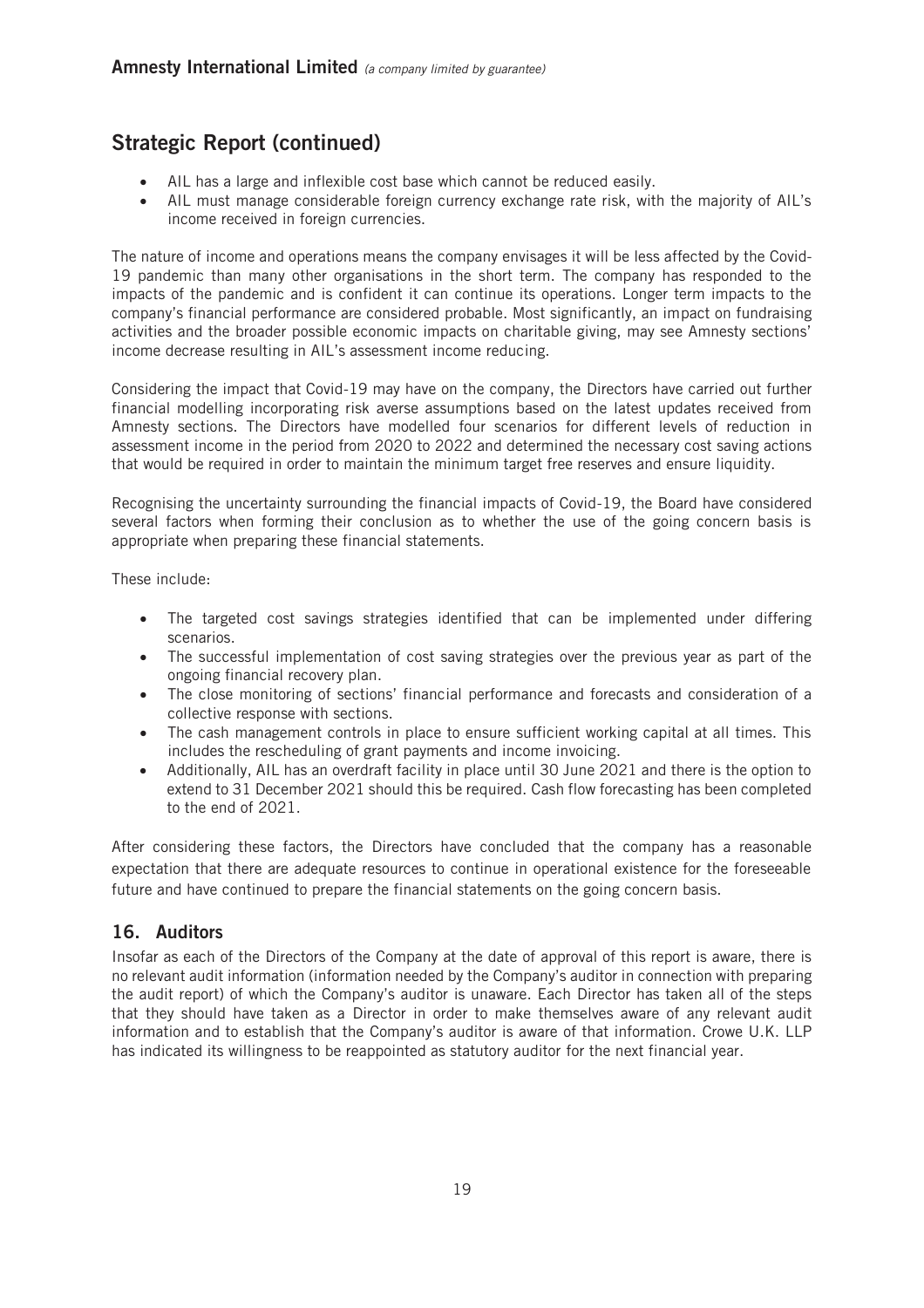## Strategic Report (continued)

- AIL has a large and inflexible cost base which cannot be reduced easily.
- AIL must manage considerable foreign currency exchange rate risk, with the majority of AIL's income received in foreign currencies.

The nature of income and operations means the company envisages it will be less affected by the Covid-19 pandemic than many other organisations in the short term. The company has responded to the impacts of the pandemic and is confident it can continue its operations. Longer term impacts to the company's financial performance are considered probable. Most significantly, an impact on fundraising activities and the broader possible economic impacts on charitable giving, may see Amnesty sections' income decrease resulting in AIL's assessment income reducing.

Considering the impact that Covid-19 may have on the company, the Directors have carried out further financial modelling incorporating risk averse assumptions based on the latest updates received from Amnesty sections. The Directors have modelled four scenarios for different levels of reduction in assessment income in the period from 2020 to 2022 and determined the necessary cost saving actions that would be required in order to maintain the minimum target free reserves and ensure liquidity.

Recognising the uncertainty surrounding the financial impacts of Covid-19, the Board have considered several factors when forming their conclusion as to whether the use of the going concern basis is appropriate when preparing these financial statements.

These include:

- The targeted cost savings strategies identified that can be implemented under differing scenarios.
- The successful implementation of cost saving strategies over the previous year as part of the ongoing financial recovery plan.
- The close monitoring of sections' financial performance and forecasts and consideration of a collective response with sections.
- The cash management controls in place to ensure sufficient working capital at all times. This includes the rescheduling of grant payments and income invoicing.
- Additionally, AIL has an overdraft facility in place until 30 June 2021 and there is the option to extend to 31 December 2021 should this be required. Cash flow forecasting has been completed to the end of 2021.

After considering these factors, the Directors have concluded that the company has a reasonable expectation that there are adequate resources to continue in operational existence for the foreseeable future and have continued to prepare the financial statements on the going concern basis.

### 16. Auditors

Insofar as each of the Directors of the Company at the date of approval of this report is aware, there is no relevant audit information (information needed by the Company's auditor in connection with preparing the audit report) of which the Company's auditor is unaware. Each Director has taken all of the steps that they should have taken as a Director in order to make themselves aware of any relevant audit information and to establish that the Company's auditor is aware of that information. Crowe U.K. LLP has indicated its willingness to be reappointed as statutory auditor for the next financial year.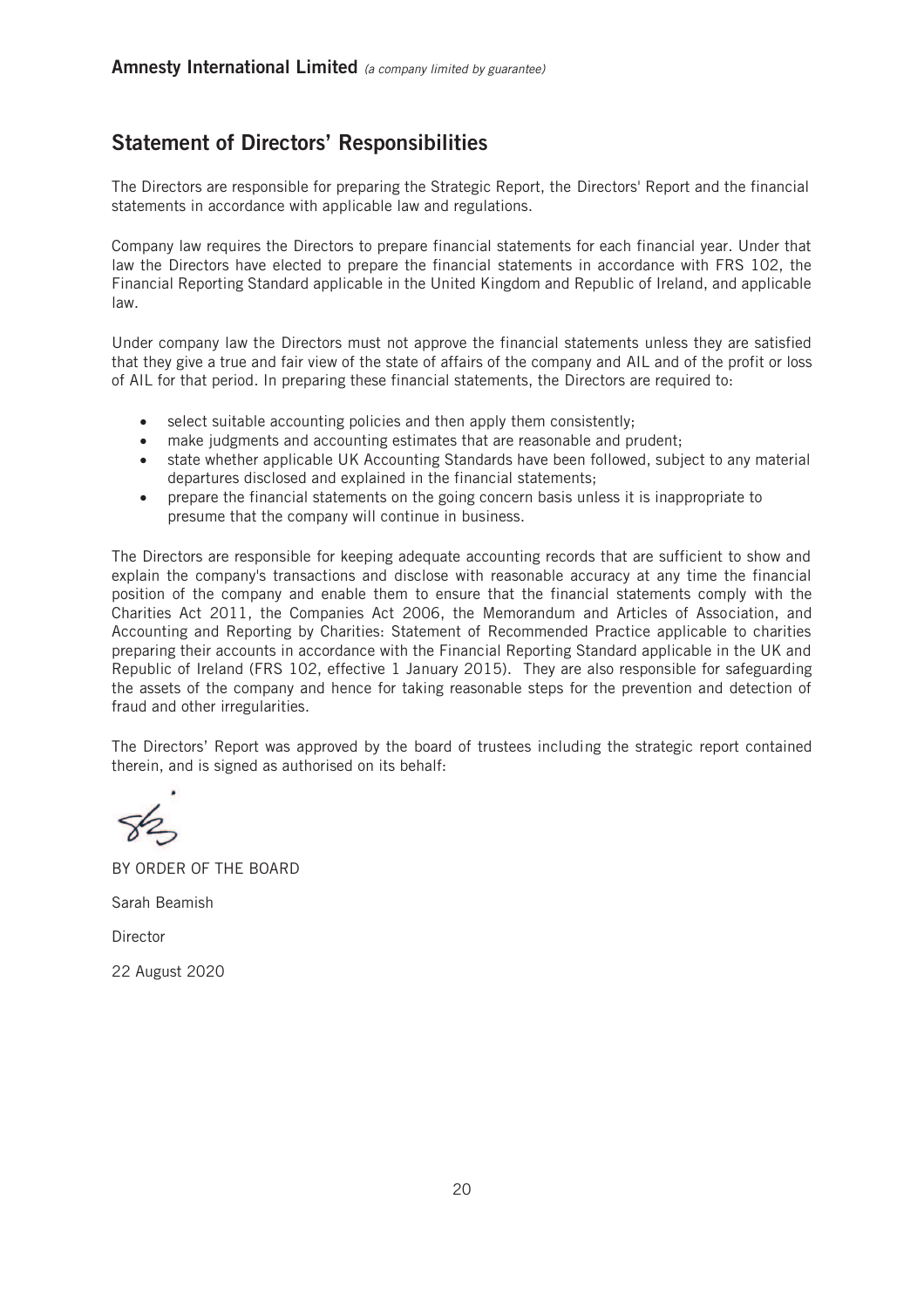## Statement of Directors' Responsibilities

The Directors are responsible for preparing the Strategic Report, the Directors' Report and the financial statements in accordance with applicable law and regulations.

Company law requires the Directors to prepare financial statements for each financial year. Under that law the Directors have elected to prepare the financial statements in accordance with FRS 102, the Financial Reporting Standard applicable in the United Kingdom and Republic of Ireland, and applicable law.

Under company law the Directors must not approve the financial statements unless they are satisfied that they give a true and fair view of the state of affairs of the company and AIL and of the profit or loss of AIL for that period. In preparing these financial statements, the Directors are required to:

- select suitable accounting policies and then apply them consistently;
- make judgments and accounting estimates that are reasonable and prudent;
- state whether applicable UK Accounting Standards have been followed, subject to any material departures disclosed and explained in the financial statements;
- prepare the financial statements on the going concern basis unless it is inappropriate to presume that the company will continue in business.

The Directors are responsible for keeping adequate accounting records that are sufficient to show and explain the company's transactions and disclose with reasonable accuracy at any time the financial position of the company and enable them to ensure that the financial statements comply with the Charities Act 2011, the Companies Act 2006, the Memorandum and Articles of Association, and Accounting and Reporting by Charities: Statement of Recommended Practice applicable to charities preparing their accounts in accordance with the Financial Reporting Standard applicable in the UK and Republic of Ireland (FRS 102, effective 1 January 2015). They are also responsible for safeguarding the assets of the company and hence for taking reasonable steps for the prevention and detection of fraud and other irregularities.

The Directors' Report was approved by the board of trustees including the strategic report contained therein, and is signed as authorised on its behalf:

BY ORDER OF THE BOARD

Sarah Beamish

Director

22 August 2020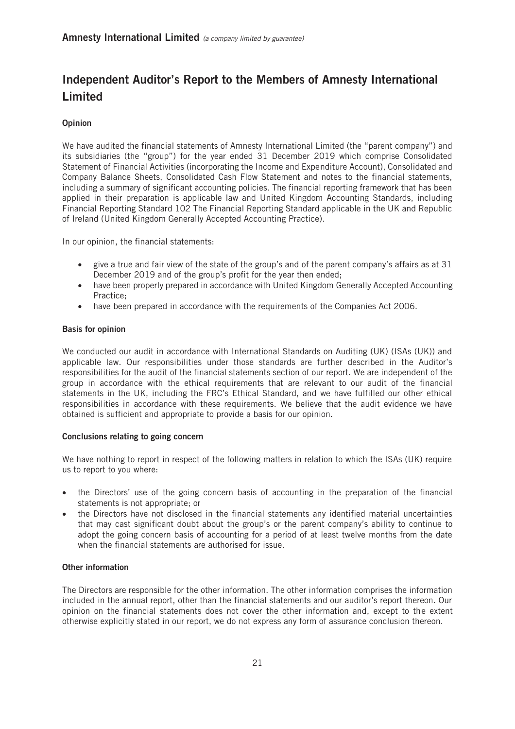# Independent Auditor's Report to the Members of Amnesty International Limited

### Opinion

We have audited the financial statements of Amnesty International Limited (the "parent company") and its subsidiaries (the "group") for the year ended 31 December 2019 which comprise Consolidated Statement of Financial Activities (incorporating the Income and Expenditure Account), Consolidated and Company Balance Sheets, Consolidated Cash Flow Statement and notes to the financial statements, including a summary of significant accounting policies. The financial reporting framework that has been applied in their preparation is applicable law and United Kingdom Accounting Standards, including Financial Reporting Standard 102 The Financial Reporting Standard applicable in the UK and Republic of Ireland (United Kingdom Generally Accepted Accounting Practice).

In our opinion, the financial statements:

- give a true and fair view of the state of the group's and of the parent company's affairs as at 31 December 2019 and of the group's profit for the year then ended;
- have been properly prepared in accordance with United Kingdom Generally Accepted Accounting Practice;
- have been prepared in accordance with the requirements of the Companies Act 2006.

### Basis for opinion

We conducted our audit in accordance with International Standards on Auditing (UK) (ISAs (UK)) and applicable law. Our responsibilities under those standards are further described in the Auditor's responsibilities for the audit of the financial statements section of our report. We are independent of the group in accordance with the ethical requirements that are relevant to our audit of the financial statements in the UK, including the FRC's Ethical Standard, and we have fulfilled our other ethical responsibilities in accordance with these requirements. We believe that the audit evidence we have obtained is sufficient and appropriate to provide a basis for our opinion.

### Conclusions relating to going concern

We have nothing to report in respect of the following matters in relation to which the ISAs (UK) require us to report to you where:

- the Directors' use of the going concern basis of accounting in the preparation of the financial statements is not appropriate; or
- the Directors have not disclosed in the financial statements any identified material uncertainties that may cast significant doubt about the group's or the parent company's ability to continue to adopt the going concern basis of accounting for a period of at least twelve months from the date when the financial statements are authorised for issue.

### Other information

The Directors are responsible for the other information. The other information comprises the information included in the annual report, other than the financial statements and our auditor's report thereon. Our opinion on the financial statements does not cover the other information and, except to the extent otherwise explicitly stated in our report, we do not express any form of assurance conclusion thereon.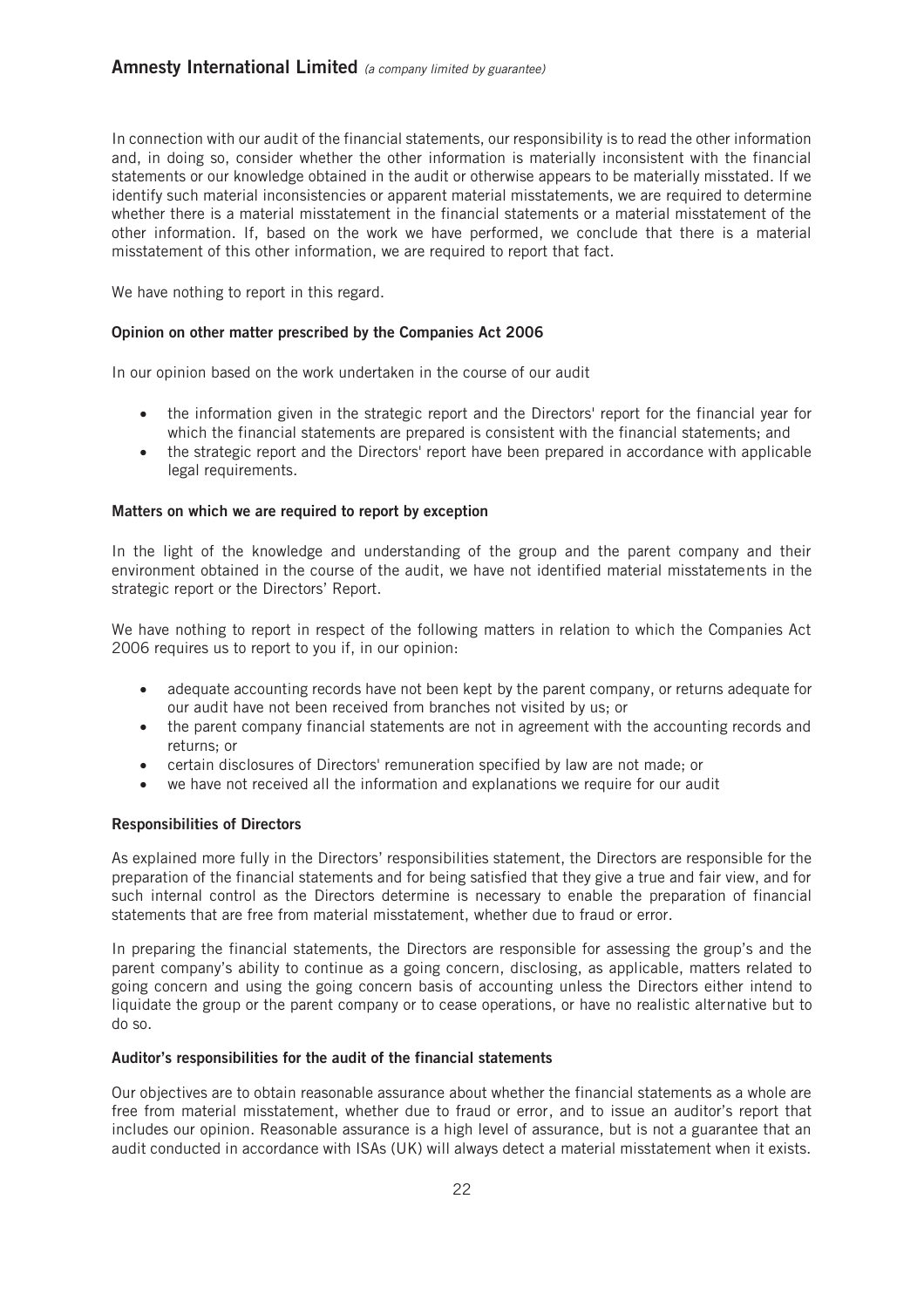In connection with our audit of the financial statements, our responsibility is to read the other information and, in doing so, consider whether the other information is materially inconsistent with the financial statements or our knowledge obtained in the audit or otherwise appears to be materially misstated. If we identify such material inconsistencies or apparent material misstatements, we are required to determine whether there is a material misstatement in the financial statements or a material misstatement of the other information. If, based on the work we have performed, we conclude that there is a material misstatement of this other information, we are required to report that fact.

We have nothing to report in this regard.

**Opinion on other matter prescribed by the Companies Act 2006**

In our opinion based on the work undertaken in the course of our audit

- the information given in the strategic report and the Directors' report for the financial year for which the financial statements are prepared is consistent with the financial statements; and
- the strategic report and the Directors' report have been prepared in accordance with applicable legal requirements.

**Matters on which we are required to report by exception**

In the light of the knowledge and understanding of the group and the parent company and their environment obtained in the course of the audit, we have not identified material misstatements in the strategic report or the Directors' Report.

We have nothing to report in respect of the following matters in relation to which the Companies Act 2006 requires us to report to you if, in our opinion:

- adequate accounting records have not been kept by the parent company, or returns adequate for our audit have not been received from branches not visited by us; or
- the parent company financial statements are not in agreement with the accounting records and returns; or
- certain disclosures of Directors' remuneration specified by law are not made; or
- we have not received all the information and explanations we require for our audit

**Responsibilities of Directors**

As explained more fully in the Directors' responsibilities statement, the Directors are responsible for the preparation of the financial statements and for being satisfied that they give a true and fair view, and for such internal control as the Directors determine is necessary to enable the preparation of financial statements that are free from material misstatement, whether due to fraud or error.

In preparing the financial statements, the Directors are responsible for assessing the group's and the parent company's ability to continue as a going concern, disclosing, as applicable, matters related to going concern and using the going concern basis of accounting unless the Directors either intend to liquidate the group or the parent company or to cease operations, or have no realistic alternative but to do so.

**Auditor's responsibilities for the audit of the financial statements**

Our objectives are to obtain reasonable assurance about whether the financial statements as a whole are free from material misstatement, whether due to fraud or error, and to issue an auditor's report that includes our opinion. Reasonable assurance is a high level of assurance, but is not a guarantee that an audit conducted in accordance with ISAs (UK) will always detect a material misstatement when it exists.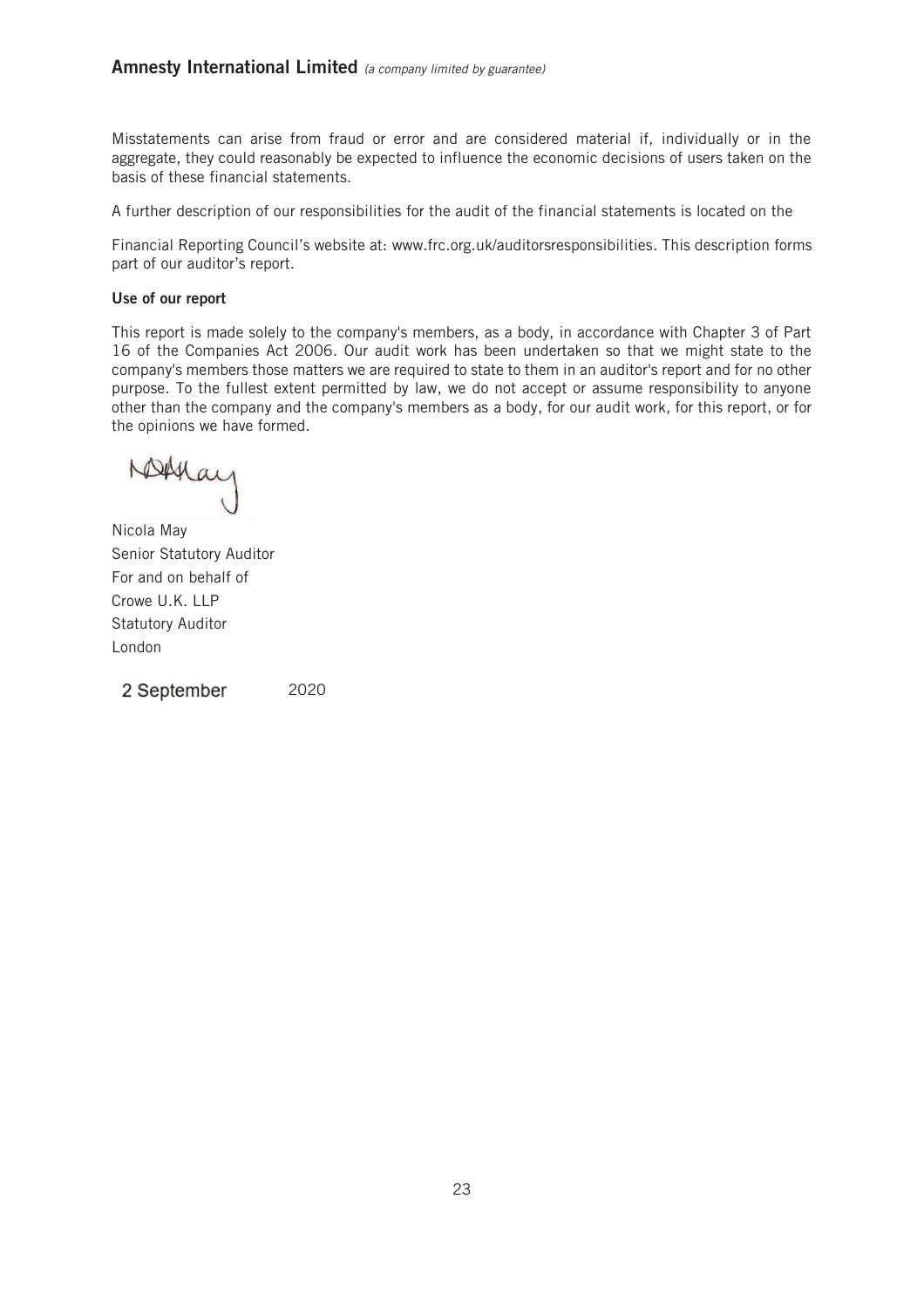Misstatements can arise from fraud or error and are considered material if, individually or in the aggregate, they could reasonably be expected to influence the economic decisions of users taken on the basis of these financial statements.

A further description of our responsibilities for the audit of the financial statements is located on the

Financial Reporting Council's website at: www.frc.org.uk/auditorsresponsibilities. This description forms part of our auditor's report.

**Use of our report**

This report is made solely to the company's members, as a body, in accordance with Chapter 3 of Part 16 of the Companies Act 2006. Our audit work has been undertaken so that we might state to the company's members those matters we are required to state to them in an auditor's report and for no other purpose. To the fullest extent permitted by law, we do not accept or assume responsibility to anyone other than the company and the company's members as a body, for our audit work, for this report, or for the opinions we have formed.

Nicola May
Senior Statutory Auditor
For and on behalf of
Crowe U.K. LLP
Statutory Auditor
London

2 September 2020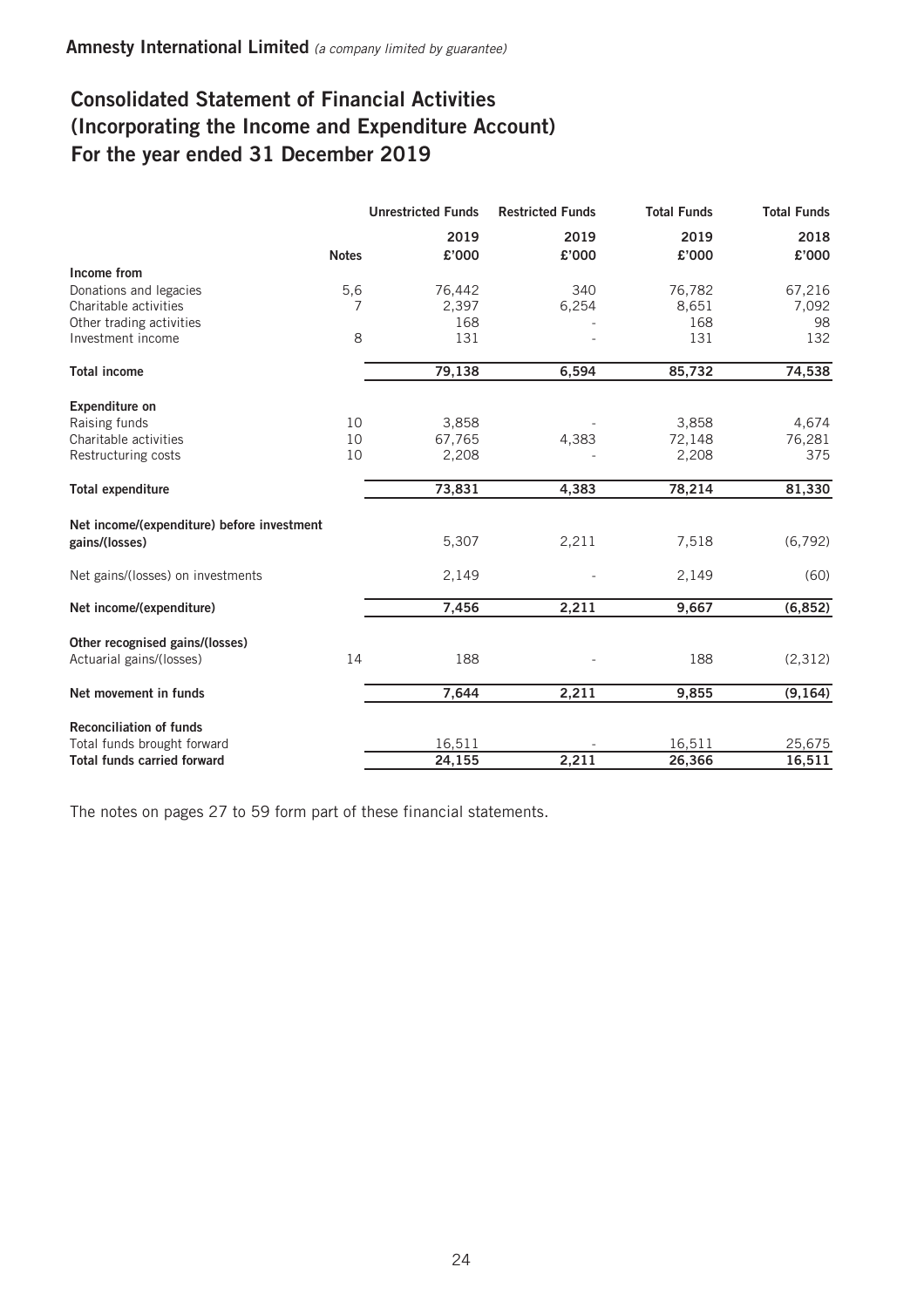**Amnesty International Limited** *(a company limited by guarantee)*

# Consolidated Statement of Financial Activities (Incorporating the Income and Expenditure Account) For the year ended 31 December 2019

| | Notes | Unrestricted Funds 2019 £'000 | Restricted Funds 2019 £'000 | Total Funds 2019 £'000 | Total Funds 2018 £'000 |
|---|---|---|---|---|---|
| **Income from** | | | | | |
| Donations and legacies | 5,6 | 76,442 | 340 | 76,782 | 67,216 |
| Charitable activities | 7 | 2,397 | 6,254 | 8,651 | 7,092 |
| Other trading activities | | 168 | - | 168 | 98 |
| Investment income | 8 | 131 | - | 131 | 132 |
| **Total income** | | **79,138** | **6,594** | **85,732** | **74,538** |
| **Expenditure on** | | | | | |
| Raising funds | 10 | 3,858 | - | 3,858 | 4,674 |
| Charitable activities | 10 | 67,765 | 4,383 | 72,148 | 76,281 |
| Restructuring costs | 10 | 2,208 | - | 2,208 | 375 |
| **Total expenditure** | | **73,831** | **4,383** | **78,214** | **81,330** |
| **Net income/(expenditure) before investment gains/(losses)** | | 5,307 | 2,211 | 7,518 | (6,792) |
| Net gains/(losses) on investments | | 2,149 | - | 2,149 | (60) |
| **Net income/(expenditure)** | | **7,456** | **2,211** | **9,667** | **(6,852)** |
| **Other recognised gains/(losses)** | | | | | |
| Actuarial gains/(losses) | 14 | 188 | - | 188 | (2,312) |
| **Net movement in funds** | | **7,644** | **2,211** | **9,855** | **(9,164)** |
| **Reconciliation of funds** | | | | | |
| Total funds brought forward | | 16,511 | - | 16,511 | 25,675 |
| **Total funds carried forward** | | **24,155** | **2,211** | **26,366** | **16,511** |

The notes on pages 27 to 59 form part of these financial statements.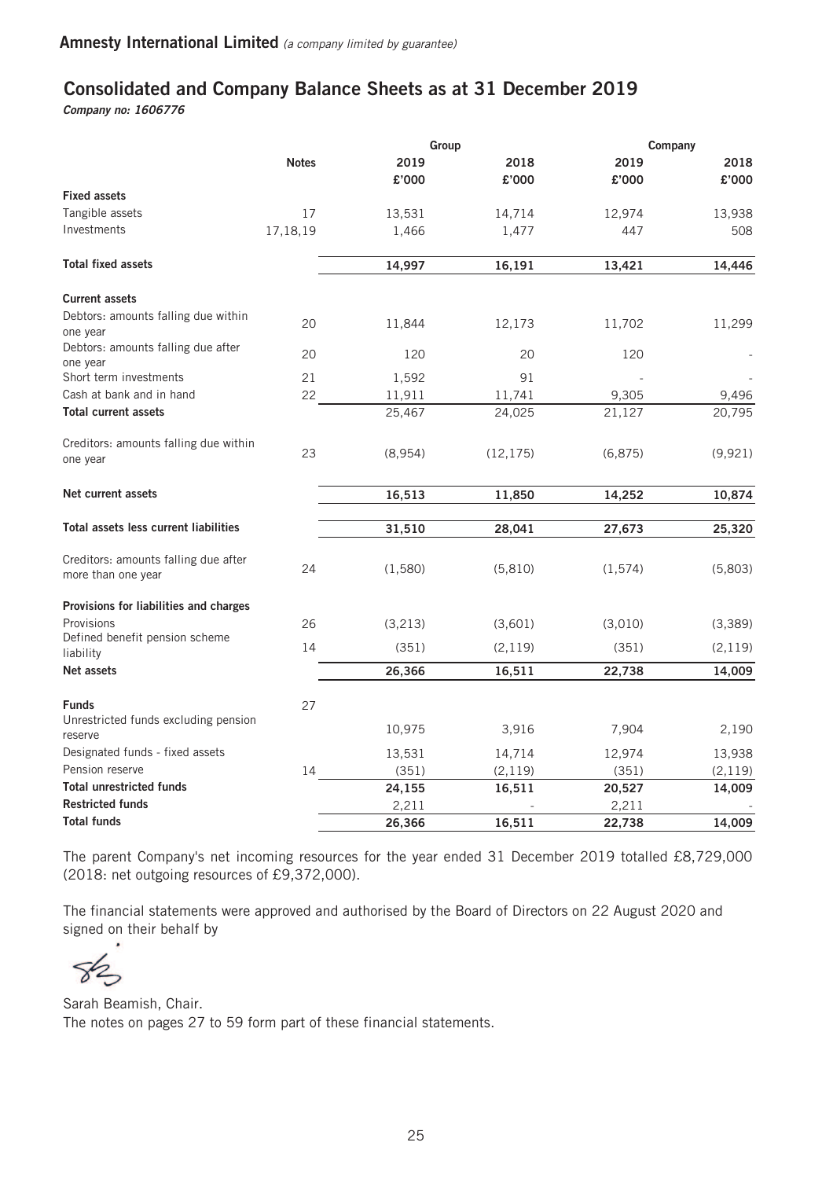**Amnesty International Limited** *(a company limited by guarantee)*

# Consolidated and Company Balance Sheets as at 31 December 2019

***Company no: 1606776***

| | Notes | Group | | Company | |
|---|---|---|---|---|---|
| | | 2019 £'000 | 2018 £'000 | 2019 £'000 | 2018 £'000 |
| **Fixed assets** | | | | | |
| Tangible assets | 17 | 13,531 | 14,714 | 12,974 | 13,938 |
| Investments | 17,18,19 | 1,466 | 1,477 | 447 | 508 |
| **Total fixed assets** | | **14,997** | **16,191** | **13,421** | **14,446** |
| **Current assets** | | | | | |
| Debtors: amounts falling due within one year | 20 | 11,844 | 12,173 | 11,702 | 11,299 |
| Debtors: amounts falling due after one year | 20 | 120 | 20 | 120 | - |
| Short term investments | 21 | 1,592 | 91 | - | - |
| Cash at bank and in hand | 22 | 11,911 | 11,741 | 9,305 | 9,496 |
| **Total current assets** | | 25,467 | 24,025 | 21,127 | 20,795 |
| Creditors: amounts falling due within one year | 23 | (8,954) | (12,175) | (6,875) | (9,921) |
| **Net current assets** | | **16,513** | **11,850** | **14,252** | **10,874** |
| **Total assets less current liabilities** | | **31,510** | **28,041** | **27,673** | **25,320** |
| Creditors: amounts falling due after more than one year | 24 | (1,580) | (5,810) | (1,574) | (5,803) |
| **Provisions for liabilities and charges** | | | | | |
| Provisions | 26 | (3,213) | (3,601) | (3,010) | (3,389) |
| Defined benefit pension scheme liability | 14 | (351) | (2,119) | (351) | (2,119) |
| **Net assets** | | **26,366** | **16,511** | **22,738** | **14,009** |
| **Funds** | 27 | | | | |
| Unrestricted funds excluding pension reserve | | 10,975 | 3,916 | 7,904 | 2,190 |
| Designated funds - fixed assets | | 13,531 | 14,714 | 12,974 | 13,938 |
| Pension reserve | 14 | (351) | (2,119) | (351) | (2,119) |
| **Total unrestricted funds** | | **24,155** | **16,511** | **20,527** | **14,009** |
| **Restricted funds** | | 2,211 | - | 2,211 | - |
| **Total funds** | | **26,366** | **16,511** | **22,738** | **14,009** |

The parent Company's net incoming resources for the year ended 31 December 2019 totalled £8,729,000 (2018: net outgoing resources of £9,372,000).

The financial statements were approved and authorised by the Board of Directors on 22 August 2020 and signed on their behalf by

Sarah Beamish, Chair.

The notes on pages 27 to 59 form part of these financial statements.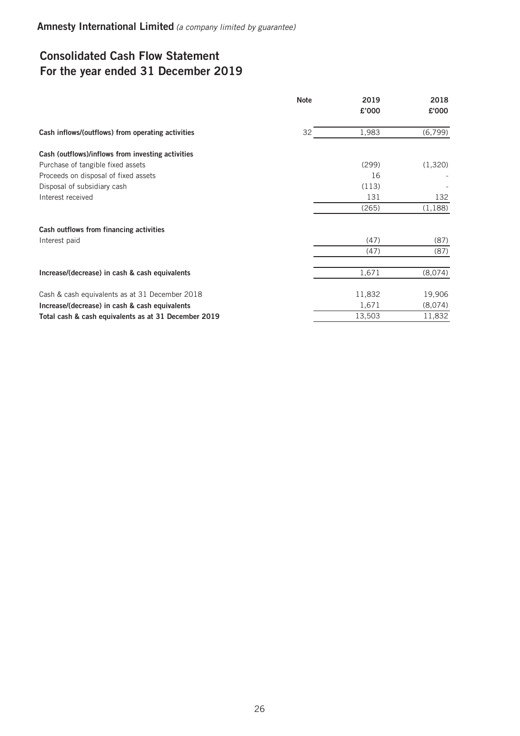**Amnesty International Limited** *(a company limited by guarantee)*

## Consolidated Cash Flow Statement
## For the year ended 31 December 2019

| | Note | 2019<br>£'000 | 2018<br>£'000 |
|---|---|---|---|
| **Cash inflows/(outflows) from operating activities** | 32 | 1,983 | (6,799) |
| | | | |
| **Cash (outflows)/inflows from investing activities** | | | |
| Purchase of tangible fixed assets | | (299) | (1,320) |
| Proceeds on disposal of fixed assets | | 16 | - |
| Disposal of subsidiary cash | | (113) | - |
| Interest received | | 131 | 132 |
| | | (265) | (1,188) |
| | | | |
| **Cash outflows from financing activities** | | | |
| Interest paid | | (47) | (87) |
| | | (47) | (87) |
| | | | |
| **Increase/(decrease) in cash & cash equivalents** | | 1,671 | (8,074) |
| | | | |
| Cash & cash equivalents as at 31 December 2018 | | 11,832 | 19,906 |
| **Increase/(decrease) in cash & cash equivalents** | | 1,671 | (8,074) |
| **Total cash & cash equivalents as at 31 December 2019** | | 13,503 | 11,832 |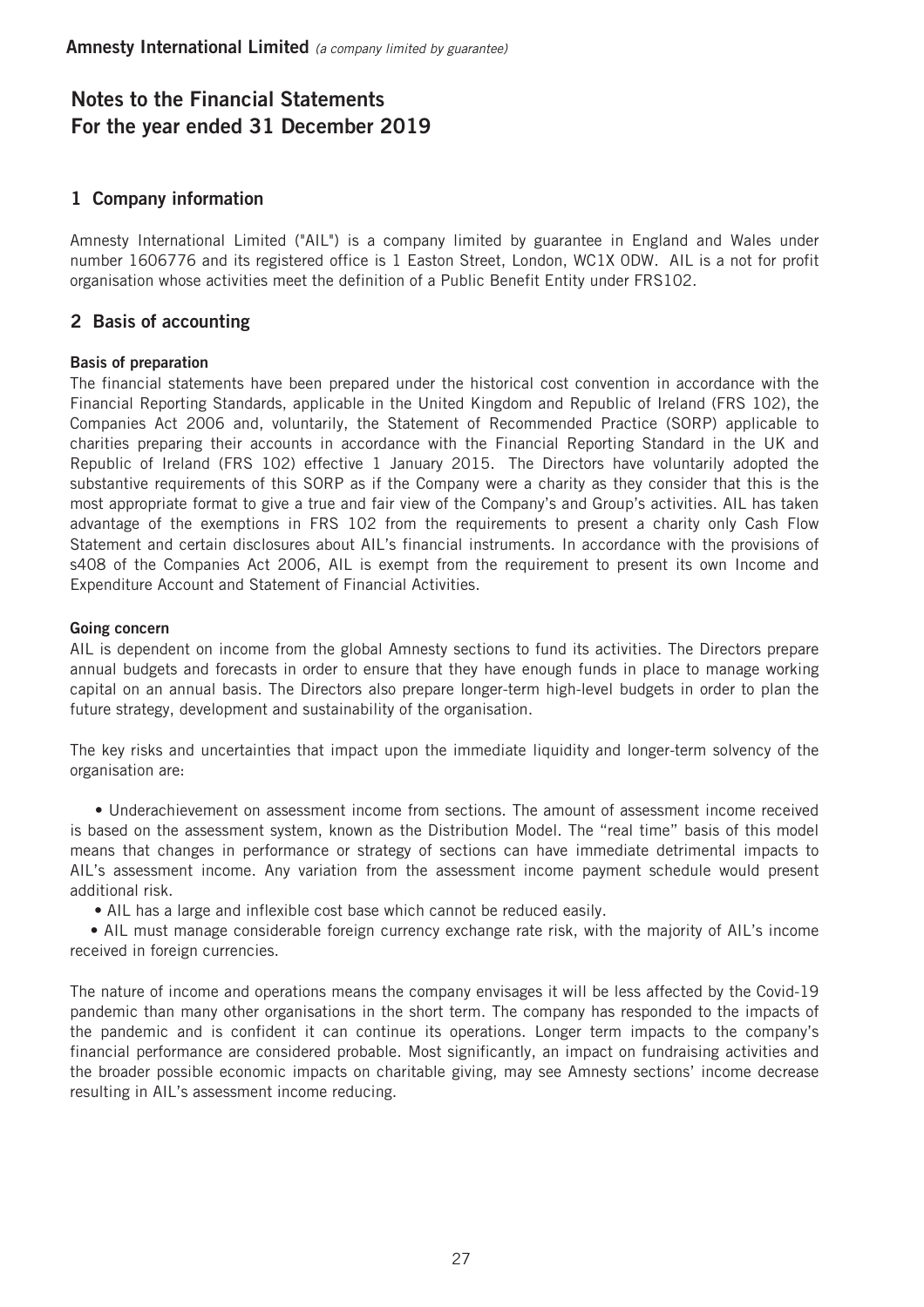**Amnesty International Limited** *(a company limited by guarantee)*

# Notes to the Financial Statements
# For the year ended 31 December 2019

## 1 Company information

Amnesty International Limited ("AIL") is a company limited by guarantee in England and Wales under number 1606776 and its registered office is 1 Easton Street, London, WC1X 0DW. AIL is a not for profit organisation whose activities meet the definition of a Public Benefit Entity under FRS102.

## 2 Basis of accounting

**Basis of preparation**

The financial statements have been prepared under the historical cost convention in accordance with the Financial Reporting Standards, applicable in the United Kingdom and Republic of Ireland (FRS 102), the Companies Act 2006 and, voluntarily, the Statement of Recommended Practice (SORP) applicable to charities preparing their accounts in accordance with the Financial Reporting Standard in the UK and Republic of Ireland (FRS 102) effective 1 January 2015. The Directors have voluntarily adopted the substantive requirements of this SORP as if the Company were a charity as they consider that this is the most appropriate format to give a true and fair view of the Company's and Group's activities. AIL has taken advantage of the exemptions in FRS 102 from the requirements to present a charity only Cash Flow Statement and certain disclosures about AIL's financial instruments. In accordance with the provisions of s408 of the Companies Act 2006, AIL is exempt from the requirement to present its own Income and Expenditure Account and Statement of Financial Activities.

**Going concern**

AIL is dependent on income from the global Amnesty sections to fund its activities. The Directors prepare annual budgets and forecasts in order to ensure that they have enough funds in place to manage working capital on an annual basis. The Directors also prepare longer-term high-level budgets in order to plan the future strategy, development and sustainability of the organisation.

The key risks and uncertainties that impact upon the immediate liquidity and longer-term solvency of the organisation are:

- Underachievement on assessment income from sections. The amount of assessment income received is based on the assessment system, known as the Distribution Model. The "real time" basis of this model means that changes in performance or strategy of sections can have immediate detrimental impacts to AIL's assessment income. Any variation from the assessment income payment schedule would present additional risk.
- AIL has a large and inflexible cost base which cannot be reduced easily.
- AIL must manage considerable foreign currency exchange rate risk, with the majority of AIL's income received in foreign currencies.

The nature of income and operations means the company envisages it will be less affected by the Covid-19 pandemic than many other organisations in the short term. The company has responded to the impacts of the pandemic and is confident it can continue its operations. Longer term impacts to the company's financial performance are considered probable. Most significantly, an impact on fundraising activities and the broader possible economic impacts on charitable giving, may see Amnesty sections' income decrease resulting in AIL's assessment income reducing.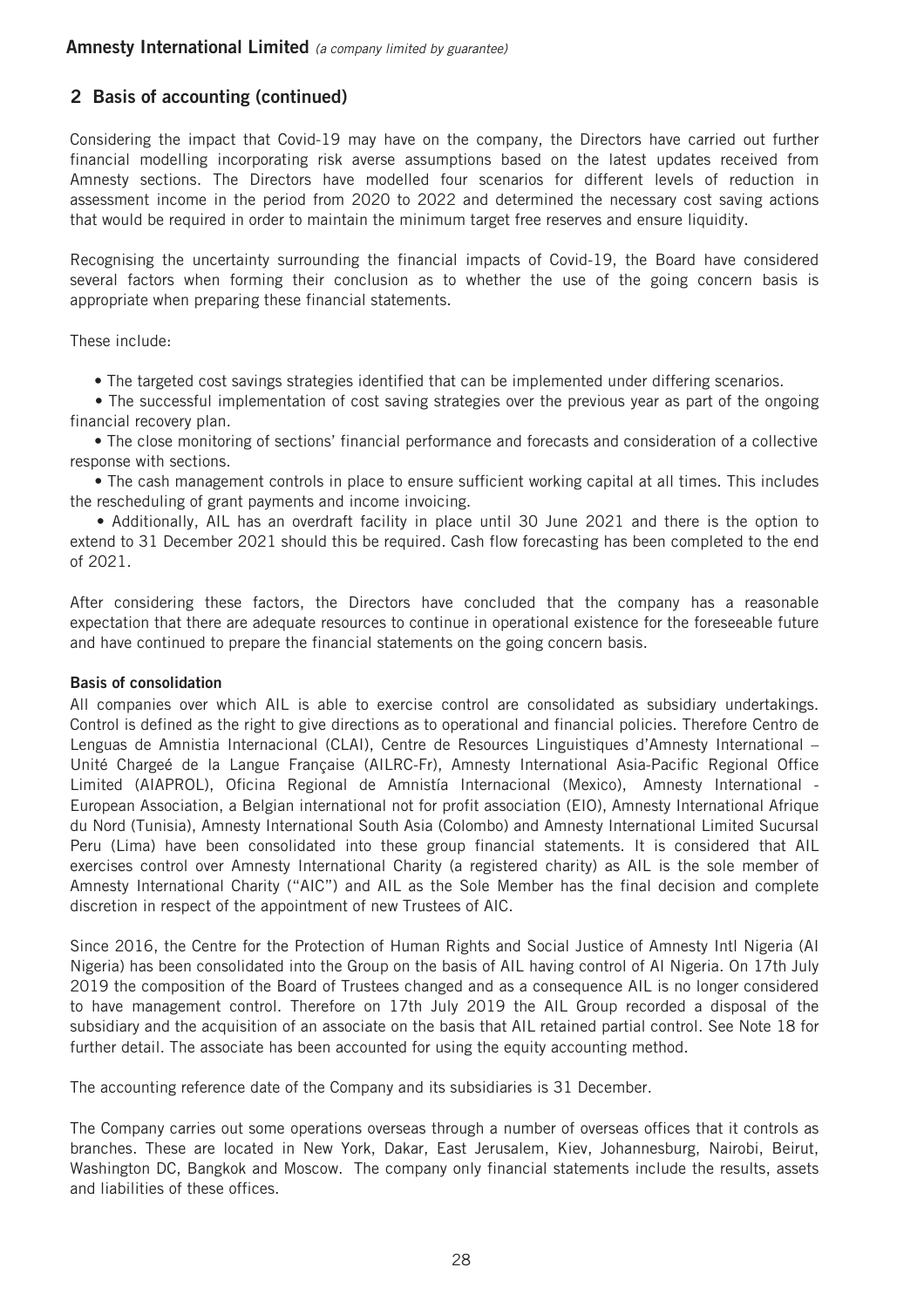## 2 Basis of accounting (continued)

Considering the impact that Covid-19 may have on the company, the Directors have carried out further financial modelling incorporating risk averse assumptions based on the latest updates received from Amnesty sections. The Directors have modelled four scenarios for different levels of reduction in assessment income in the period from 2020 to 2022 and determined the necessary cost saving actions that would be required in order to maintain the minimum target free reserves and ensure liquidity.

Recognising the uncertainty surrounding the financial impacts of Covid-19, the Board have considered several factors when forming their conclusion as to whether the use of the going concern basis is appropriate when preparing these financial statements.

These include:

- The targeted cost savings strategies identified that can be implemented under differing scenarios.
- The successful implementation of cost saving strategies over the previous year as part of the ongoing financial recovery plan.
- The close monitoring of sections' financial performance and forecasts and consideration of a collective response with sections.
- The cash management controls in place to ensure sufficient working capital at all times. This includes the rescheduling of grant payments and income invoicing.
- Additionally, AIL has an overdraft facility in place until 30 June 2021 and there is the option to extend to 31 December 2021 should this be required. Cash flow forecasting has been completed to the end of 2021.

After considering these factors, the Directors have concluded that the company has a reasonable expectation that there are adequate resources to continue in operational existence for the foreseeable future and have continued to prepare the financial statements on the going concern basis.

**Basis of consolidation**

All companies over which AIL is able to exercise control are consolidated as subsidiary undertakings. Control is defined as the right to give directions as to operational and financial policies. Therefore Centro de Lenguas de Amnistia Internacional (CLAI), Centre de Resources Linguistiques d'Amnesty International – Unité Chargeé de la Langue Française (AILRC-Fr), Amnesty International Asia-Pacific Regional Office Limited (AIAPROL), Oficina Regional de Amnistía Internacional (Mexico), Amnesty International - European Association, a Belgian international not for profit association (EIO), Amnesty International Afrique du Nord (Tunisia), Amnesty International South Asia (Colombo) and Amnesty International Limited Sucursal Peru (Lima) have been consolidated into these group financial statements. It is considered that AIL exercises control over Amnesty International Charity (a registered charity) as AIL is the sole member of Amnesty International Charity ("AIC") and AIL as the Sole Member has the final decision and complete discretion in respect of the appointment of new Trustees of AIC.

Since 2016, the Centre for the Protection of Human Rights and Social Justice of Amnesty Intl Nigeria (AI Nigeria) has been consolidated into the Group on the basis of AIL having control of AI Nigeria. On 17th July 2019 the composition of the Board of Trustees changed and as a consequence AIL is no longer considered to have management control. Therefore on 17th July 2019 the AIL Group recorded a disposal of the subsidiary and the acquisition of an associate on the basis that AIL retained partial control. See Note 18 for further detail. The associate has been accounted for using the equity accounting method.

The accounting reference date of the Company and its subsidiaries is 31 December.

The Company carries out some operations overseas through a number of overseas offices that it controls as branches. These are located in New York, Dakar, East Jerusalem, Kiev, Johannesburg, Nairobi, Beirut, Washington DC, Bangkok and Moscow. The company only financial statements include the results, assets and liabilities of these offices.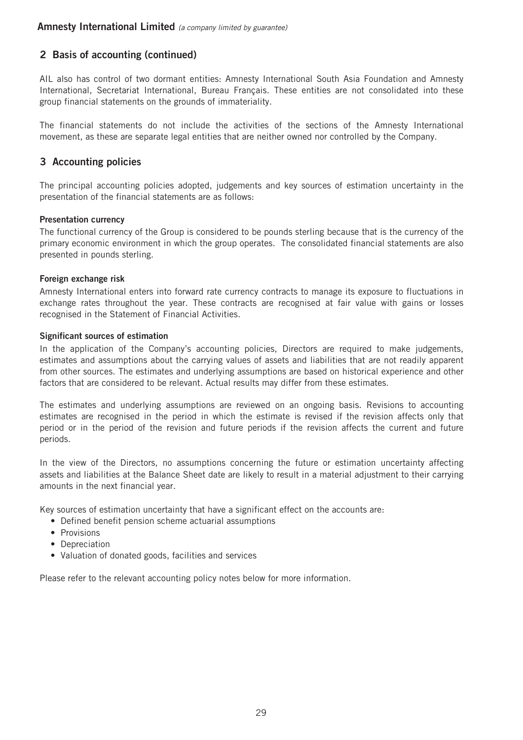## 2 Basis of accounting (continued)

AIL also has control of two dormant entities: Amnesty International South Asia Foundation and Amnesty International, Secretariat International, Bureau Français. These entities are not consolidated into these group financial statements on the grounds of immateriality.

The financial statements do not include the activities of the sections of the Amnesty International movement, as these are separate legal entities that are neither owned nor controlled by the Company.

## 3 Accounting policies

The principal accounting policies adopted, judgements and key sources of estimation uncertainty in the presentation of the financial statements are as follows:

**Presentation currency**

The functional currency of the Group is considered to be pounds sterling because that is the currency of the primary economic environment in which the group operates. The consolidated financial statements are also presented in pounds sterling.

**Foreign exchange risk**

Amnesty International enters into forward rate currency contracts to manage its exposure to fluctuations in exchange rates throughout the year. These contracts are recognised at fair value with gains or losses recognised in the Statement of Financial Activities.

**Significant sources of estimation**

In the application of the Company's accounting policies, Directors are required to make judgements, estimates and assumptions about the carrying values of assets and liabilities that are not readily apparent from other sources. The estimates and underlying assumptions are based on historical experience and other factors that are considered to be relevant. Actual results may differ from these estimates.

The estimates and underlying assumptions are reviewed on an ongoing basis. Revisions to accounting estimates are recognised in the period in which the estimate is revised if the revision affects only that period or in the period of the revision and future periods if the revision affects the current and future periods.

In the view of the Directors, no assumptions concerning the future or estimation uncertainty affecting assets and liabilities at the Balance Sheet date are likely to result in a material adjustment to their carrying amounts in the next financial year.

Key sources of estimation uncertainty that have a significant effect on the accounts are:

- Defined benefit pension scheme actuarial assumptions
- Provisions
- Depreciation
- Valuation of donated goods, facilities and services

Please refer to the relevant accounting policy notes below for more information.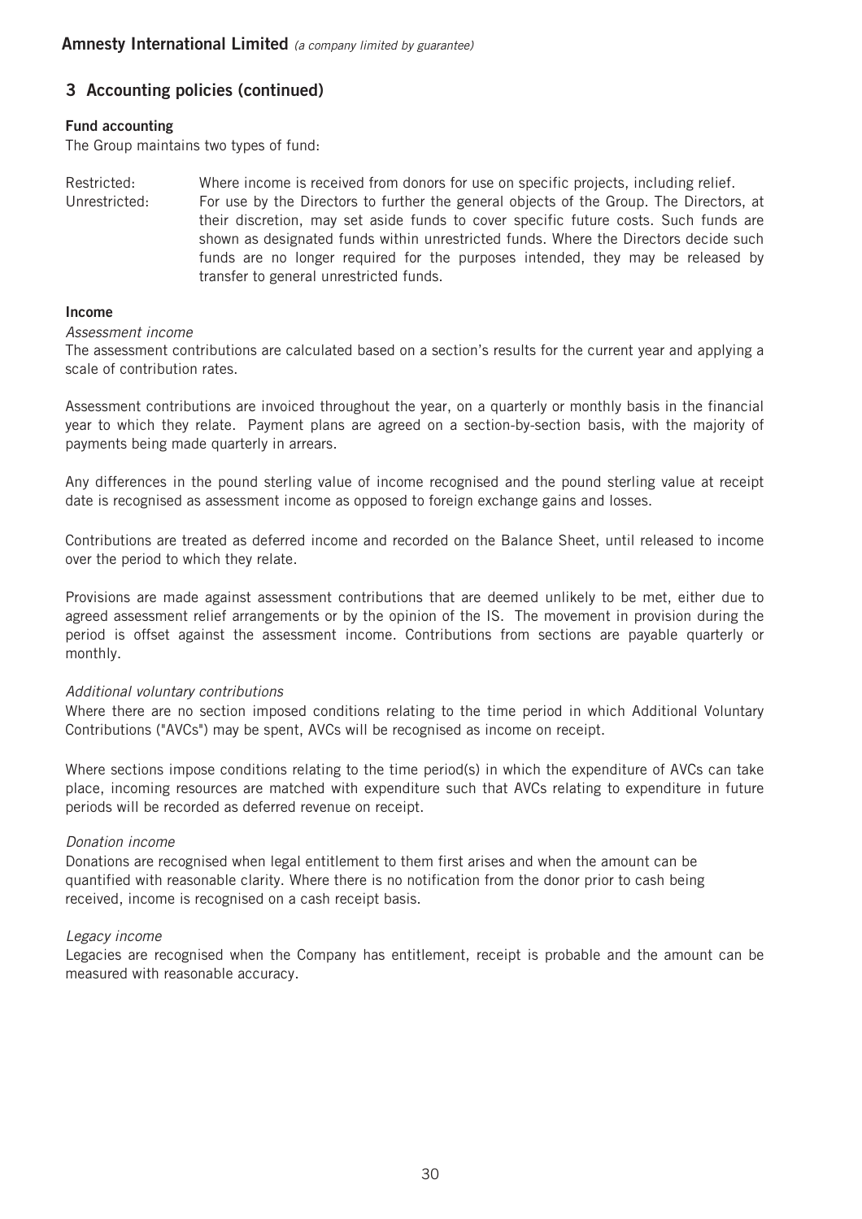## 3 Accounting policies (continued)

### Fund accounting

The Group maintains two types of fund:

Restricted: Where income is received from donors for use on specific projects, including relief.

Unrestricted: For use by the Directors to further the general objects of the Group. The Directors, at their discretion, may set aside funds to cover specific future costs. Such funds are shown as designated funds within unrestricted funds. Where the Directors decide such funds are no longer required for the purposes intended, they may be released by transfer to general unrestricted funds.

### Income

*Assessment income*

The assessment contributions are calculated based on a section's results for the current year and applying a scale of contribution rates.

Assessment contributions are invoiced throughout the year, on a quarterly or monthly basis in the financial year to which they relate. Payment plans are agreed on a section-by-section basis, with the majority of payments being made quarterly in arrears.

Any differences in the pound sterling value of income recognised and the pound sterling value at receipt date is recognised as assessment income as opposed to foreign exchange gains and losses.

Contributions are treated as deferred income and recorded on the Balance Sheet, until released to income over the period to which they relate.

Provisions are made against assessment contributions that are deemed unlikely to be met, either due to agreed assessment relief arrangements or by the opinion of the IS. The movement in provision during the period is offset against the assessment income. Contributions from sections are payable quarterly or monthly.

*Additional voluntary contributions*

Where there are no section imposed conditions relating to the time period in which Additional Voluntary Contributions ("AVCs") may be spent, AVCs will be recognised as income on receipt.

Where sections impose conditions relating to the time period(s) in which the expenditure of AVCs can take place, incoming resources are matched with expenditure such that AVCs relating to expenditure in future periods will be recorded as deferred revenue on receipt.

*Donation income*

Donations are recognised when legal entitlement to them first arises and when the amount can be quantified with reasonable clarity. Where there is no notification from the donor prior to cash being received, income is recognised on a cash receipt basis.

*Legacy income*

Legacies are recognised when the Company has entitlement, receipt is probable and the amount can be measured with reasonable accuracy.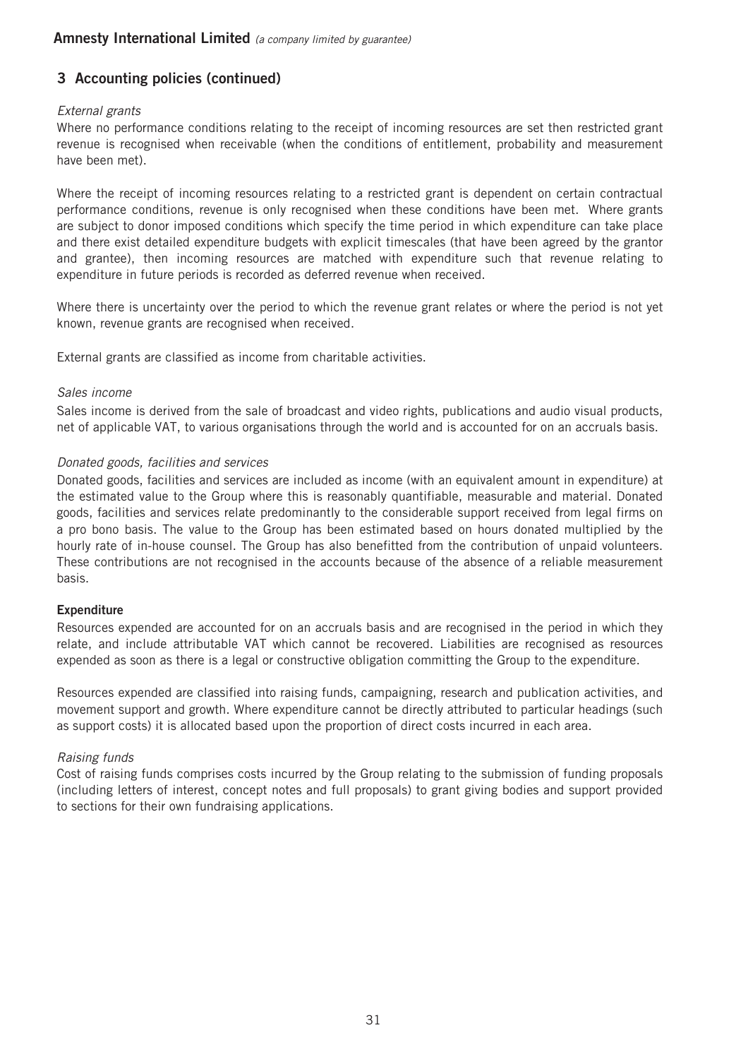## 3 Accounting policies (continued)

*External grants*

Where no performance conditions relating to the receipt of incoming resources are set then restricted grant revenue is recognised when receivable (when the conditions of entitlement, probability and measurement have been met).

Where the receipt of incoming resources relating to a restricted grant is dependent on certain contractual performance conditions, revenue is only recognised when these conditions have been met. Where grants are subject to donor imposed conditions which specify the time period in which expenditure can take place and there exist detailed expenditure budgets with explicit timescales (that have been agreed by the grantor and grantee), then incoming resources are matched with expenditure such that revenue relating to expenditure in future periods is recorded as deferred revenue when received.

Where there is uncertainty over the period to which the revenue grant relates or where the period is not yet known, revenue grants are recognised when received.

External grants are classified as income from charitable activities.

*Sales income*

Sales income is derived from the sale of broadcast and video rights, publications and audio visual products, net of applicable VAT, to various organisations through the world and is accounted for on an accruals basis.

*Donated goods, facilities and services*

Donated goods, facilities and services are included as income (with an equivalent amount in expenditure) at the estimated value to the Group where this is reasonably quantifiable, measurable and material. Donated goods, facilities and services relate predominantly to the considerable support received from legal firms on a pro bono basis. The value to the Group has been estimated based on hours donated multiplied by the hourly rate of in-house counsel. The Group has also benefitted from the contribution of unpaid volunteers. These contributions are not recognised in the accounts because of the absence of a reliable measurement basis.

**Expenditure**

Resources expended are accounted for on an accruals basis and are recognised in the period in which they relate, and include attributable VAT which cannot be recovered. Liabilities are recognised as resources expended as soon as there is a legal or constructive obligation committing the Group to the expenditure.

Resources expended are classified into raising funds, campaigning, research and publication activities, and movement support and growth. Where expenditure cannot be directly attributed to particular headings (such as support costs) it is allocated based upon the proportion of direct costs incurred in each area.

*Raising funds*

Cost of raising funds comprises costs incurred by the Group relating to the submission of funding proposals (including letters of interest, concept notes and full proposals) to grant giving bodies and support provided to sections for their own fundraising applications.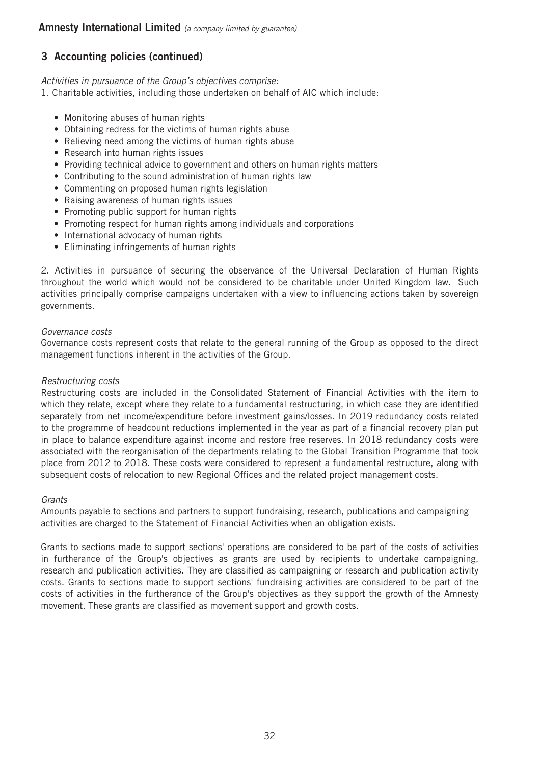## 3 Accounting policies (continued)

*Activities in pursuance of the Group's objectives comprise:*

1. Charitable activities, including those undertaken on behalf of AIC which include:

- Monitoring abuses of human rights
- Obtaining redress for the victims of human rights abuse
- Relieving need among the victims of human rights abuse
- Research into human rights issues
- Providing technical advice to government and others on human rights matters
- Contributing to the sound administration of human rights law
- Commenting on proposed human rights legislation
- Raising awareness of human rights issues
- Promoting public support for human rights
- Promoting respect for human rights among individuals and corporations
- International advocacy of human rights
- Eliminating infringements of human rights

2. Activities in pursuance of securing the observance of the Universal Declaration of Human Rights throughout the world which would not be considered to be charitable under United Kingdom law. Such activities principally comprise campaigns undertaken with a view to influencing actions taken by sovereign governments.

*Governance costs*

Governance costs represent costs that relate to the general running of the Group as opposed to the direct management functions inherent in the activities of the Group.

*Restructuring costs*

Restructuring costs are included in the Consolidated Statement of Financial Activities with the item to which they relate, except where they relate to a fundamental restructuring, in which case they are identified separately from net income/expenditure before investment gains/losses. In 2019 redundancy costs related to the programme of headcount reductions implemented in the year as part of a financial recovery plan put in place to balance expenditure against income and restore free reserves. In 2018 redundancy costs were associated with the reorganisation of the departments relating to the Global Transition Programme that took place from 2012 to 2018. These costs were considered to represent a fundamental restructure, along with subsequent costs of relocation to new Regional Offices and the related project management costs.

*Grants*

Amounts payable to sections and partners to support fundraising, research, publications and campaigning activities are charged to the Statement of Financial Activities when an obligation exists.

Grants to sections made to support sections' operations are considered to be part of the costs of activities in furtherance of the Group's objectives as grants are used by recipients to undertake campaigning, research and publication activities. They are classified as campaigning or research and publication activity costs. Grants to sections made to support sections' fundraising activities are considered to be part of the costs of activities in the furtherance of the Group's objectives as they support the growth of the Amnesty movement. These grants are classified as movement support and growth costs.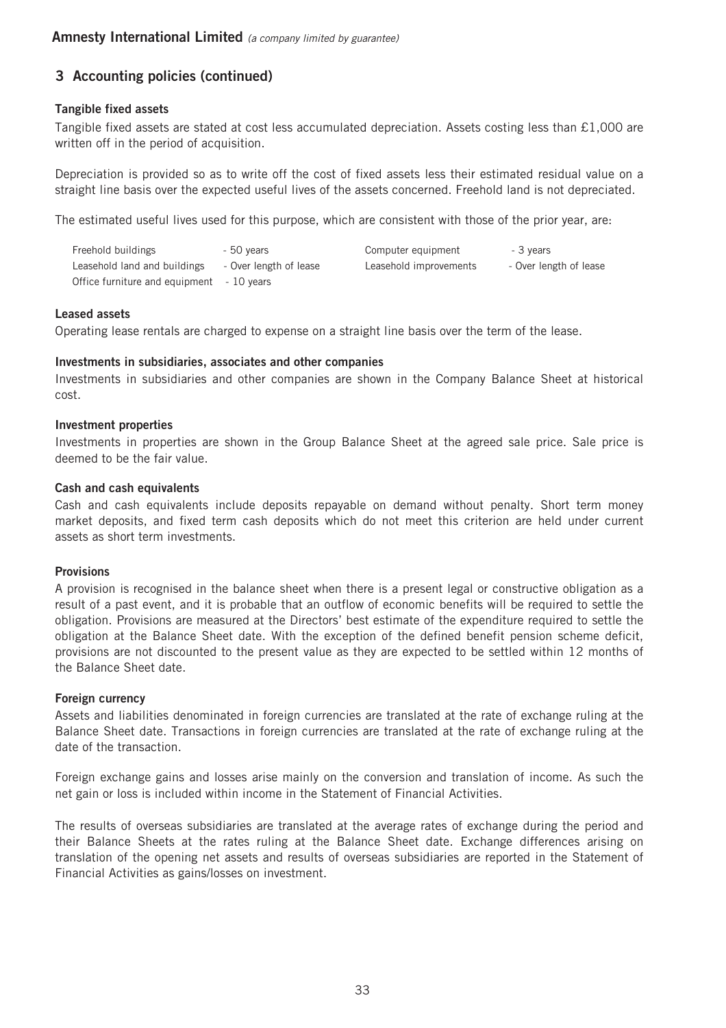## 3 Accounting policies (continued)

### Tangible fixed assets

Tangible fixed assets are stated at cost less accumulated depreciation. Assets costing less than £1,000 are written off in the period of acquisition.

Depreciation is provided so as to write off the cost of fixed assets less their estimated residual value on a straight line basis over the expected useful lives of the assets concerned. Freehold land is not depreciated.

The estimated useful lives used for this purpose, which are consistent with those of the prior year, are:

| | | | |
|---|---|---|---|
| Freehold buildings | - 50 years | Computer equipment | - 3 years |
| Leasehold land and buildings | - Over length of lease | Leasehold improvements | - Over length of lease |
| Office furniture and equipment | - 10 years | | |

### Leased assets

Operating lease rentals are charged to expense on a straight line basis over the term of the lease.

### Investments in subsidiaries, associates and other companies

Investments in subsidiaries and other companies are shown in the Company Balance Sheet at historical cost.

### Investment properties

Investments in properties are shown in the Group Balance Sheet at the agreed sale price. Sale price is deemed to be the fair value.

### Cash and cash equivalents

Cash and cash equivalents include deposits repayable on demand without penalty. Short term money market deposits, and fixed term cash deposits which do not meet this criterion are held under current assets as short term investments.

### Provisions

A provision is recognised in the balance sheet when there is a present legal or constructive obligation as a result of a past event, and it is probable that an outflow of economic benefits will be required to settle the obligation. Provisions are measured at the Directors' best estimate of the expenditure required to settle the obligation at the Balance Sheet date. With the exception of the defined benefit pension scheme deficit, provisions are not discounted to the present value as they are expected to be settled within 12 months of the Balance Sheet date.

### Foreign currency

Assets and liabilities denominated in foreign currencies are translated at the rate of exchange ruling at the Balance Sheet date. Transactions in foreign currencies are translated at the rate of exchange ruling at the date of the transaction.

Foreign exchange gains and losses arise mainly on the conversion and translation of income. As such the net gain or loss is included within income in the Statement of Financial Activities.

The results of overseas subsidiaries are translated at the average rates of exchange during the period and their Balance Sheets at the rates ruling at the Balance Sheet date. Exchange differences arising on translation of the opening net assets and results of overseas subsidiaries are reported in the Statement of Financial Activities as gains/losses on investment.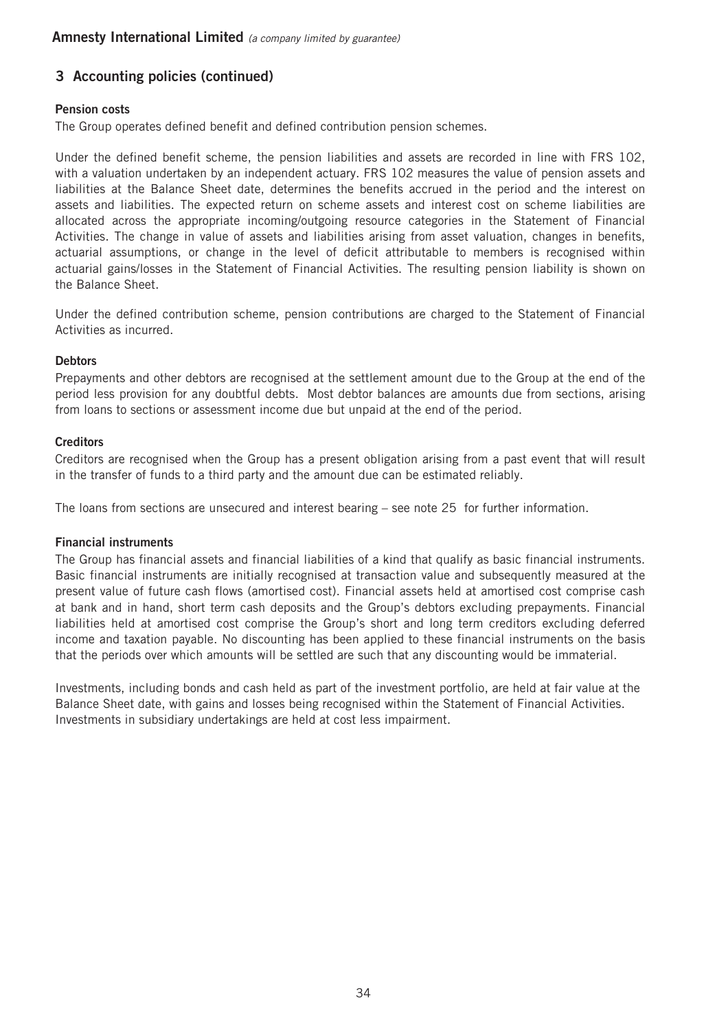## 3 Accounting policies (continued)

**Pension costs**

The Group operates defined benefit and defined contribution pension schemes.

Under the defined benefit scheme, the pension liabilities and assets are recorded in line with FRS 102, with a valuation undertaken by an independent actuary. FRS 102 measures the value of pension assets and liabilities at the Balance Sheet date, determines the benefits accrued in the period and the interest on assets and liabilities. The expected return on scheme assets and interest cost on scheme liabilities are allocated across the appropriate incoming/outgoing resource categories in the Statement of Financial Activities. The change in value of assets and liabilities arising from asset valuation, changes in benefits, actuarial assumptions, or change in the level of deficit attributable to members is recognised within actuarial gains/losses in the Statement of Financial Activities. The resulting pension liability is shown on the Balance Sheet.

Under the defined contribution scheme, pension contributions are charged to the Statement of Financial Activities as incurred.

**Debtors**

Prepayments and other debtors are recognised at the settlement amount due to the Group at the end of the period less provision for any doubtful debts. Most debtor balances are amounts due from sections, arising from loans to sections or assessment income due but unpaid at the end of the period.

**Creditors**

Creditors are recognised when the Group has a present obligation arising from a past event that will result in the transfer of funds to a third party and the amount due can be estimated reliably.

The loans from sections are unsecured and interest bearing – see note 25 for further information.

**Financial instruments**

The Group has financial assets and financial liabilities of a kind that qualify as basic financial instruments. Basic financial instruments are initially recognised at transaction value and subsequently measured at the present value of future cash flows (amortised cost). Financial assets held at amortised cost comprise cash at bank and in hand, short term cash deposits and the Group's debtors excluding prepayments. Financial liabilities held at amortised cost comprise the Group's short and long term creditors excluding deferred income and taxation payable. No discounting has been applied to these financial instruments on the basis that the periods over which amounts will be settled are such that any discounting would be immaterial.

Investments, including bonds and cash held as part of the investment portfolio, are held at fair value at the Balance Sheet date, with gains and losses being recognised within the Statement of Financial Activities. Investments in subsidiary undertakings are held at cost less impairment.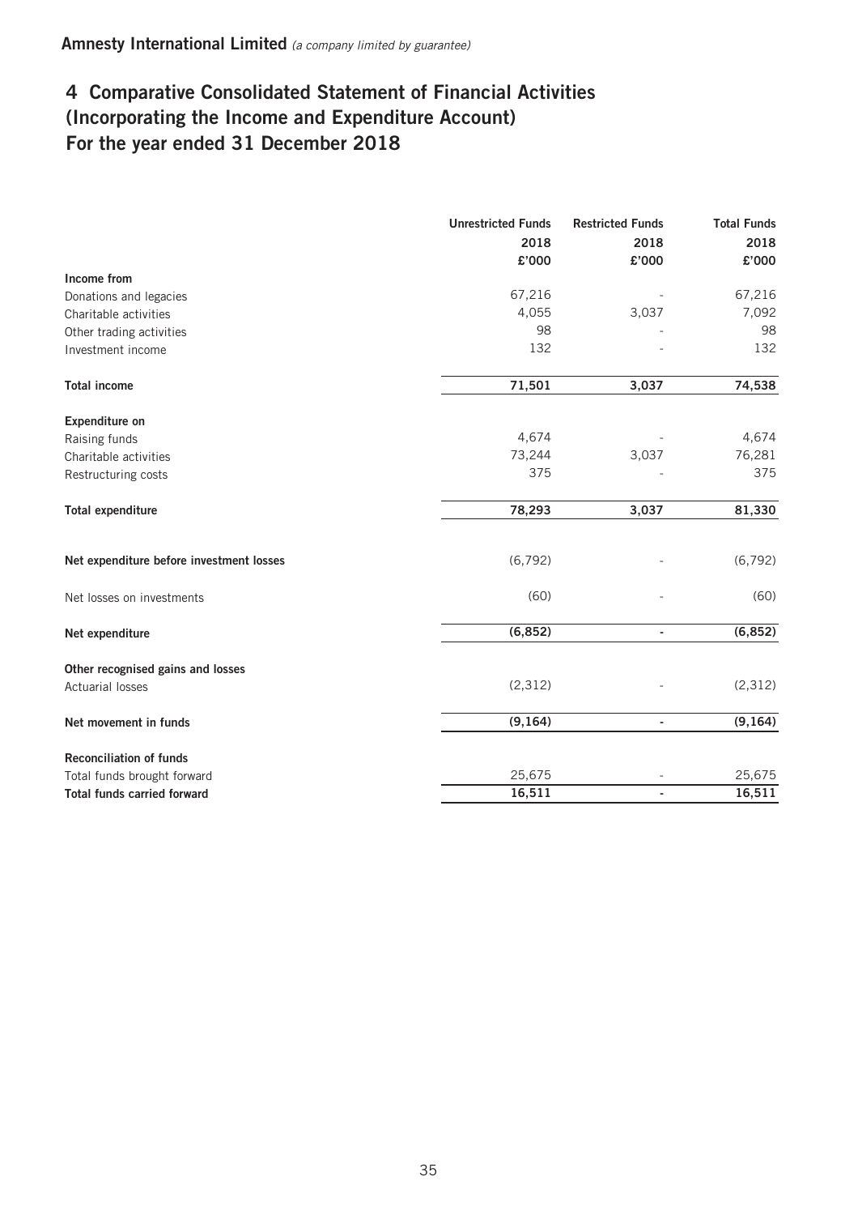**Amnesty International Limited** *(a company limited by guarantee)*

# 4 Comparative Consolidated Statement of Financial Activities (Incorporating the Income and Expenditure Account) For the year ended 31 December 2018

| | Unrestricted Funds 2018 £'000 | Restricted Funds 2018 £'000 | Total Funds 2018 £'000 |
|---|---|---|---|
| **Income from** | | | |
| Donations and legacies | 67,216 | - | 67,216 |
| Charitable activities | 4,055 | 3,037 | 7,092 |
| Other trading activities | 98 | - | 98 |
| Investment income | 132 | - | 132 |
| **Total income** | **71,501** | **3,037** | **74,538** |
| **Expenditure on** | | | |
| Raising funds | 4,674 | - | 4,674 |
| Charitable activities | 73,244 | 3,037 | 76,281 |
| Restructuring costs | 375 | - | 375 |
| **Total expenditure** | **78,293** | **3,037** | **81,330** |
| **Net expenditure before investment losses** | (6,792) | - | (6,792) |
| Net losses on investments | (60) | - | (60) |
| **Net expenditure** | **(6,852)** | **-** | **(6,852)** |
| **Other recognised gains and losses** | | | |
| Actuarial losses | (2,312) | - | (2,312) |
| **Net movement in funds** | **(9,164)** | **-** | **(9,164)** |
| **Reconciliation of funds** | | | |
| Total funds brought forward | 25,675 | - | 25,675 |
| **Total funds carried forward** | **16,511** | **-** | **16,511** |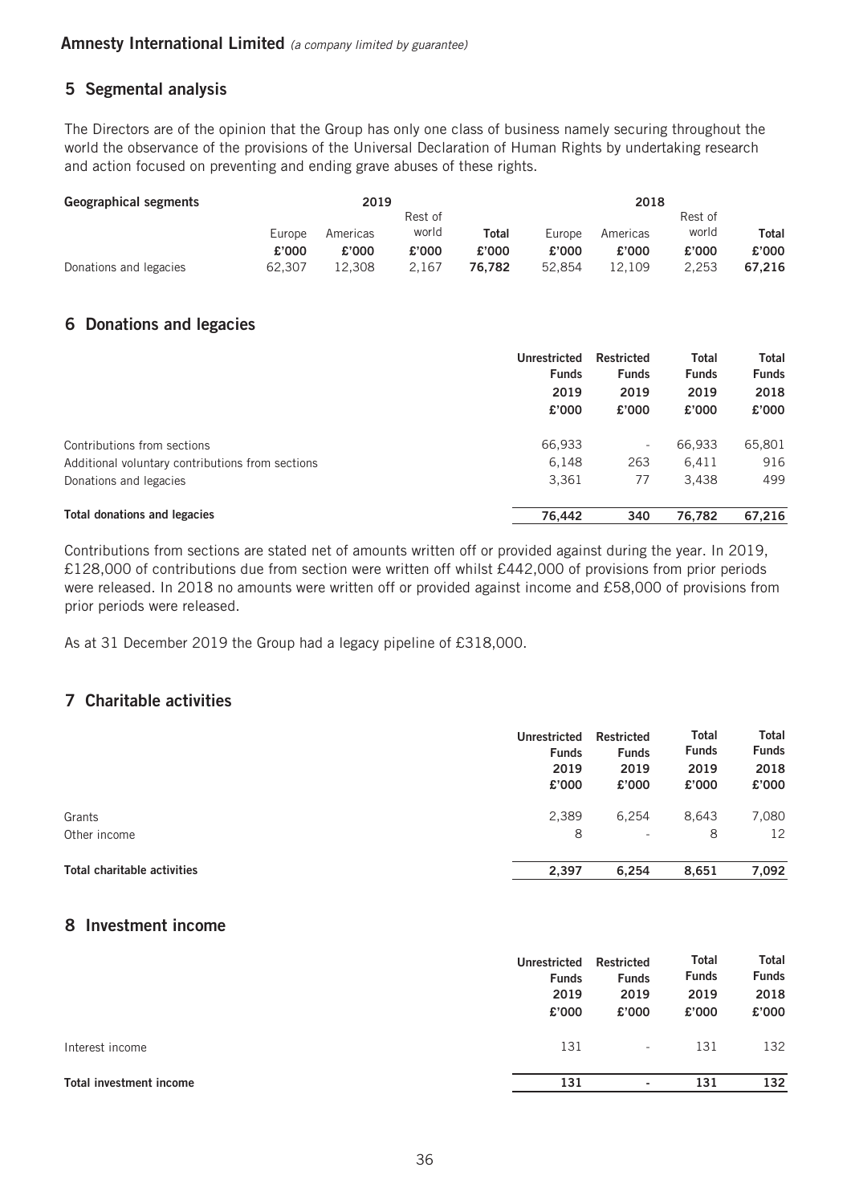## 5 Segmental analysis

The Directors are of the opinion that the Group has only one class of business namely securing throughout the world the observance of the provisions of the Universal Declaration of Human Rights by undertaking research and action focused on preventing and ending grave abuses of these rights.

| Geographical segments | 2019 | | | | 2018 | | | |
|---|---|---|---|---|---|---|---|---|
| | Europe | Americas | Rest of world | **Total** | Europe | Americas | Rest of world | **Total** |
| | £'000 | £'000 | £'000 | £'000 | £'000 | £'000 | £'000 | £'000 |
| Donations and legacies | 62,307 | 12,308 | 2,167 | **76,782** | 52,854 | 12,109 | 2,253 | **67,216** |

## 6 Donations and legacies

| | Unrestricted Funds 2019 £'000 | Restricted Funds 2019 £'000 | Total Funds 2019 £'000 | Total Funds 2018 £'000 |
|---|---|---|---|---|
| Contributions from sections | 66,933 | - | 66,933 | 65,801 |
| Additional voluntary contributions from sections | 6,148 | 263 | 6,411 | 916 |
| Donations and legacies | 3,361 | 77 | 3,438 | 499 |
| **Total donations and legacies** | **76,442** | **340** | **76,782** | **67,216** |

Contributions from sections are stated net of amounts written off or provided against during the year. In 2019, £128,000 of contributions due from section were written off whilst £442,000 of provisions from prior periods were released. In 2018 no amounts were written off or provided against income and £58,000 of provisions from prior periods were released.

As at 31 December 2019 the Group had a legacy pipeline of £318,000.

## 7 Charitable activities

| | Unrestricted Funds 2019 £'000 | Restricted Funds 2019 £'000 | Total Funds 2019 £'000 | Total Funds 2018 £'000 |
|---|---|---|---|---|
| Grants | 2,389 | 6,254 | 8,643 | 7,080 |
| Other income | 8 | - | 8 | 12 |
| **Total charitable activities** | **2,397** | **6,254** | **8,651** | **7,092** |

## 8 Investment income

| | Unrestricted Funds 2019 £'000 | Restricted Funds 2019 £'000 | Total Funds 2019 £'000 | Total Funds 2018 £'000 |
|---|---|---|---|---|
| Interest income | 131 | - | 131 | 132 |
| **Total investment income** | **131** | **-** | **131** | **132** |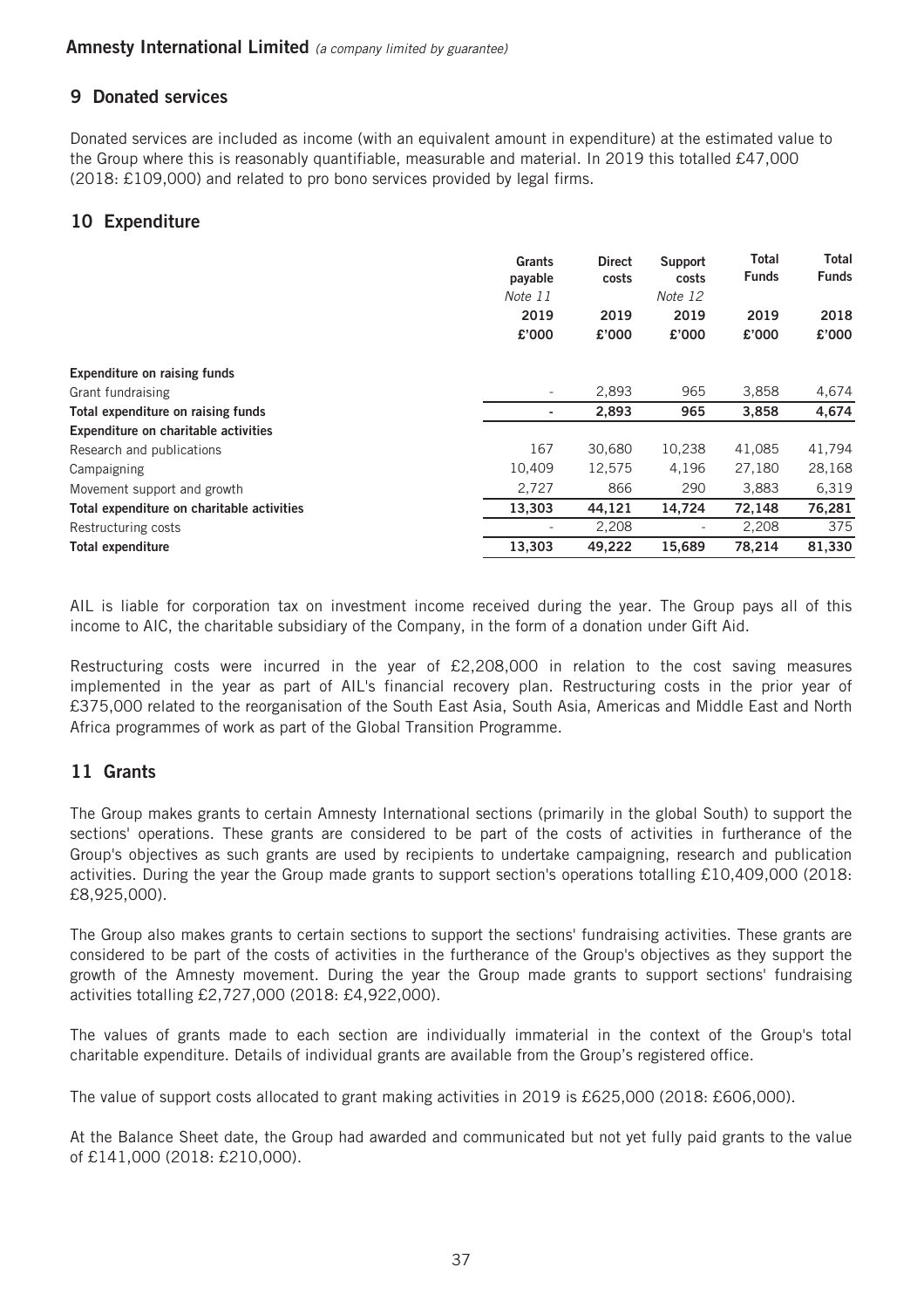## 9 Donated services

Donated services are included as income (with an equivalent amount in expenditure) at the estimated value to the Group where this is reasonably quantifiable, measurable and material. In 2019 this totalled £47,000 (2018: £109,000) and related to pro bono services provided by legal firms.

## 10 Expenditure

| | Grants payable *Note 11* 2019 £'000 | Direct costs 2019 £'000 | Support costs *Note 12* 2019 £'000 | Total Funds 2019 £'000 | Total Funds 2018 £'000 |
|---|---|---|---|---|---|
| **Expenditure on raising funds** | | | | | |
| Grant fundraising | - | 2,893 | 965 | 3,858 | 4,674 |
| **Total expenditure on raising funds** | **-** | **2,893** | **965** | **3,858** | **4,674** |
| **Expenditure on charitable activities** | | | | | |
| Research and publications | 167 | 30,680 | 10,238 | 41,085 | 41,794 |
| Campaigning | 10,409 | 12,575 | 4,196 | 27,180 | 28,168 |
| Movement support and growth | 2,727 | 866 | 290 | 3,883 | 6,319 |
| **Total expenditure on charitable activities** | **13,303** | **44,121** | **14,724** | **72,148** | **76,281** |
| Restructuring costs | - | 2,208 | - | 2,208 | 375 |
| **Total expenditure** | **13,303** | **49,222** | **15,689** | **78,214** | **81,330** |

AIL is liable for corporation tax on investment income received during the year. The Group pays all of this income to AIC, the charitable subsidiary of the Company, in the form of a donation under Gift Aid.

Restructuring costs were incurred in the year of £2,208,000 in relation to the cost saving measures implemented in the year as part of AIL's financial recovery plan. Restructuring costs in the prior year of £375,000 related to the reorganisation of the South East Asia, South Asia, Americas and Middle East and North Africa programmes of work as part of the Global Transition Programme.

## 11 Grants

The Group makes grants to certain Amnesty International sections (primarily in the global South) to support the sections' operations. These grants are considered to be part of the costs of activities in furtherance of the Group's objectives as such grants are used by recipients to undertake campaigning, research and publication activities. During the year the Group made grants to support section's operations totalling £10,409,000 (2018: £8,925,000).

The Group also makes grants to certain sections to support the sections' fundraising activities. These grants are considered to be part of the costs of activities in the furtherance of the Group's objectives as they support the growth of the Amnesty movement. During the year the Group made grants to support sections' fundraising activities totalling £2,727,000 (2018: £4,922,000).

The values of grants made to each section are individually immaterial in the context of the Group's total charitable expenditure. Details of individual grants are available from the Group's registered office.

The value of support costs allocated to grant making activities in 2019 is £625,000 (2018: £606,000).

At the Balance Sheet date, the Group had awarded and communicated but not yet fully paid grants to the value of £141,000 (2018: £210,000).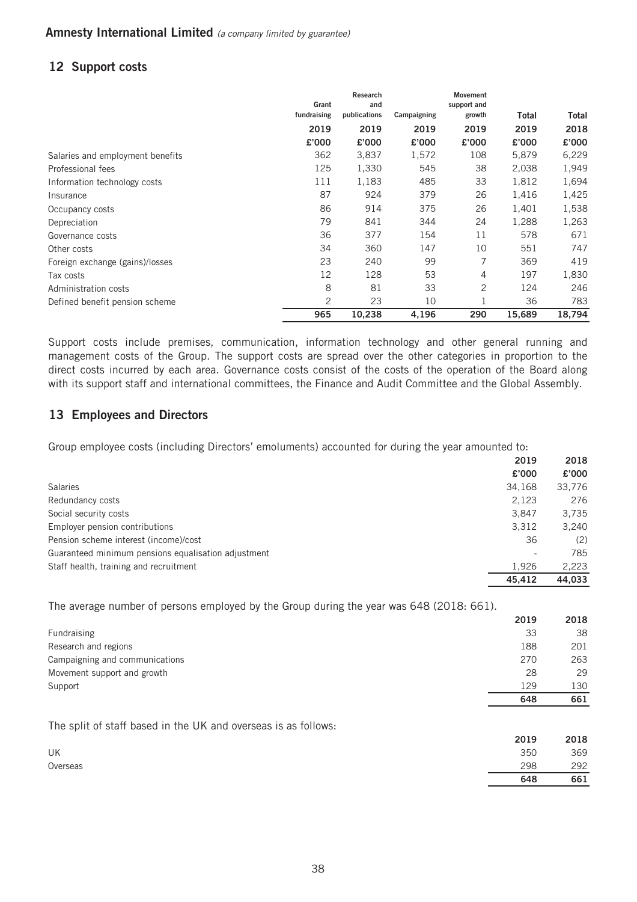## 12 Support costs

| | Grant fundraising | Research and publications | Campaigning | Movement support and growth | Total | Total |
|---|---|---|---|---|---|---|
| | 2019 | 2019 | 2019 | 2019 | 2019 | 2018 |
| | £'000 | £'000 | £'000 | £'000 | £'000 | £'000 |
| Salaries and employment benefits | 362 | 3,837 | 1,572 | 108 | 5,879 | 6,229 |
| Professional fees | 125 | 1,330 | 545 | 38 | 2,038 | 1,949 |
| Information technology costs | 111 | 1,183 | 485 | 33 | 1,812 | 1,694 |
| Insurance | 87 | 924 | 379 | 26 | 1,416 | 1,425 |
| Occupancy costs | 86 | 914 | 375 | 26 | 1,401 | 1,538 |
| Depreciation | 79 | 841 | 344 | 24 | 1,288 | 1,263 |
| Governance costs | 36 | 377 | 154 | 11 | 578 | 671 |
| Other costs | 34 | 360 | 147 | 10 | 551 | 747 |
| Foreign exchange (gains)/losses | 23 | 240 | 99 | 7 | 369 | 419 |
| Tax costs | 12 | 128 | 53 | 4 | 197 | 1,830 |
| Administration costs | 8 | 81 | 33 | 2 | 124 | 246 |
| Defined benefit pension scheme | 2 | 23 | 10 | 1 | 36 | 783 |
| | **965** | **10,238** | **4,196** | **290** | **15,689** | **18,794** |

Support costs include premises, communication, information technology and other general running and management costs of the Group. The support costs are spread over the other categories in proportion to the direct costs incurred by each area. Governance costs consist of the costs of the operation of the Board along with its support staff and international committees, the Finance and Audit Committee and the Global Assembly.

## 13 Employees and Directors

Group employee costs (including Directors' emoluments) accounted for during the year amounted to:

| | 2019 | 2018 |
|---|---|---|
| | £'000 | £'000 |
| Salaries | 34,168 | 33,776 |
| Redundancy costs | 2,123 | 276 |
| Social security costs | 3,847 | 3,735 |
| Employer pension contributions | 3,312 | 3,240 |
| Pension scheme interest (income)/cost | 36 | (2) |
| Guaranteed minimum pensions equalisation adjustment | - | 785 |
| Staff health, training and recruitment | 1,926 | 2,223 |
| | **45,412** | **44,033** |

The average number of persons employed by the Group during the year was 648 (2018: 661).

| | 2019 | 2018 |
|---|---|---|
| Fundraising | 33 | 38 |
| Research and regions | 188 | 201 |
| Campaigning and communications | 270 | 263 |
| Movement support and growth | 28 | 29 |
| Support | 129 | 130 |
| | **648** | **661** |

The split of staff based in the UK and overseas is as follows:

| | 2019 | 2018 |
|---|---|---|
| UK | 350 | 369 |
| Overseas | 298 | 292 |
| | **648** | **661** |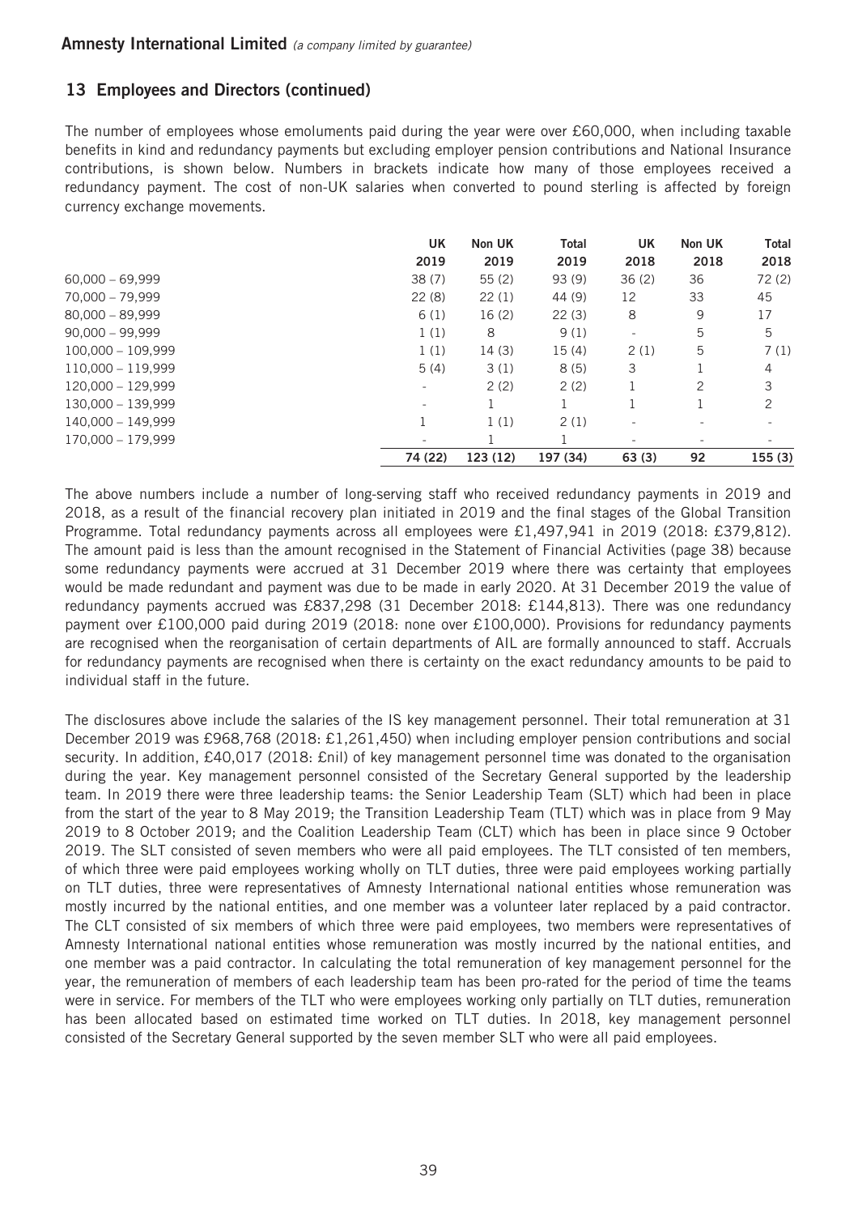## 13 Employees and Directors (continued)

The number of employees whose emoluments paid during the year were over £60,000, when including taxable benefits in kind and redundancy payments but excluding employer pension contributions and National Insurance contributions, is shown below. Numbers in brackets indicate how many of those employees received a redundancy payment. The cost of non-UK salaries when converted to pound sterling is affected by foreign currency exchange movements.

| | UK 2019 | Non UK 2019 | Total 2019 | UK 2018 | Non UK 2018 | Total 2018 |
|---|---|---|---|---|---|---|
| 60,000 – 69,999 | 38 (7) | 55 (2) | 93 (9) | 36 (2) | 36 | 72 (2) |
| 70,000 – 79,999 | 22 (8) | 22 (1) | 44 (9) | 12 | 33 | 45 |
| 80,000 – 89,999 | 6 (1) | 16 (2) | 22 (3) | 8 | 9 | 17 |
| 90,000 – 99,999 | 1 (1) | 8 | 9 (1) | - | 5 | 5 |
| 100,000 – 109,999 | 1 (1) | 14 (3) | 15 (4) | 2 (1) | 5 | 7 (1) |
| 110,000 – 119,999 | 5 (4) | 3 (1) | 8 (5) | 3 | 1 | 4 |
| 120,000 – 129,999 | - | 2 (2) | 2 (2) | 1 | 2 | 3 |
| 130,000 – 139,999 | - | 1 | 1 | 1 | 1 | 2 |
| 140,000 – 149,999 | 1 | 1 (1) | 2 (1) | - | - | - |
| 170,000 – 179,999 | - | 1 | 1 | - | - | - |
| | 74 (22) | 123 (12) | 197 (34) | 63 (3) | 92 | 155 (3) |

The above numbers include a number of long-serving staff who received redundancy payments in 2019 and 2018, as a result of the financial recovery plan initiated in 2019 and the final stages of the Global Transition Programme. Total redundancy payments across all employees were £1,497,941 in 2019 (2018: £379,812). The amount paid is less than the amount recognised in the Statement of Financial Activities (page 38) because some redundancy payments were accrued at 31 December 2019 where there was certainty that employees would be made redundant and payment was due to be made in early 2020. At 31 December 2019 the value of redundancy payments accrued was £837,298 (31 December 2018: £144,813). There was one redundancy payment over £100,000 paid during 2019 (2018: none over £100,000). Provisions for redundancy payments are recognised when the reorganisation of certain departments of AIL are formally announced to staff. Accruals for redundancy payments are recognised when there is certainty on the exact redundancy amounts to be paid to individual staff in the future.

The disclosures above include the salaries of the IS key management personnel. Their total remuneration at 31 December 2019 was £968,768 (2018: £1,261,450) when including employer pension contributions and social security. In addition, £40,017 (2018: £nil) of key management personnel time was donated to the organisation during the year. Key management personnel consisted of the Secretary General supported by the leadership team. In 2019 there were three leadership teams: the Senior Leadership Team (SLT) which had been in place from the start of the year to 8 May 2019; the Transition Leadership Team (TLT) which was in place from 9 May 2019 to 8 October 2019; and the Coalition Leadership Team (CLT) which has been in place since 9 October 2019. The SLT consisted of seven members who were all paid employees. The TLT consisted of ten members, of which three were paid employees working wholly on TLT duties, three were paid employees working partially on TLT duties, three were representatives of Amnesty International national entities whose remuneration was mostly incurred by the national entities, and one member was a volunteer later replaced by a paid contractor. The CLT consisted of six members of which three were paid employees, two members were representatives of Amnesty International national entities whose remuneration was mostly incurred by the national entities, and one member was a paid contractor. In calculating the total remuneration of key management personnel for the year, the remuneration of members of each leadership team has been pro-rated for the period of time the teams were in service. For members of the TLT who were employees working only partially on TLT duties, remuneration has been allocated based on estimated time worked on TLT duties. In 2018, key management personnel consisted of the Secretary General supported by the seven member SLT who were all paid employees.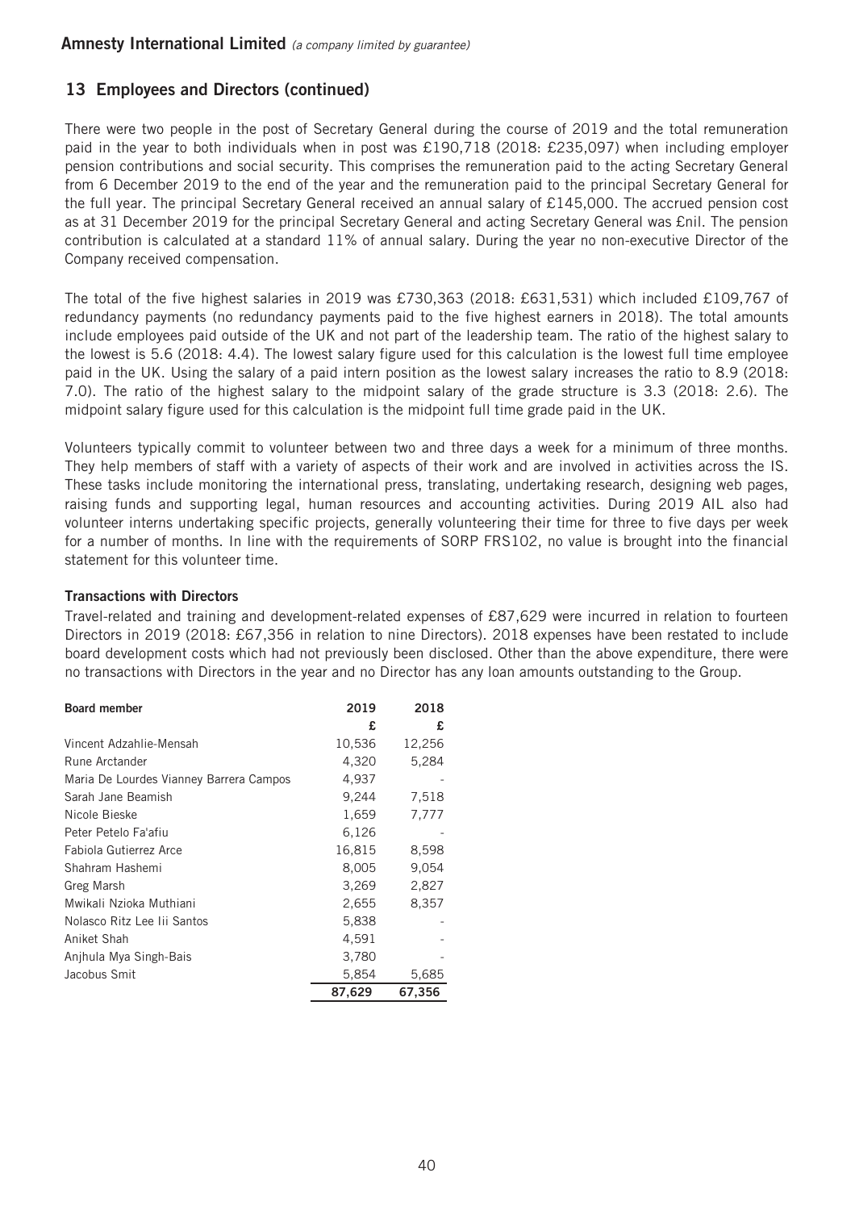## 13 Employees and Directors (continued)

There were two people in the post of Secretary General during the course of 2019 and the total remuneration paid in the year to both individuals when in post was £190,718 (2018: £235,097) when including employer pension contributions and social security. This comprises the remuneration paid to the acting Secretary General from 6 December 2019 to the end of the year and the remuneration paid to the principal Secretary General for the full year. The principal Secretary General received an annual salary of £145,000. The accrued pension cost as at 31 December 2019 for the principal Secretary General and acting Secretary General was £nil. The pension contribution is calculated at a standard 11% of annual salary. During the year no non-executive Director of the Company received compensation.

The total of the five highest salaries in 2019 was £730,363 (2018: £631,531) which included £109,767 of redundancy payments (no redundancy payments paid to the five highest earners in 2018). The total amounts include employees paid outside of the UK and not part of the leadership team. The ratio of the highest salary to the lowest is 5.6 (2018: 4.4). The lowest salary figure used for this calculation is the lowest full time employee paid in the UK. Using the salary of a paid intern position as the lowest salary increases the ratio to 8.9 (2018: 7.0). The ratio of the highest salary to the midpoint salary of the grade structure is 3.3 (2018: 2.6). The midpoint salary figure used for this calculation is the midpoint full time grade paid in the UK.

Volunteers typically commit to volunteer between two and three days a week for a minimum of three months. They help members of staff with a variety of aspects of their work and are involved in activities across the IS. These tasks include monitoring the international press, translating, undertaking research, designing web pages, raising funds and supporting legal, human resources and accounting activities. During 2019 AIL also had volunteer interns undertaking specific projects, generally volunteering their time for three to five days per week for a number of months. In line with the requirements of SORP FRS102, no value is brought into the financial statement for this volunteer time.

**Transactions with Directors**

Travel-related and training and development-related expenses of £87,629 were incurred in relation to fourteen Directors in 2019 (2018: £67,356 in relation to nine Directors). 2018 expenses have been restated to include board development costs which had not previously been disclosed. Other than the above expenditure, there were no transactions with Directors in the year and no Director has any loan amounts outstanding to the Group.

| Board member | 2019 | 2018 |
|---|---|---|
| | £ | £ |
| Vincent Adzahlie-Mensah | 10,536 | 12,256 |
| Rune Arctander | 4,320 | 5,284 |
| Maria De Lourdes Vianney Barrera Campos | 4,937 | - |
| Sarah Jane Beamish | 9,244 | 7,518 |
| Nicole Bieske | 1,659 | 7,777 |
| Peter Petelo Fa'afiu | 6,126 | - |
| Fabiola Gutierrez Arce | 16,815 | 8,598 |
| Shahram Hashemi | 8,005 | 9,054 |
| Greg Marsh | 3,269 | 2,827 |
| Mwikali Nzioka Muthiani | 2,655 | 8,357 |
| Nolasco Ritz Lee Iii Santos | 5,838 | - |
| Aniket Shah | 4,591 | - |
| Anjhula Mya Singh-Bais | 3,780 | - |
| Jacobus Smit | 5,854 | 5,685 |
| | **87,629** | **67,356** |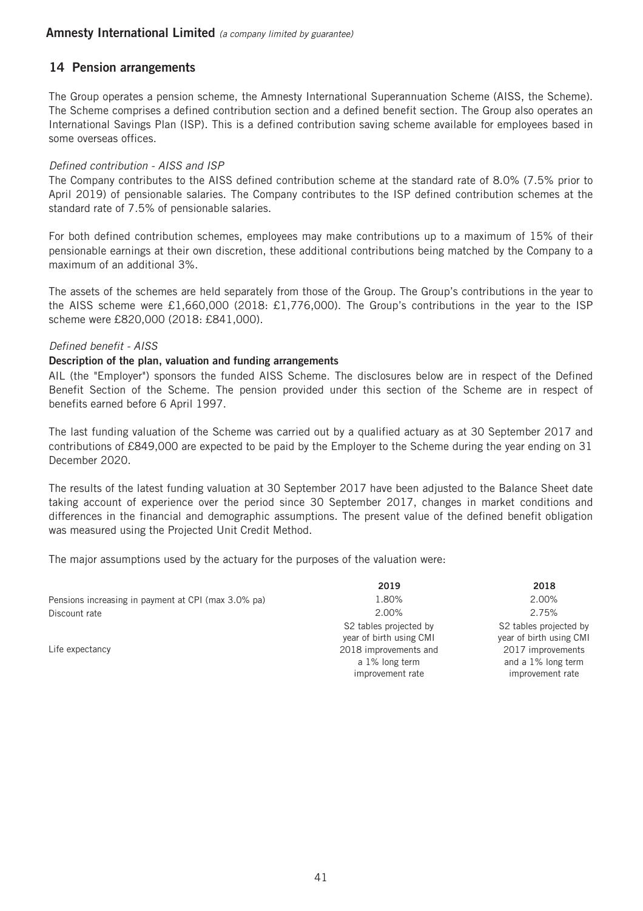## 14 Pension arrangements

The Group operates a pension scheme, the Amnesty International Superannuation Scheme (AISS, the Scheme). The Scheme comprises a defined contribution section and a defined benefit section. The Group also operates an International Savings Plan (ISP). This is a defined contribution saving scheme available for employees based in some overseas offices.

*Defined contribution - AISS and ISP*

The Company contributes to the AISS defined contribution scheme at the standard rate of 8.0% (7.5% prior to April 2019) of pensionable salaries. The Company contributes to the ISP defined contribution schemes at the standard rate of 7.5% of pensionable salaries.

For both defined contribution schemes, employees may make contributions up to a maximum of 15% of their pensionable earnings at their own discretion, these additional contributions being matched by the Company to a maximum of an additional 3%.

The assets of the schemes are held separately from those of the Group. The Group's contributions in the year to the AISS scheme were £1,660,000 (2018: £1,776,000). The Group's contributions in the year to the ISP scheme were £820,000 (2018: £841,000).

*Defined benefit - AISS*

**Description of the plan, valuation and funding arrangements**

AIL (the "Employer") sponsors the funded AISS Scheme. The disclosures below are in respect of the Defined Benefit Section of the Scheme. The pension provided under this section of the Scheme are in respect of benefits earned before 6 April 1997.

The last funding valuation of the Scheme was carried out by a qualified actuary as at 30 September 2017 and contributions of £849,000 are expected to be paid by the Employer to the Scheme during the year ending on 31 December 2020.

The results of the latest funding valuation at 30 September 2017 have been adjusted to the Balance Sheet date taking account of experience over the period since 30 September 2017, changes in market conditions and differences in the financial and demographic assumptions. The present value of the defined benefit obligation was measured using the Projected Unit Credit Method.

The major assumptions used by the actuary for the purposes of the valuation were:

| | 2019 | 2018 |
|---|---|---|
| Pensions increasing in payment at CPI (max 3.0% pa) | 1.80% | 2.00% |
| Discount rate | 2.00% | 2.75% |
| Life expectancy | S2 tables projected by year of birth using CMI 2018 improvements and a 1% long term improvement rate | S2 tables projected by year of birth using CMI 2017 improvements and a 1% long term improvement rate |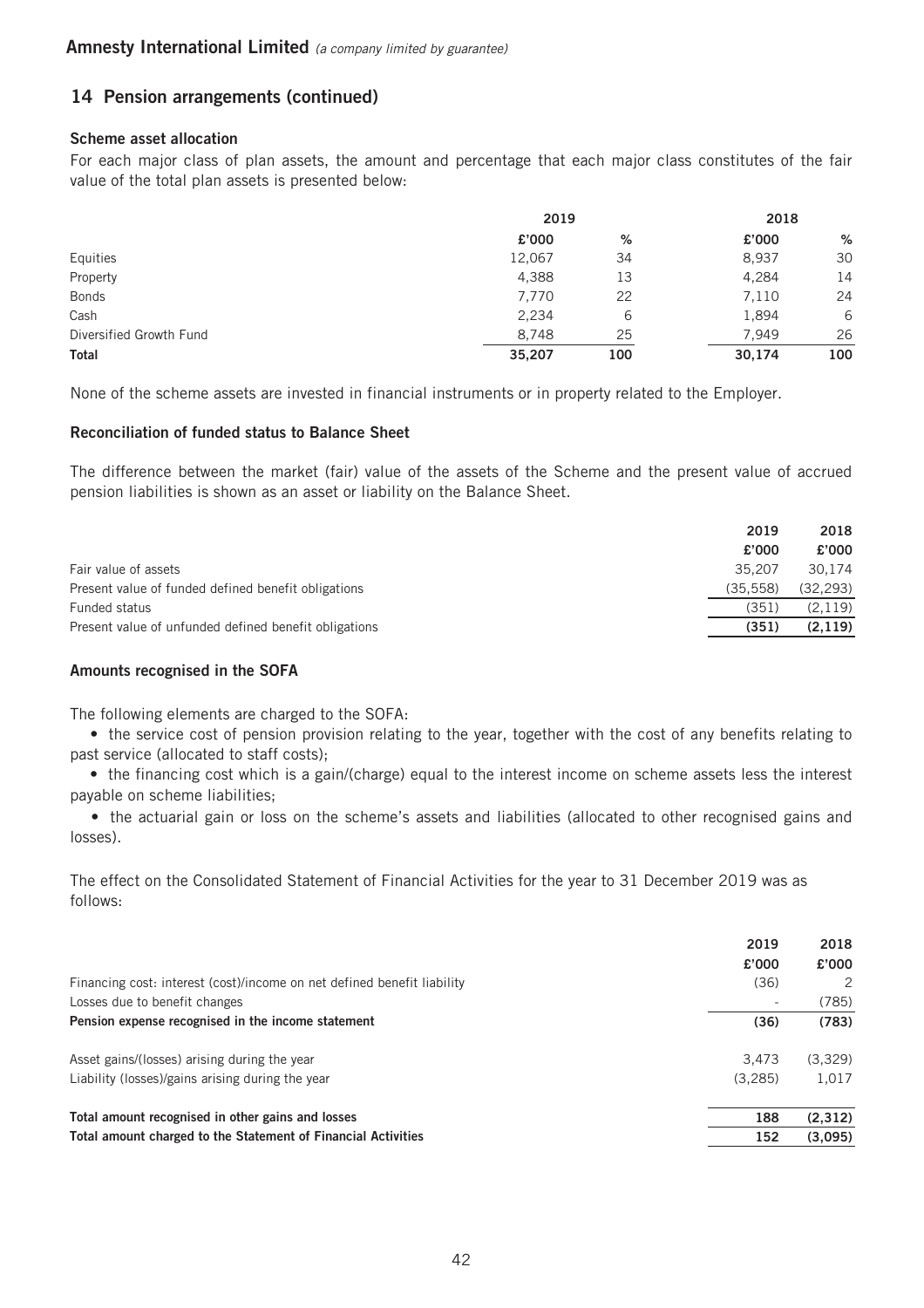## 14 Pension arrangements (continued)

### Scheme asset allocation

For each major class of plan assets, the amount and percentage that each major class constitutes of the fair value of the total plan assets is presented below:

| | 2019 | | 2018 | |
|---|---|---|---|---|
| | £'000 | % | £'000 | % |
| Equities | 12,067 | 34 | 8,937 | 30 |
| Property | 4,388 | 13 | 4,284 | 14 |
| Bonds | 7,770 | 22 | 7,110 | 24 |
| Cash | 2,234 | 6 | 1,894 | 6 |
| Diversified Growth Fund | 8,748 | 25 | 7,949 | 26 |
| **Total** | **35,207** | **100** | **30,174** | **100** |

None of the scheme assets are invested in financial instruments or in property related to the Employer.

### Reconciliation of funded status to Balance Sheet

The difference between the market (fair) value of the assets of the Scheme and the present value of accrued pension liabilities is shown as an asset or liability on the Balance Sheet.

| | 2019 | 2018 |
|---|---|---|
| | £'000 | £'000 |
| Fair value of assets | 35,207 | 30,174 |
| Present value of funded defined benefit obligations | (35,558) | (32,293) |
| Funded status | (351) | (2,119) |
| Present value of unfunded defined benefit obligations | **(351)** | **(2,119)** |

### Amounts recognised in the SOFA

The following elements are charged to the SOFA:

- the service cost of pension provision relating to the year, together with the cost of any benefits relating to past service (allocated to staff costs);
- the financing cost which is a gain/(charge) equal to the interest income on scheme assets less the interest payable on scheme liabilities;
- the actuarial gain or loss on the scheme's assets and liabilities (allocated to other recognised gains and losses).

The effect on the Consolidated Statement of Financial Activities for the year to 31 December 2019 was as follows:

| | 2019 | 2018 |
|---|---|---|
| | £'000 | £'000 |
| Financing cost: interest (cost)/income on net defined benefit liability | (36) | 2 |
| Losses due to benefit changes | - | (785) |
| **Pension expense recognised in the income statement** | **(36)** | **(783)** |
| Asset gains/(losses) arising during the year | 3,473 | (3,329) |
| Liability (losses)/gains arising during the year | (3,285) | 1,017 |
| **Total amount recognised in other gains and losses** | **188** | **(2,312)** |
| **Total amount charged to the Statement of Financial Activities** | **152** | **(3,095)** |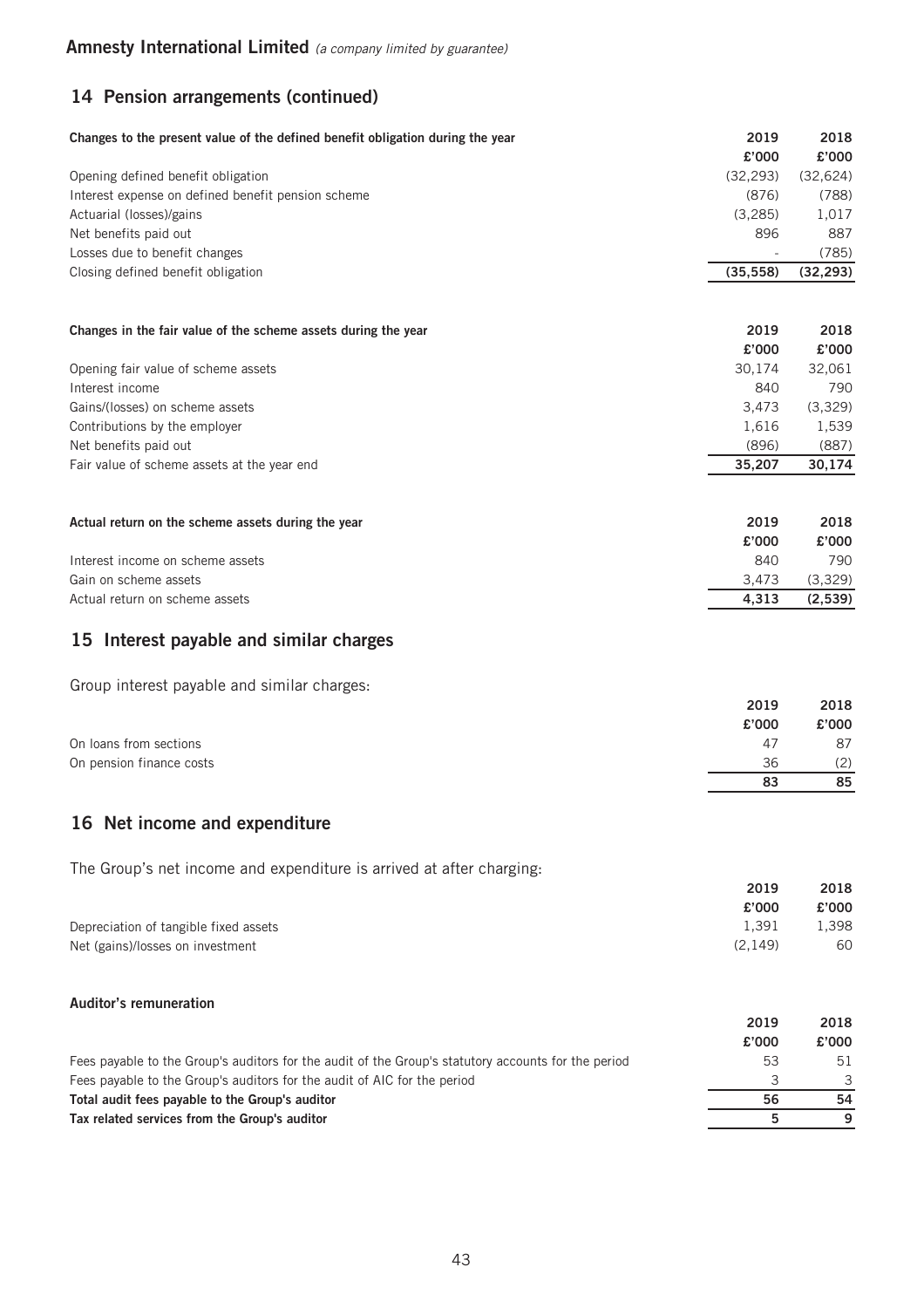## 14 Pension arrangements (continued)

| Changes to the present value of the defined benefit obligation during the year | 2019 | 2018 |
|---|---|---|
| | £'000 | £'000 |
| Opening defined benefit obligation | (32,293) | (32,624) |
| Interest expense on defined benefit pension scheme | (876) | (788) |
| Actuarial (losses)/gains | (3,285) | 1,017 |
| Net benefits paid out | 896 | 887 |
| Losses due to benefit changes | - | (785) |
| Closing defined benefit obligation | **(35,558)** | **(32,293)** |

| Changes in the fair value of the scheme assets during the year | 2019 | 2018 |
|---|---|---|
| | £'000 | £'000 |
| Opening fair value of scheme assets | 30,174 | 32,061 |
| Interest income | 840 | 790 |
| Gains/(losses) on scheme assets | 3,473 | (3,329) |
| Contributions by the employer | 1,616 | 1,539 |
| Net benefits paid out | (896) | (887) |
| Fair value of scheme assets at the year end | **35,207** | **30,174** |

| Actual return on the scheme assets during the year | 2019 | 2018 |
|---|---|---|
| | £'000 | £'000 |
| Interest income on scheme assets | 840 | 790 |
| Gain on scheme assets | 3,473 | (3,329) |
| Actual return on scheme assets | **4,313** | **(2,539)** |

## 15 Interest payable and similar charges

Group interest payable and similar charges:

| | 2019 | 2018 |
|---|---|---|
| | £'000 | £'000 |
| On loans from sections | 47 | 87 |
| On pension finance costs | 36 | (2) |
| | **83** | **85** |

## 16 Net income and expenditure

The Group's net income and expenditure is arrived at after charging:

| | 2019 | 2018 |
|---|---|---|
| | £'000 | £'000 |
| Depreciation of tangible fixed assets | 1,391 | 1,398 |
| Net (gains)/losses on investment | (2,149) | 60 |

**Auditor's remuneration**

| | 2019 | 2018 |
|---|---|---|
| | £'000 | £'000 |
| Fees payable to the Group's auditors for the audit of the Group's statutory accounts for the period | 53 | 51 |
| Fees payable to the Group's auditors for the audit of AIC for the period | 3 | 3 |
| **Total audit fees payable to the Group's auditor** | **56** | **54** |
| **Tax related services from the Group's auditor** | **5** | **9** |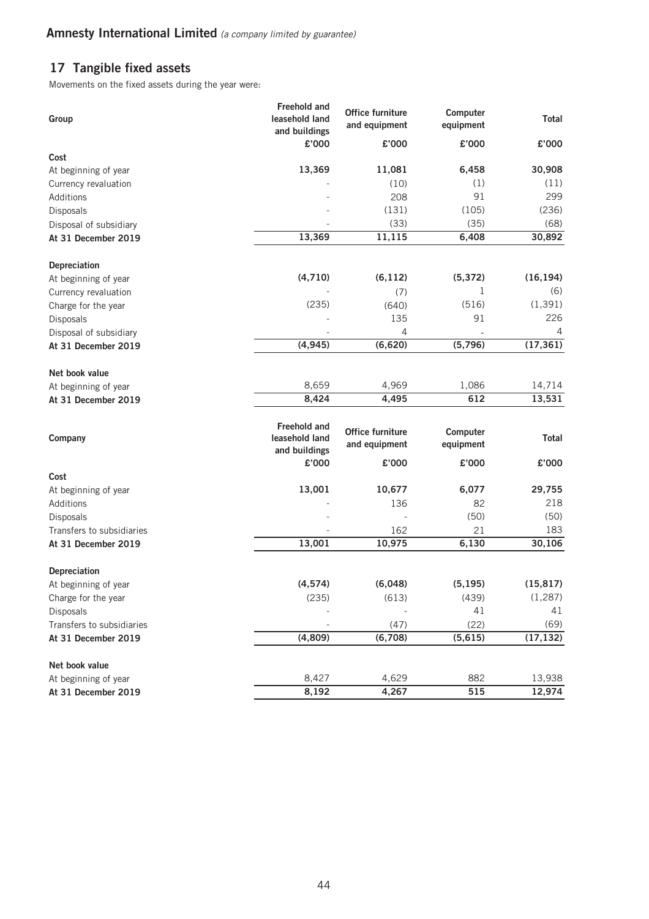**Amnesty International Limited** *(a company limited by guarantee)*

## 17 Tangible fixed assets

Movements on the fixed assets during the year were:

| Group | Freehold and leasehold land and buildings | Office furniture and equipment | Computer equipment | Total |
|---|---|---|---|---|
| | £'000 | £'000 | £'000 | £'000 |
| **Cost** | | | | |
| At beginning of year | **13,369** | **11,081** | **6,458** | **30,908** |
| Currency revaluation | - | (10) | (1) | (11) |
| Additions | - | 208 | 91 | 299 |
| Disposals | - | (131) | (105) | (236) |
| Disposal of subsidiary | - | (33) | (35) | (68) |
| **At 31 December 2019** | **13,369** | **11,115** | **6,408** | **30,892** |
| **Depreciation** | | | | |
| At beginning of year | **(4,710)** | **(6,112)** | **(5,372)** | **(16,194)** |
| Currency revaluation | - | (7) | 1 | (6) |
| Charge for the year | (235) | (640) | (516) | (1,391) |
| Disposals | - | 135 | 91 | 226 |
| Disposal of subsidiary | - | 4 | - | 4 |
| **At 31 December 2019** | **(4,945)** | **(6,620)** | **(5,796)** | **(17,361)** |
| **Net book value** | | | | |
| At beginning of year | 8,659 | 4,969 | 1,086 | 14,714 |
| **At 31 December 2019** | **8,424** | **4,495** | **612** | **13,531** |

| Company | Freehold and leasehold land and buildings | Office furniture and equipment | Computer equipment | Total |
|---|---|---|---|---|
| | £'000 | £'000 | £'000 | £'000 |
| **Cost** | | | | |
| At beginning of year | **13,001** | **10,677** | **6,077** | **29,755** |
| Additions | - | 136 | 82 | 218 |
| Disposals | - | - | (50) | (50) |
| Transfers to subsidiaries | - | 162 | 21 | 183 |
| **At 31 December 2019** | **13,001** | **10,975** | **6,130** | **30,106** |
| **Depreciation** | | | | |
| At beginning of year | **(4,574)** | **(6,048)** | **(5,195)** | **(15,817)** |
| Charge for the year | (235) | (613) | (439) | (1,287) |
| Disposals | - | - | 41 | 41 |
| Transfers to subsidiaries | - | (47) | (22) | (69) |
| **At 31 December 2019** | **(4,809)** | **(6,708)** | **(5,615)** | **(17,132)** |
| **Net book value** | | | | |
| At beginning of year | 8,427 | 4,629 | 882 | 13,938 |
| **At 31 December 2019** | **8,192** | **4,267** | **515** | **12,974** |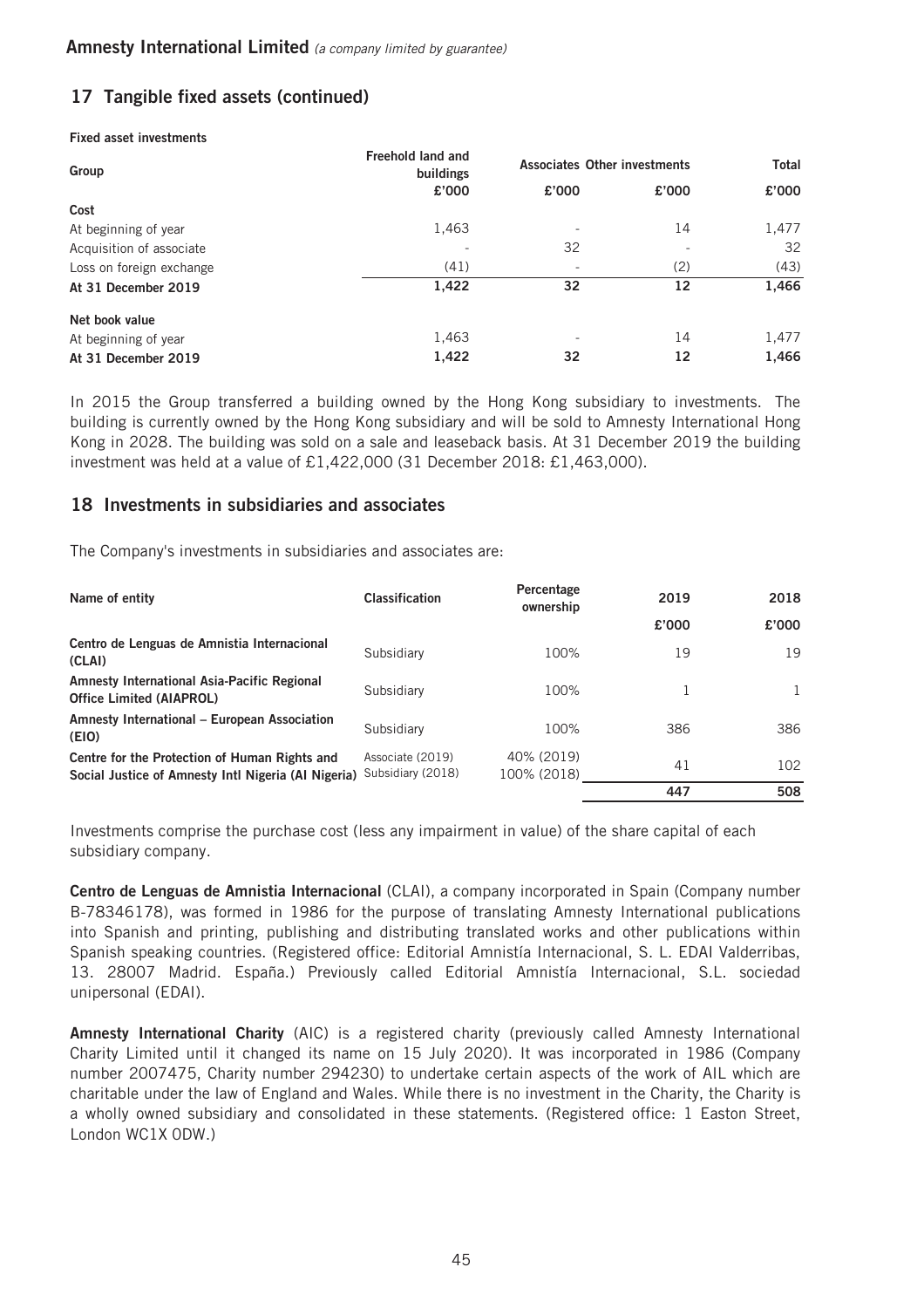## 17 Tangible fixed assets (continued)

**Fixed asset investments**

| Group | Freehold land and buildings | Associates | Other investments | Total |
|---|---|---|---|---|
| | £'000 | £'000 | £'000 | £'000 |
| **Cost** | | | | |
| At beginning of year | 1,463 | - | 14 | 1,477 |
| Acquisition of associate | - | 32 | - | 32 |
| Loss on foreign exchange | (41) | - | (2) | (43) |
| **At 31 December 2019** | **1,422** | **32** | **12** | **1,466** |
| **Net book value** | | | | |
| At beginning of year | 1,463 | - | 14 | 1,477 |
| **At 31 December 2019** | **1,422** | **32** | **12** | **1,466** |

In 2015 the Group transferred a building owned by the Hong Kong subsidiary to investments. The building is currently owned by the Hong Kong subsidiary and will be sold to Amnesty International Hong Kong in 2028. The building was sold on a sale and leaseback basis. At 31 December 2019 the building investment was held at a value of £1,422,000 (31 December 2018: £1,463,000).

## 18 Investments in subsidiaries and associates

The Company's investments in subsidiaries and associates are:

| Name of entity | Classification | Percentage ownership | 2019 | 2018 |
|---|---|---|---|---|
| | | | £'000 | £'000 |
| **Centro de Lenguas de Amnistia Internacional (CLAI)** | Subsidiary | 100% | 19 | 19 |
| **Amnesty International Asia-Pacific Regional Office Limited (AIAPROL)** | Subsidiary | 100% | 1 | 1 |
| **Amnesty International – European Association (EIO)** | Subsidiary | 100% | 386 | 386 |
| **Centre for the Protection of Human Rights and Social Justice of Amnesty Intl Nigeria (AI Nigeria)** | Associate (2019) Subsidiary (2018) | 40% (2019) 100% (2018) | 41 | 102 |
| | | | **447** | **508** |

Investments comprise the purchase cost (less any impairment in value) of the share capital of each subsidiary company.

**Centro de Lenguas de Amnistia Internacional** (CLAI), a company incorporated in Spain (Company number B-78346178), was formed in 1986 for the purpose of translating Amnesty International publications into Spanish and printing, publishing and distributing translated works and other publications within Spanish speaking countries. (Registered office: Editorial Amnistía Internacional, S. L. EDAI Valderribas, 13. 28007 Madrid. España.) Previously called Editorial Amnistía Internacional, S.L. sociedad unipersonal (EDAI).

**Amnesty International Charity** (AIC) is a registered charity (previously called Amnesty International Charity Limited until it changed its name on 15 July 2020). It was incorporated in 1986 (Company number 2007475, Charity number 294230) to undertake certain aspects of the work of AIL which are charitable under the law of England and Wales. While there is no investment in the Charity, the Charity is a wholly owned subsidiary and consolidated in these statements. (Registered office: 1 Easton Street, London WC1X 0DW.)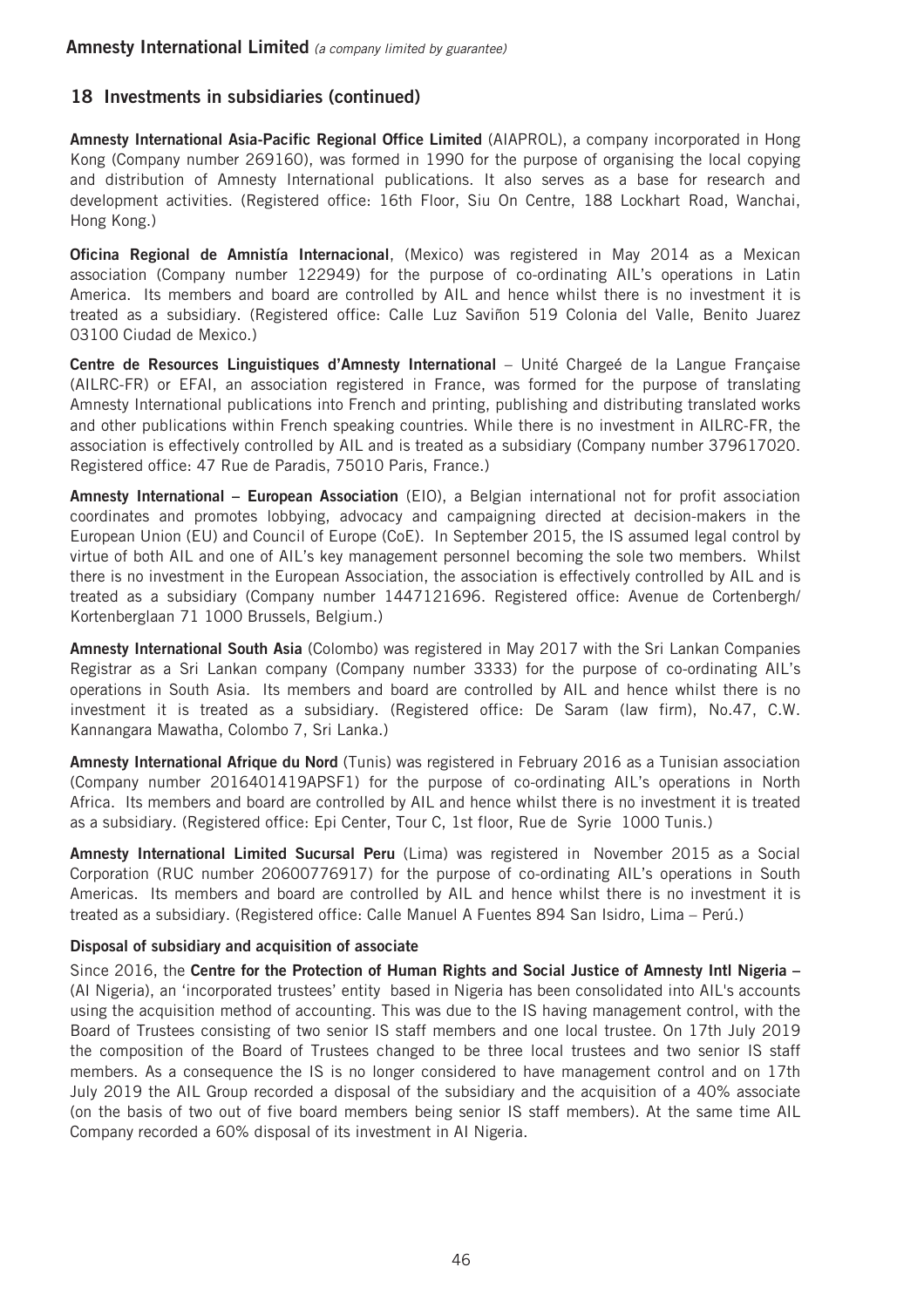## 18 Investments in subsidiaries (continued)

**Amnesty International Asia-Pacific Regional Office Limited** (AIAPROL), a company incorporated in Hong Kong (Company number 269160), was formed in 1990 for the purpose of organising the local copying and distribution of Amnesty International publications. It also serves as a base for research and development activities. (Registered office: 16th Floor, Siu On Centre, 188 Lockhart Road, Wanchai, Hong Kong.)

**Oficina Regional de Amnistía Internacional**, (Mexico) was registered in May 2014 as a Mexican association (Company number 122949) for the purpose of co-ordinating AIL's operations in Latin America. Its members and board are controlled by AIL and hence whilst there is no investment it is treated as a subsidiary. (Registered office: Calle Luz Saviñon 519 Colonia del Valle, Benito Juarez 03100 Ciudad de Mexico.)

**Centre de Resources Linguistiques d'Amnesty International** – Unité Chargeé de la Langue Française (AILRC-FR) or EFAI, an association registered in France, was formed for the purpose of translating Amnesty International publications into French and printing, publishing and distributing translated works and other publications within French speaking countries. While there is no investment in AILRC-FR, the association is effectively controlled by AIL and is treated as a subsidiary (Company number 379617020. Registered office: 47 Rue de Paradis, 75010 Paris, France.)

**Amnesty International – European Association** (EIO), a Belgian international not for profit association coordinates and promotes lobbying, advocacy and campaigning directed at decision-makers in the European Union (EU) and Council of Europe (CoE). In September 2015, the IS assumed legal control by virtue of both AIL and one of AIL's key management personnel becoming the sole two members. Whilst there is no investment in the European Association, the association is effectively controlled by AIL and is treated as a subsidiary (Company number 1447121696. Registered office: Avenue de Cortenbergh/ Kortenberglaan 71 1000 Brussels, Belgium.)

**Amnesty International South Asia** (Colombo) was registered in May 2017 with the Sri Lankan Companies Registrar as a Sri Lankan company (Company number 3333) for the purpose of co-ordinating AIL's operations in South Asia. Its members and board are controlled by AIL and hence whilst there is no investment it is treated as a subsidiary. (Registered office: De Saram (law firm), No.47, C.W. Kannangara Mawatha, Colombo 7, Sri Lanka.)

**Amnesty International Afrique du Nord** (Tunis) was registered in February 2016 as a Tunisian association (Company number 2016401419APSF1) for the purpose of co-ordinating AIL's operations in North Africa. Its members and board are controlled by AIL and hence whilst there is no investment it is treated as a subsidiary. (Registered office: Epi Center, Tour C, 1st floor, Rue de Syrie 1000 Tunis.)

**Amnesty International Limited Sucursal Peru** (Lima) was registered in November 2015 as a Social Corporation (RUC number 20600776917) for the purpose of co-ordinating AIL's operations in South Americas. Its members and board are controlled by AIL and hence whilst there is no investment it is treated as a subsidiary. (Registered office: Calle Manuel A Fuentes 894 San Isidro, Lima – Perú.)

**Disposal of subsidiary and acquisition of associate**

Since 2016, the **Centre for the Protection of Human Rights and Social Justice of Amnesty Intl Nigeria** – (AI Nigeria), an 'incorporated trustees' entity based in Nigeria has been consolidated into AIL's accounts using the acquisition method of accounting. This was due to the IS having management control, with the Board of Trustees consisting of two senior IS staff members and one local trustee. On 17th July 2019 the composition of the Board of Trustees changed to be three local trustees and two senior IS staff members. As a consequence the IS is no longer considered to have management control and on 17th July 2019 the AIL Group recorded a disposal of the subsidiary and the acquisition of a 40% associate (on the basis of two out of five board members being senior IS staff members). At the same time AIL Company recorded a 60% disposal of its investment in AI Nigeria.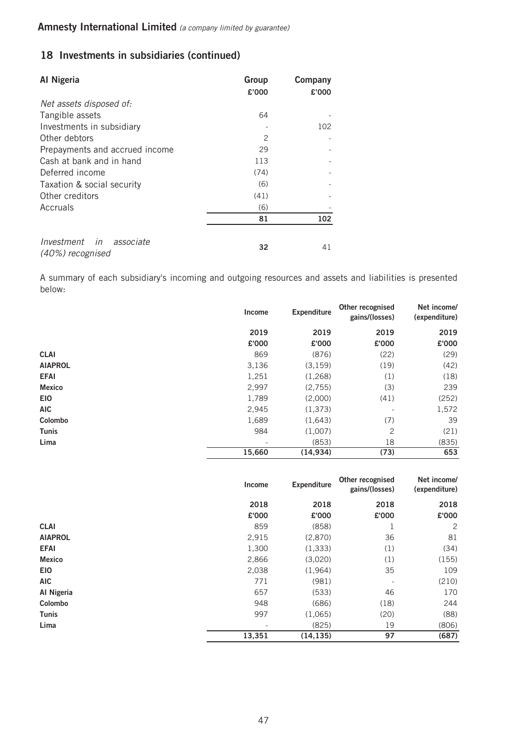## 18 Investments in subsidiaries (continued)

| AI Nigeria | Group £'000 | Company £'000 |
|---|---|---|
| *Net assets disposed of:* | | |
| Tangible assets | 64 | - |
| Investments in subsidiary | - | 102 |
| Other debtors | 2 | - |
| Prepayments and accrued income | 29 | - |
| Cash at bank and in hand | 113 | - |
| Deferred income | (74) | - |
| Taxation & social security | (6) | - |
| Other creditors | (41) | - |
| Accruals | (6) | - |
| | **81** | **102** |
| *Investment in associate (40%) recognised* | **32** | 41 |

A summary of each subsidiary's incoming and outgoing resources and assets and liabilities is presented below:

| | Income 2019 £'000 | Expenditure 2019 £'000 | Other recognised gains/(losses) 2019 £'000 | Net income/ (expenditure) 2019 £'000 |
|---|---|---|---|---|
| **CLAI** | 869 | (876) | (22) | (29) |
| **AIAPROL** | 3,136 | (3,159) | (19) | (42) |
| **EFAI** | 1,251 | (1,268) | (1) | (18) |
| **Mexico** | 2,997 | (2,755) | (3) | 239 |
| **EIO** | 1,789 | (2,000) | (41) | (252) |
| **AIC** | 2,945 | (1,373) | - | 1,572 |
| **Colombo** | 1,689 | (1,643) | (7) | 39 |
| **Tunis** | 984 | (1,007) | 2 | (21) |
| **Lima** | - | (853) | 18 | (835) |
| | **15,660** | **(14,934)** | **(73)** | **653** |

| | Income 2018 £'000 | Expenditure 2018 £'000 | Other recognised gains/(losses) 2018 £'000 | Net income/ (expenditure) 2018 £'000 |
|---|---|---|---|---|
| **CLAI** | 859 | (858) | 1 | 2 |
| **AIAPROL** | 2,915 | (2,870) | 36 | 81 |
| **EFAI** | 1,300 | (1,333) | (1) | (34) |
| **Mexico** | 2,866 | (3,020) | (1) | (155) |
| **EIO** | 2,038 | (1,964) | 35 | 109 |
| **AIC** | 771 | (981) | - | (210) |
| **AI Nigeria** | 657 | (533) | 46 | 170 |
| **Colombo** | 948 | (686) | (18) | 244 |
| **Tunis** | 997 | (1,065) | (20) | (88) |
| **Lima** | - | (825) | 19 | (806) |
| | **13,351** | **(14,135)** | **97** | **(687)** |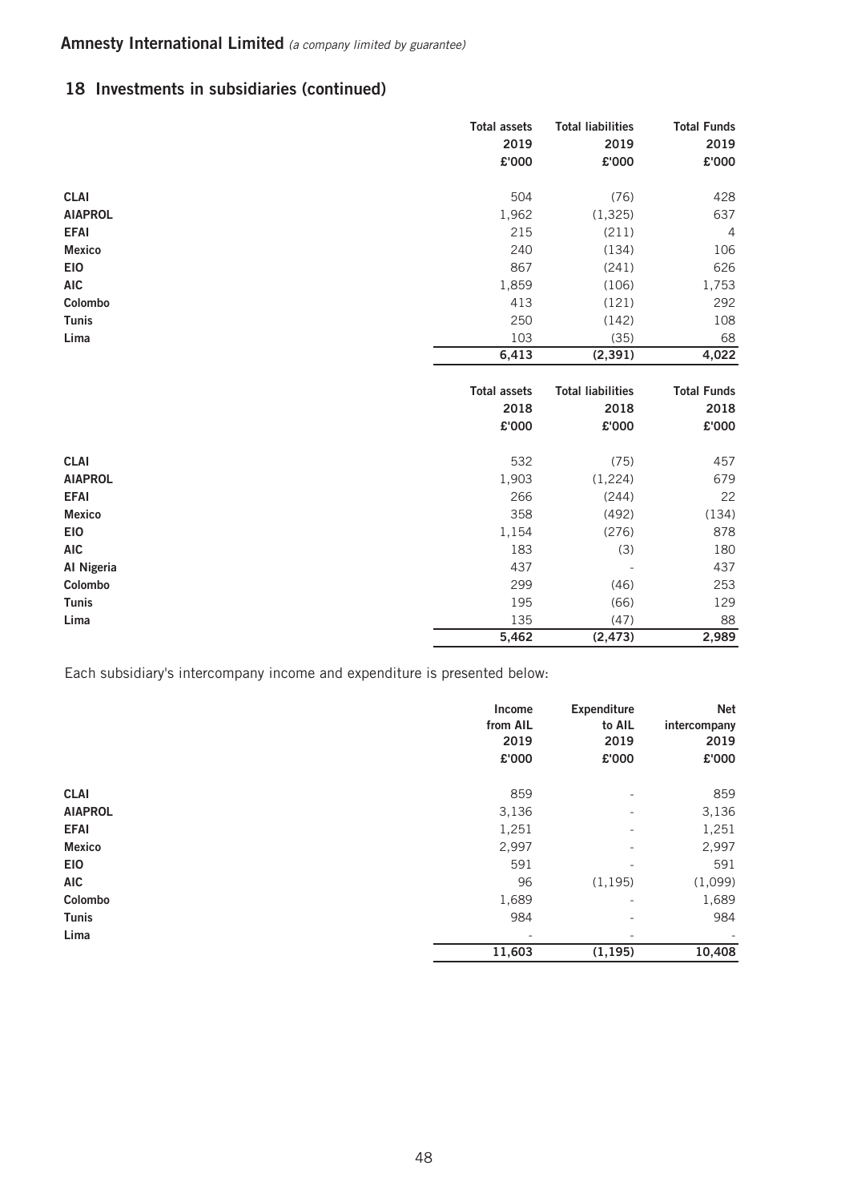**Amnesty International Limited** *(a company limited by guarantee)*

## 18 Investments in subsidiaries (continued)

| | Total assets 2019 £'000 | Total liabilities 2019 £'000 | Total Funds 2019 £'000 |
|---|---|---|---|
| **CLAI** | 504 | (76) | 428 |
| **AIAPROL** | 1,962 | (1,325) | 637 |
| **EFAI** | 215 | (211) | 4 |
| **Mexico** | 240 | (134) | 106 |
| **EIO** | 867 | (241) | 626 |
| **AIC** | 1,859 | (106) | 1,753 |
| **Colombo** | 413 | (121) | 292 |
| **Tunis** | 250 | (142) | 108 |
| **Lima** | 103 | (35) | 68 |
| | **6,413** | **(2,391)** | **4,022** |

| | Total assets 2018 £'000 | Total liabilities 2018 £'000 | Total Funds 2018 £'000 |
|---|---|---|---|
| **CLAI** | 532 | (75) | 457 |
| **AIAPROL** | 1,903 | (1,224) | 679 |
| **EFAI** | 266 | (244) | 22 |
| **Mexico** | 358 | (492) | (134) |
| **EIO** | 1,154 | (276) | 878 |
| **AIC** | 183 | (3) | 180 |
| **AI Nigeria** | 437 | - | 437 |
| **Colombo** | 299 | (46) | 253 |
| **Tunis** | 195 | (66) | 129 |
| **Lima** | 135 | (47) | 88 |
| | **5,462** | **(2,473)** | **2,989** |

Each subsidiary's intercompany income and expenditure is presented below:

| | Income from AIL 2019 £'000 | Expenditure to AIL 2019 £'000 | Net intercompany 2019 £'000 |
|---|---|---|---|
| **CLAI** | 859 | - | 859 |
| **AIAPROL** | 3,136 | - | 3,136 |
| **EFAI** | 1,251 | - | 1,251 |
| **Mexico** | 2,997 | - | 2,997 |
| **EIO** | 591 | - | 591 |
| **AIC** | 96 | (1,195) | (1,099) |
| **Colombo** | 1,689 | - | 1,689 |
| **Tunis** | 984 | - | 984 |
| **Lima** | - | - | - |
| | **11,603** | **(1,195)** | **10,408** |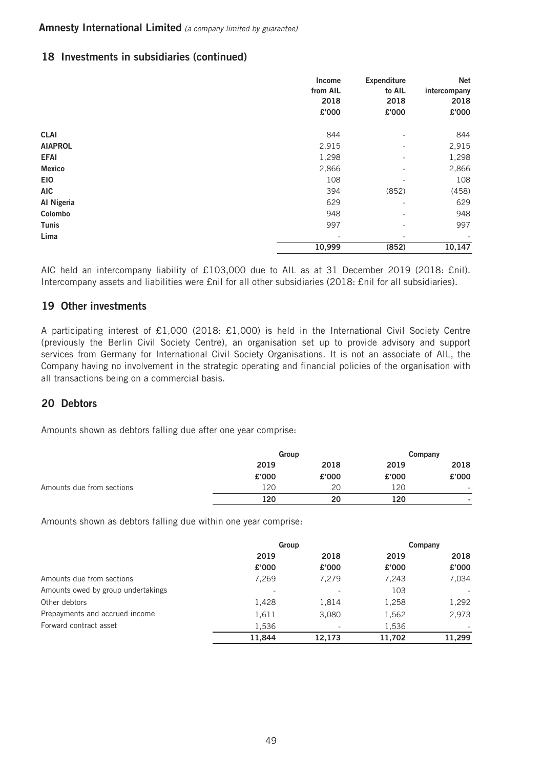**Amnesty International Limited** *(a company limited by guarantee)*

## 18 Investments in subsidiaries (continued)

| | Income from AIL 2018 £'000 | Expenditure to AIL 2018 £'000 | Net intercompany 2018 £'000 |
|---|---|---|---|
| **CLAI** | 844 | - | 844 |
| **AIAPROL** | 2,915 | - | 2,915 |
| **EFAI** | 1,298 | - | 1,298 |
| **Mexico** | 2,866 | - | 2,866 |
| **EIO** | 108 | - | 108 |
| **AIC** | 394 | (852) | (458) |
| **AI Nigeria** | 629 | - | 629 |
| **Colombo** | 948 | - | 948 |
| **Tunis** | 997 | - | 997 |
| **Lima** | - | - | - |
| | **10,999** | **(852)** | **10,147** |

AIC held an intercompany liability of £103,000 due to AIL as at 31 December 2019 (2018: £nil). Intercompany assets and liabilities were £nil for all other subsidiaries (2018: £nil for all subsidiaries).

## 19 Other investments

A participating interest of £1,000 (2018: £1,000) is held in the International Civil Society Centre (previously the Berlin Civil Society Centre), an organisation set up to provide advisory and support services from Germany for International Civil Society Organisations. It is not an associate of AIL, the Company having no involvement in the strategic operating and financial policies of the organisation with all transactions being on a commercial basis.

## 20 Debtors

Amounts shown as debtors falling due after one year comprise:

| | Group | | Company | |
|---|---|---|---|---|
| | 2019 | 2018 | 2019 | 2018 |
| | £'000 | £'000 | £'000 | £'000 |
| Amounts due from sections | 120 | 20 | 120 | - |
| | **120** | **20** | **120** | **-** |

Amounts shown as debtors falling due within one year comprise:

| | Group | | Company | |
|---|---|---|---|---|
| | 2019 | 2018 | 2019 | 2018 |
| | £'000 | £'000 | £'000 | £'000 |
| Amounts due from sections | 7,269 | 7,279 | 7,243 | 7,034 |
| Amounts owed by group undertakings | - | - | 103 | - |
| Other debtors | 1,428 | 1,814 | 1,258 | 1,292 |
| Prepayments and accrued income | 1,611 | 3,080 | 1,562 | 2,973 |
| Forward contract asset | 1,536 | - | 1,536 | - |
| | **11,844** | **12,173** | **11,702** | **11,299** |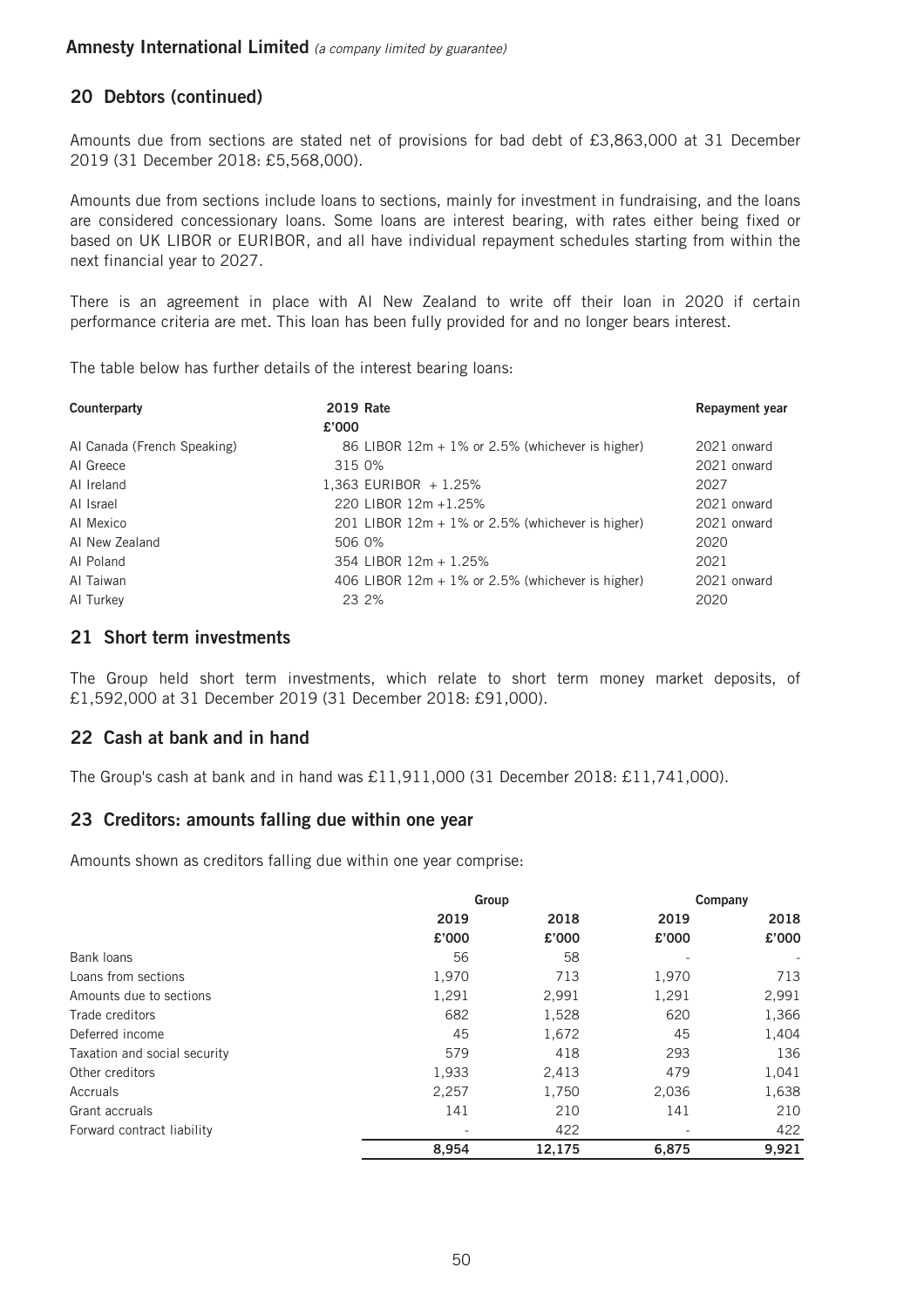Amnesty International Limited *(a company limited by guarantee)*

## 20 Debtors (continued)

Amounts due from sections are stated net of provisions for bad debt of £3,863,000 at 31 December 2019 (31 December 2018: £5,568,000).

Amounts due from sections include loans to sections, mainly for investment in fundraising, and the loans are considered concessionary loans. Some loans are interest bearing, with rates either being fixed or based on UK LIBOR or EURIBOR, and all have individual repayment schedules starting from within the next financial year to 2027.

There is an agreement in place with AI New Zealand to write off their loan in 2020 if certain performance criteria are met. This loan has been fully provided for and no longer bears interest.

The table below has further details of the interest bearing loans:

| Counterparty | 2019 £'000 | Rate | Repayment year |
|---|---|---|---|
| AI Canada (French Speaking) | 86 | LIBOR 12m + 1% or 2.5% (whichever is higher) | 2021 onward |
| AI Greece | 315 | 0% | 2021 onward |
| AI Ireland | 1,363 | EURIBOR + 1.25% | 2027 |
| AI Israel | 220 | LIBOR 12m +1.25% | 2021 onward |
| AI Mexico | 201 | LIBOR 12m + 1% or 2.5% (whichever is higher) | 2021 onward |
| AI New Zealand | 506 | 0% | 2020 |
| AI Poland | 354 | LIBOR 12m + 1.25% | 2021 |
| AI Taiwan | 406 | LIBOR 12m + 1% or 2.5% (whichever is higher) | 2021 onward |
| AI Turkey | 23 | 2% | 2020 |

## 21 Short term investments

The Group held short term investments, which relate to short term money market deposits, of £1,592,000 at 31 December 2019 (31 December 2018: £91,000).

## 22 Cash at bank and in hand

The Group's cash at bank and in hand was £11,911,000 (31 December 2018: £11,741,000).

## 23 Creditors: amounts falling due within one year

Amounts shown as creditors falling due within one year comprise:

| | Group | | Company | |
|---|---|---|---|---|
| | 2019 £'000 | 2018 £'000 | 2019 £'000 | 2018 £'000 |
| Bank loans | 56 | 58 | - | - |
| Loans from sections | 1,970 | 713 | 1,970 | 713 |
| Amounts due to sections | 1,291 | 2,991 | 1,291 | 2,991 |
| Trade creditors | 682 | 1,528 | 620 | 1,366 |
| Deferred income | 45 | 1,672 | 45 | 1,404 |
| Taxation and social security | 579 | 418 | 293 | 136 |
| Other creditors | 1,933 | 2,413 | 479 | 1,041 |
| Accruals | 2,257 | 1,750 | 2,036 | 1,638 |
| Grant accruals | 141 | 210 | 141 | 210 |
| Forward contract liability | - | 422 | - | 422 |
| | **8,954** | **12,175** | **6,875** | **9,921** |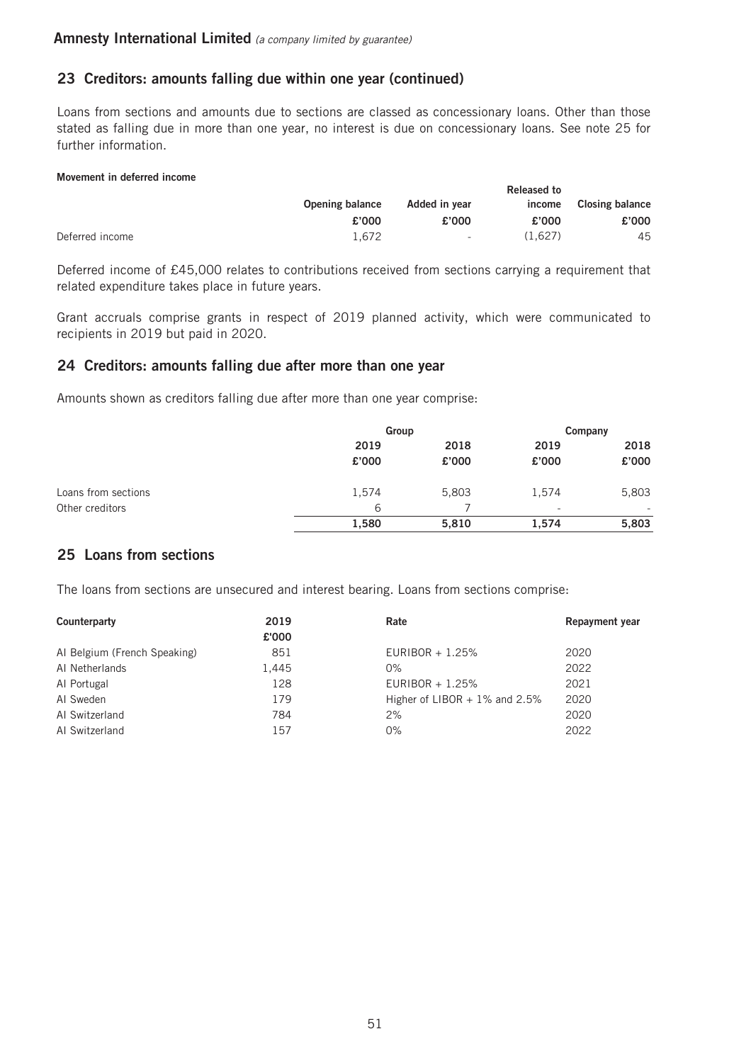**Amnesty International Limited** *(a company limited by guarantee)*

## 23 Creditors: amounts falling due within one year (continued)

Loans from sections and amounts due to sections are classed as concessionary loans. Other than those stated as falling due in more than one year, no interest is due on concessionary loans. See note 25 for further information.

**Movement in deferred income**

| | Opening balance | Added in year | Released to income | Closing balance |
|---|---|---|---|---|
| | £'000 | £'000 | £'000 | £'000 |
| Deferred income | 1,672 | - | (1,627) | 45 |

Deferred income of £45,000 relates to contributions received from sections carrying a requirement that related expenditure takes place in future years.

Grant accruals comprise grants in respect of 2019 planned activity, which were communicated to recipients in 2019 but paid in 2020.

## 24 Creditors: amounts falling due after more than one year

Amounts shown as creditors falling due after more than one year comprise:

| | Group | | Company | |
|---|---|---|---|---|
| | 2019 | 2018 | 2019 | 2018 |
| | £'000 | £'000 | £'000 | £'000 |
| Loans from sections | 1,574 | 5,803 | 1,574 | 5,803 |
| Other creditors | 6 | 7 | - | - |
| | **1,580** | **5,810** | **1,574** | **5,803** |

## 25 Loans from sections

The loans from sections are unsecured and interest bearing. Loans from sections comprise:

| Counterparty | 2019 £'000 | Rate | Repayment year |
|---|---|---|---|
| AI Belgium (French Speaking) | 851 | EURIBOR + 1.25% | 2020 |
| AI Netherlands | 1,445 | 0% | 2022 |
| AI Portugal | 128 | EURIBOR + 1.25% | 2021 |
| AI Sweden | 179 | Higher of LIBOR + 1% and 2.5% | 2020 |
| AI Switzerland | 784 | 2% | 2020 |
| AI Switzerland | 157 | 0% | 2022 |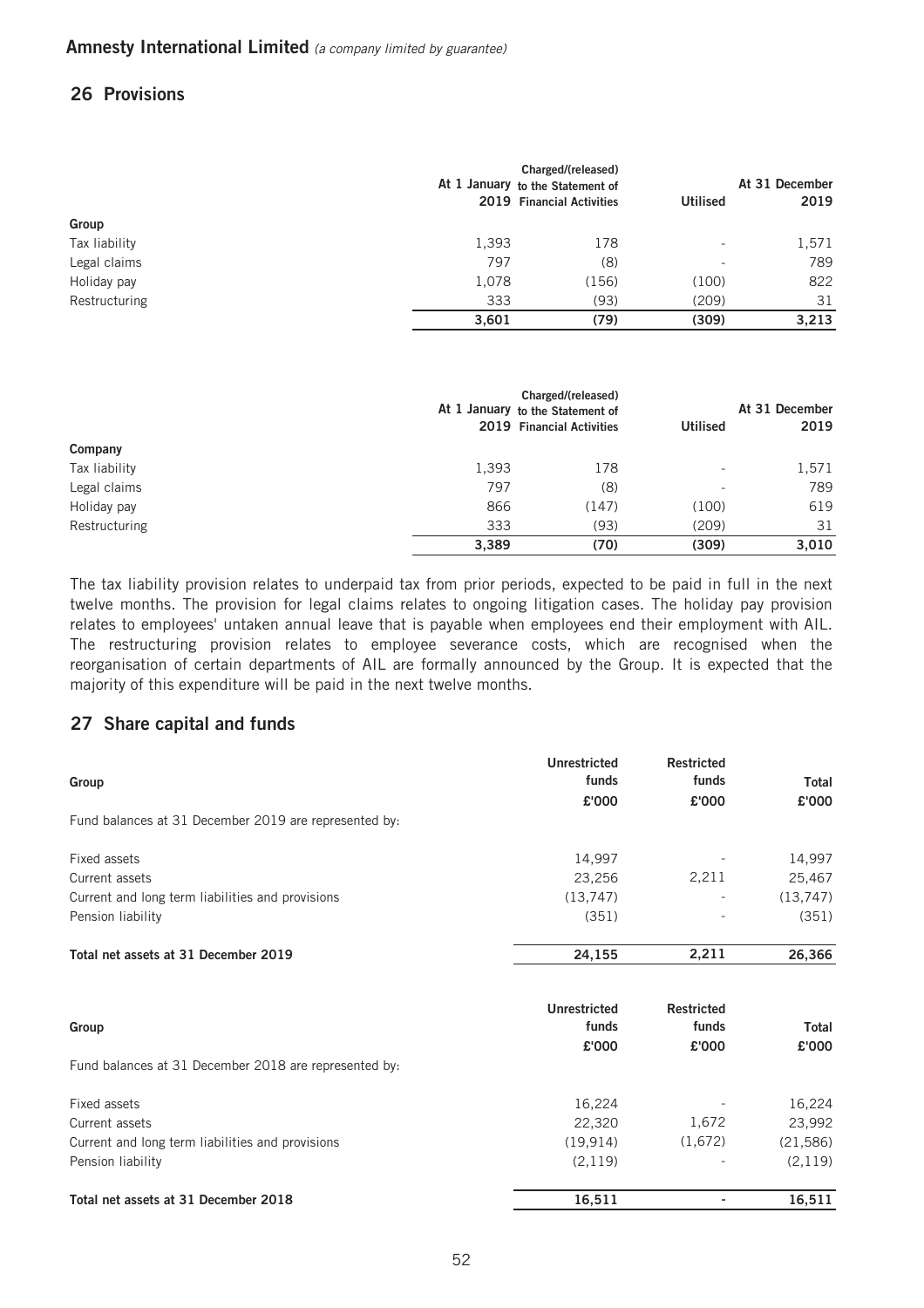**Amnesty International Limited** *(a company limited by guarantee)*

## 26 Provisions

| Group | At 1 January 2019 | Charged/(released) to the Statement of Financial Activities | Utilised | At 31 December 2019 |
|---|---|---|---|---|
| Tax liability | 1,393 | 178 | - | 1,571 |
| Legal claims | 797 | (8) | - | 789 |
| Holiday pay | 1,078 | (156) | (100) | 822 |
| Restructuring | 333 | (93) | (209) | 31 |
| | **3,601** | **(79)** | **(309)** | **3,213** |

| Company | At 1 January 2019 | Charged/(released) to the Statement of Financial Activities | Utilised | At 31 December 2019 |
|---|---|---|---|---|
| Tax liability | 1,393 | 178 | - | 1,571 |
| Legal claims | 797 | (8) | - | 789 |
| Holiday pay | 866 | (147) | (100) | 619 |
| Restructuring | 333 | (93) | (209) | 31 |
| | **3,389** | **(70)** | **(309)** | **3,010** |

The tax liability provision relates to underpaid tax from prior periods, expected to be paid in full in the next twelve months. The provision for legal claims relates to ongoing litigation cases. The holiday pay provision relates to employees' untaken annual leave that is payable when employees end their employment with AIL. The restructuring provision relates to employee severance costs, which are recognised when the reorganisation of certain departments of AIL are formally announced by the Group. It is expected that the majority of this expenditure will be paid in the next twelve months.

## 27 Share capital and funds

| Group | Unrestricted funds £'000 | Restricted funds £'000 | Total £'000 |
|---|---|---|---|
| Fund balances at 31 December 2019 are represented by: | | | |
| Fixed assets | 14,997 | - | 14,997 |
| Current assets | 23,256 | 2,211 | 25,467 |
| Current and long term liabilities and provisions | (13,747) | - | (13,747) |
| Pension liability | (351) | - | (351) |
| **Total net assets at 31 December 2019** | **24,155** | **2,211** | **26,366** |

| Group | Unrestricted funds £'000 | Restricted funds £'000 | Total £'000 |
|---|---|---|---|
| Fund balances at 31 December 2018 are represented by: | | | |
| Fixed assets | 16,224 | - | 16,224 |
| Current assets | 22,320 | 1,672 | 23,992 |
| Current and long term liabilities and provisions | (19,914) | (1,672) | (21,586) |
| Pension liability | (2,119) | - | (2,119) |
| **Total net assets at 31 December 2018** | **16,511** | **-** | **16,511** |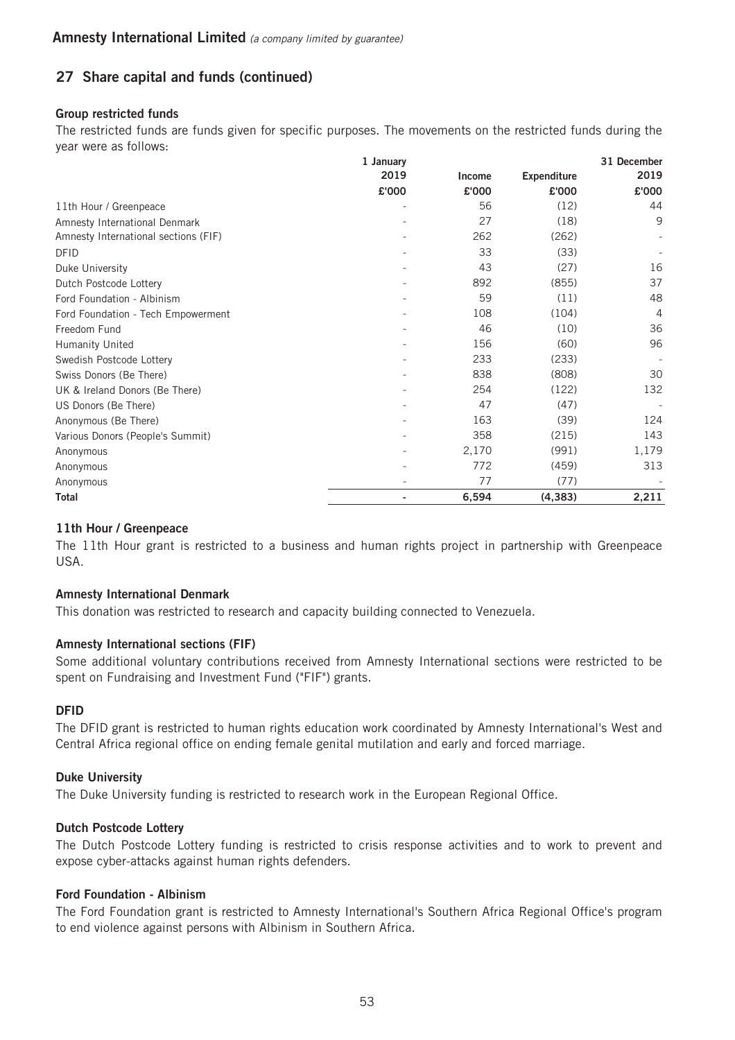**Amnesty International Limited** *(a company limited by guarantee)*

## 27 Share capital and funds (continued)

### Group restricted funds

The restricted funds are funds given for specific purposes. The movements on the restricted funds during the year were as follows:

| | 1 January 2019 £'000 | Income £'000 | Expenditure £'000 | 31 December 2019 £'000 |
|---|---|---|---|---|
| 11th Hour / Greenpeace | - | 56 | (12) | 44 |
| Amnesty International Denmark | - | 27 | (18) | 9 |
| Amnesty International sections (FIF) | - | 262 | (262) | - |
| DFID | - | 33 | (33) | - |
| Duke University | - | 43 | (27) | 16 |
| Dutch Postcode Lottery | - | 892 | (855) | 37 |
| Ford Foundation - Albinism | - | 59 | (11) | 48 |
| Ford Foundation - Tech Empowerment | - | 108 | (104) | 4 |
| Freedom Fund | - | 46 | (10) | 36 |
| Humanity United | - | 156 | (60) | 96 |
| Swedish Postcode Lottery | - | 233 | (233) | - |
| Swiss Donors (Be There) | - | 838 | (808) | 30 |
| UK & Ireland Donors (Be There) | - | 254 | (122) | 132 |
| US Donors (Be There) | - | 47 | (47) | - |
| Anonymous (Be There) | - | 163 | (39) | 124 |
| Various Donors (People's Summit) | - | 358 | (215) | 143 |
| Anonymous | - | 2,170 | (991) | 1,179 |
| Anonymous | - | 772 | (459) | 313 |
| Anonymous | - | 77 | (77) | - |
| **Total** | **-** | **6,594** | **(4,383)** | **2,211** |

#### 11th Hour / Greenpeace

The 11th Hour grant is restricted to a business and human rights project in partnership with Greenpeace USA.

#### Amnesty International Denmark

This donation was restricted to research and capacity building connected to Venezuela.

#### Amnesty International sections (FIF)

Some additional voluntary contributions received from Amnesty International sections were restricted to be spent on Fundraising and Investment Fund ("FIF") grants.

#### DFID

The DFID grant is restricted to human rights education work coordinated by Amnesty International's West and Central Africa regional office on ending female genital mutilation and early and forced marriage.

#### Duke University

The Duke University funding is restricted to research work in the European Regional Office.

#### Dutch Postcode Lottery

The Dutch Postcode Lottery funding is restricted to crisis response activities and to work to prevent and expose cyber-attacks against human rights defenders.

#### Ford Foundation - Albinism

The Ford Foundation grant is restricted to Amnesty International's Southern Africa Regional Office's program to end violence against persons with Albinism in Southern Africa.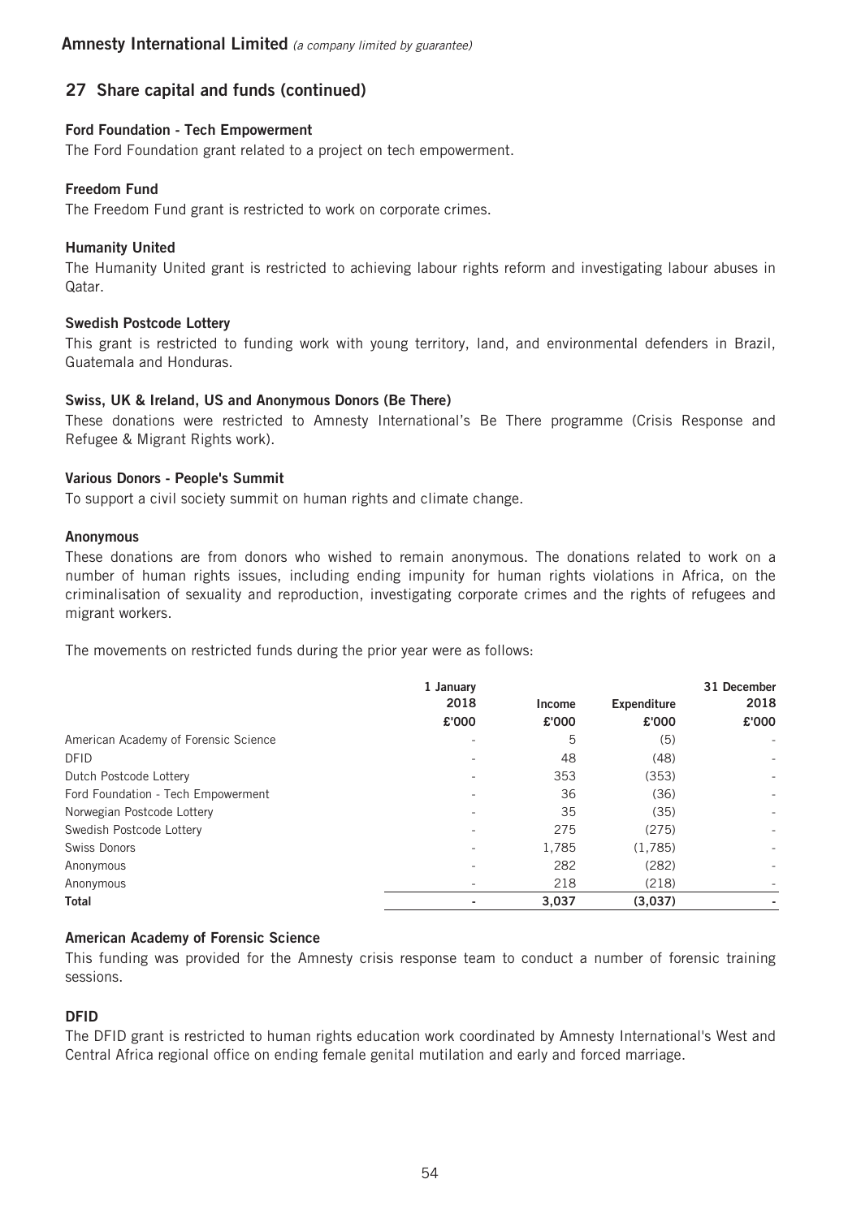## 27 Share capital and funds (continued)

**Ford Foundation - Tech Empowerment**

The Ford Foundation grant related to a project on tech empowerment.

**Freedom Fund**

The Freedom Fund grant is restricted to work on corporate crimes.

**Humanity United**

The Humanity United grant is restricted to achieving labour rights reform and investigating labour abuses in Qatar.

**Swedish Postcode Lottery**

This grant is restricted to funding work with young territory, land, and environmental defenders in Brazil, Guatemala and Honduras.

**Swiss, UK & Ireland, US and Anonymous Donors (Be There)**

These donations were restricted to Amnesty International's Be There programme (Crisis Response and Refugee & Migrant Rights work).

**Various Donors - People's Summit**

To support a civil society summit on human rights and climate change.

**Anonymous**

These donations are from donors who wished to remain anonymous. The donations related to work on a number of human rights issues, including ending impunity for human rights violations in Africa, on the criminalisation of sexuality and reproduction, investigating corporate crimes and the rights of refugees and migrant workers.

The movements on restricted funds during the prior year were as follows:

| | 1 January 2018 £'000 | Income £'000 | Expenditure £'000 | 31 December 2018 £'000 |
|---|---|---|---|---|
| American Academy of Forensic Science | - | 5 | (5) | - |
| DFID | - | 48 | (48) | - |
| Dutch Postcode Lottery | - | 353 | (353) | - |
| Ford Foundation - Tech Empowerment | - | 36 | (36) | - |
| Norwegian Postcode Lottery | - | 35 | (35) | - |
| Swedish Postcode Lottery | - | 275 | (275) | - |
| Swiss Donors | - | 1,785 | (1,785) | - |
| Anonymous | - | 282 | (282) | - |
| Anonymous | - | 218 | (218) | - |
| **Total** | **-** | **3,037** | **(3,037)** | **-** |

**American Academy of Forensic Science**

This funding was provided for the Amnesty crisis response team to conduct a number of forensic training sessions.

**DFID**

The DFID grant is restricted to human rights education work coordinated by Amnesty International's West and Central Africa regional office on ending female genital mutilation and early and forced marriage.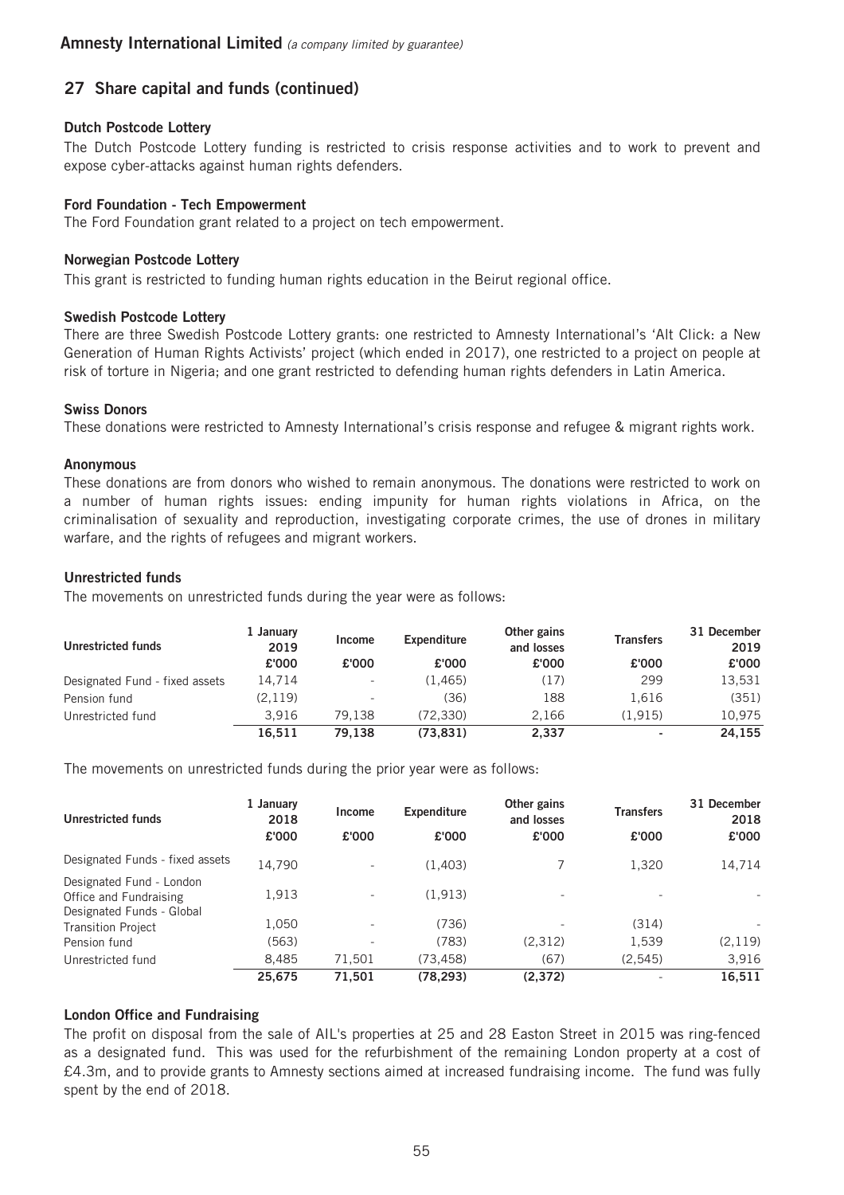## 27 Share capital and funds (continued)

### Dutch Postcode Lottery

The Dutch Postcode Lottery funding is restricted to crisis response activities and to work to prevent and expose cyber-attacks against human rights defenders.

### Ford Foundation - Tech Empowerment

The Ford Foundation grant related to a project on tech empowerment.

### Norwegian Postcode Lottery

This grant is restricted to funding human rights education in the Beirut regional office.

### Swedish Postcode Lottery

There are three Swedish Postcode Lottery grants: one restricted to Amnesty International's 'Alt Click: a New Generation of Human Rights Activists' project (which ended in 2017), one restricted to a project on people at risk of torture in Nigeria; and one grant restricted to defending human rights defenders in Latin America.

### Swiss Donors

These donations were restricted to Amnesty International's crisis response and refugee & migrant rights work.

### Anonymous

These donations are from donors who wished to remain anonymous. The donations were restricted to work on a number of human rights issues: ending impunity for human rights violations in Africa, on the criminalisation of sexuality and reproduction, investigating corporate crimes, the use of drones in military warfare, and the rights of refugees and migrant workers.

### Unrestricted funds

The movements on unrestricted funds during the year were as follows:

| Unrestricted funds | 1 January 2019 | Income | Expenditure | Other gains and losses | Transfers | 31 December 2019 |
|---|---|---|---|---|---|---|
| | £'000 | £'000 | £'000 | £'000 | £'000 | £'000 |
| Designated Fund - fixed assets | 14,714 | - | (1,465) | (17) | 299 | 13,531 |
| Pension fund | (2,119) | - | (36) | 188 | 1,616 | (351) |
| Unrestricted fund | 3,916 | 79,138 | (72,330) | 2,166 | (1,915) | 10,975 |
| | **16,511** | **79,138** | **(73,831)** | **2,337** | **-** | **24,155** |

The movements on unrestricted funds during the prior year were as follows:

| Unrestricted funds | 1 January 2018 | Income | Expenditure | Other gains and losses | Transfers | 31 December 2018 |
|---|---|---|---|---|---|---|
| | £'000 | £'000 | £'000 | £'000 | £'000 | £'000 |
| Designated Funds - fixed assets | 14,790 | - | (1,403) | 7 | 1,320 | 14,714 |
| Designated Fund - London Office and Fundraising | 1,913 | - | (1,913) | - | - | - |
| Designated Funds - Global Transition Project | 1,050 | - | (736) | - | (314) | - |
| Pension fund | (563) | - | (783) | (2,312) | 1,539 | (2,119) |
| Unrestricted fund | 8,485 | 71,501 | (73,458) | (67) | (2,545) | 3,916 |
| | **25,675** | **71,501** | **(78,293)** | **(2,372)** | - | **16,511** |

### London Office and Fundraising

The profit on disposal from the sale of AIL's properties at 25 and 28 Easton Street in 2015 was ring-fenced as a designated fund. This was used for the refurbishment of the remaining London property at a cost of £4.3m, and to provide grants to Amnesty sections aimed at increased fundraising income. The fund was fully spent by the end of 2018.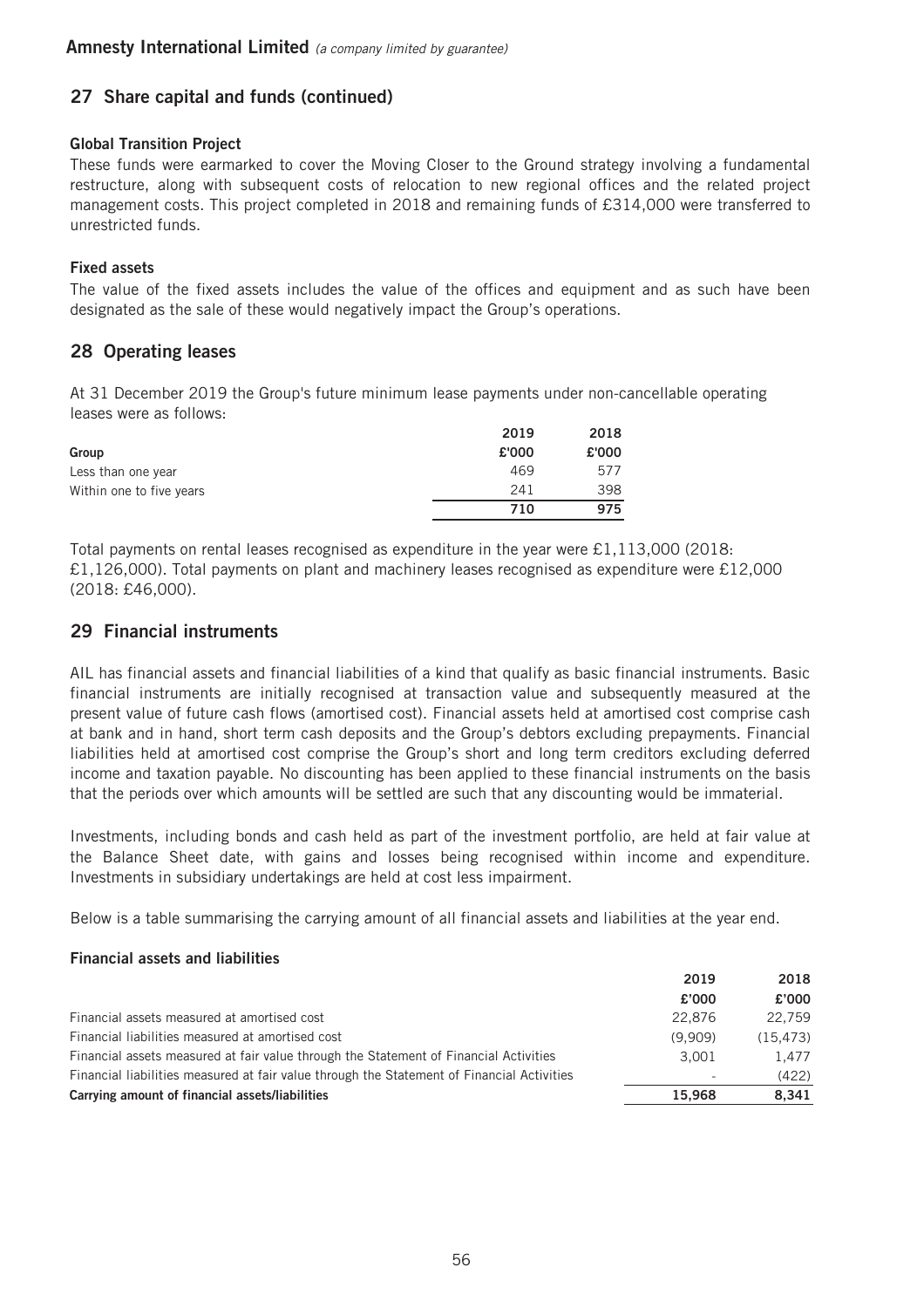## 27 Share capital and funds (continued)

### Global Transition Project

These funds were earmarked to cover the Moving Closer to the Ground strategy involving a fundamental restructure, along with subsequent costs of relocation to new regional offices and the related project management costs. This project completed in 2018 and remaining funds of £314,000 were transferred to unrestricted funds.

### Fixed assets

The value of the fixed assets includes the value of the offices and equipment and as such have been designated as the sale of these would negatively impact the Group's operations.

## 28 Operating leases

At 31 December 2019 the Group's future minimum lease payments under non-cancellable operating leases were as follows:

| Group | 2019 £'000 | 2018 £'000 |
|---|---|---|
| Less than one year | 469 | 577 |
| Within one to five years | 241 | 398 |
| | **710** | **975** |

Total payments on rental leases recognised as expenditure in the year were £1,113,000 (2018: £1,126,000). Total payments on plant and machinery leases recognised as expenditure were £12,000 (2018: £46,000).

## 29 Financial instruments

AIL has financial assets and financial liabilities of a kind that qualify as basic financial instruments. Basic financial instruments are initially recognised at transaction value and subsequently measured at the present value of future cash flows (amortised cost). Financial assets held at amortised cost comprise cash at bank and in hand, short term cash deposits and the Group's debtors excluding prepayments. Financial liabilities held at amortised cost comprise the Group's short and long term creditors excluding deferred income and taxation payable. No discounting has been applied to these financial instruments on the basis that the periods over which amounts will be settled are such that any discounting would be immaterial.

Investments, including bonds and cash held as part of the investment portfolio, are held at fair value at the Balance Sheet date, with gains and losses being recognised within income and expenditure. Investments in subsidiary undertakings are held at cost less impairment.

Below is a table summarising the carrying amount of all financial assets and liabilities at the year end.

### Financial assets and liabilities

| | 2019 £'000 | 2018 £'000 |
|---|---|---|
| Financial assets measured at amortised cost | 22,876 | 22,759 |
| Financial liabilities measured at amortised cost | (9,909) | (15,473) |
| Financial assets measured at fair value through the Statement of Financial Activities | 3,001 | 1,477 |
| Financial liabilities measured at fair value through the Statement of Financial Activities | - | (422) |
| **Carrying amount of financial assets/liabilities** | **15,968** | **8,341** |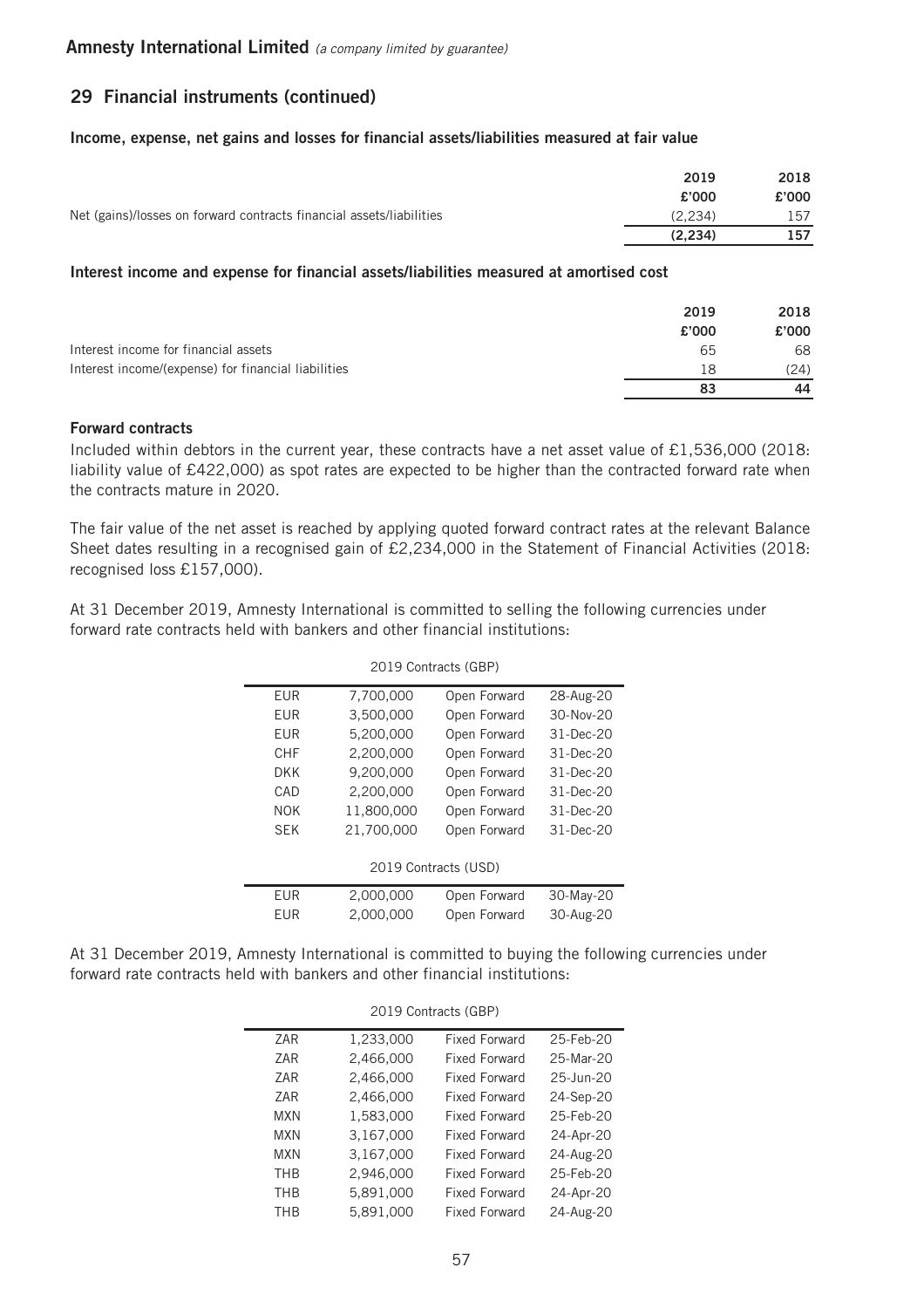## 29 Financial instruments (continued)

**Income, expense, net gains and losses for financial assets/liabilities measured at fair value**

| | 2019 | 2018 |
|---|---|---|
| | £'000 | £'000 |
| Net (gains)/losses on forward contracts financial assets/liabilities | (2,234) | 157 |
| | **(2,234)** | **157** |

**Interest income and expense for financial assets/liabilities measured at amortised cost**

| | 2019 | 2018 |
|---|---|---|
| | £'000 | £'000 |
| Interest income for financial assets | 65 | 68 |
| Interest income/(expense) for financial liabilities | 18 | (24) |
| | **83** | **44** |

**Forward contracts**

Included within debtors in the current year, these contracts have a net asset value of £1,536,000 (2018: liability value of £422,000) as spot rates are expected to be higher than the contracted forward rate when the contracts mature in 2020.

The fair value of the net asset is reached by applying quoted forward contract rates at the relevant Balance Sheet dates resulting in a recognised gain of £2,234,000 in the Statement of Financial Activities (2018: recognised loss £157,000).

At 31 December 2019, Amnesty International is committed to selling the following currencies under forward rate contracts held with bankers and other financial institutions:

| 2019 Contracts (GBP) | | | |
|---|---|---|---|
| EUR | 7,700,000 | Open Forward | 28-Aug-20 |
| EUR | 3,500,000 | Open Forward | 30-Nov-20 |
| EUR | 5,200,000 | Open Forward | 31-Dec-20 |
| CHF | 2,200,000 | Open Forward | 31-Dec-20 |
| DKK | 9,200,000 | Open Forward | 31-Dec-20 |
| CAD | 2,200,000 | Open Forward | 31-Dec-20 |
| NOK | 11,800,000 | Open Forward | 31-Dec-20 |
| SEK | 21,700,000 | Open Forward | 31-Dec-20 |

| 2019 Contracts (USD) | | | |
|---|---|---|---|
| EUR | 2,000,000 | Open Forward | 30-May-20 |
| EUR | 2,000,000 | Open Forward | 30-Aug-20 |

At 31 December 2019, Amnesty International is committed to buying the following currencies under forward rate contracts held with bankers and other financial institutions:

| 2019 Contracts (GBP) | | | |
|---|---|---|---|
| ZAR | 1,233,000 | Fixed Forward | 25-Feb-20 |
| ZAR | 2,466,000 | Fixed Forward | 25-Mar-20 |
| ZAR | 2,466,000 | Fixed Forward | 25-Jun-20 |
| ZAR | 2,466,000 | Fixed Forward | 24-Sep-20 |
| MXN | 1,583,000 | Fixed Forward | 25-Feb-20 |
| MXN | 3,167,000 | Fixed Forward | 24-Apr-20 |
| MXN | 3,167,000 | Fixed Forward | 24-Aug-20 |
| THB | 2,946,000 | Fixed Forward | 25-Feb-20 |
| THB | 5,891,000 | Fixed Forward | 24-Apr-20 |
| THB | 5,891,000 | Fixed Forward | 24-Aug-20 |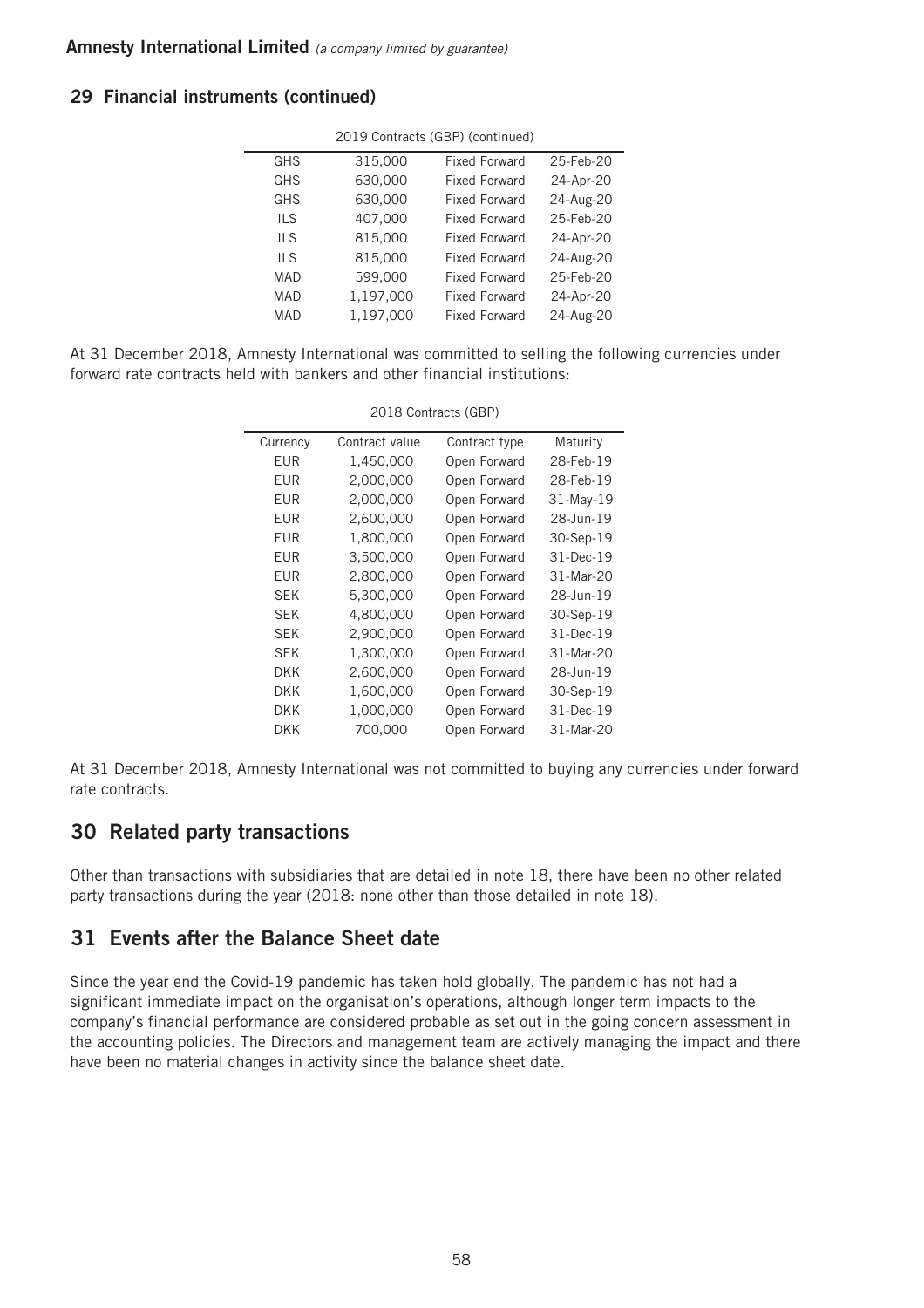## 29 Financial instruments (continued)

2019 Contracts (GBP) (continued)

| | | | |
|---|---|---|---|
| GHS | 315,000 | Fixed Forward | 25-Feb-20 |
| GHS | 630,000 | Fixed Forward | 24-Apr-20 |
| GHS | 630,000 | Fixed Forward | 24-Aug-20 |
| ILS | 407,000 | Fixed Forward | 25-Feb-20 |
| ILS | 815,000 | Fixed Forward | 24-Apr-20 |
| ILS | 815,000 | Fixed Forward | 24-Aug-20 |
| MAD | 599,000 | Fixed Forward | 25-Feb-20 |
| MAD | 1,197,000 | Fixed Forward | 24-Apr-20 |
| MAD | 1,197,000 | Fixed Forward | 24-Aug-20 |

At 31 December 2018, Amnesty International was committed to selling the following currencies under forward rate contracts held with bankers and other financial institutions:

2018 Contracts (GBP)

| Currency | Contract value | Contract type | Maturity |
|---|---|---|---|
| EUR | 1,450,000 | Open Forward | 28-Feb-19 |
| EUR | 2,000,000 | Open Forward | 28-Feb-19 |
| EUR | 2,000,000 | Open Forward | 31-May-19 |
| EUR | 2,600,000 | Open Forward | 28-Jun-19 |
| EUR | 1,800,000 | Open Forward | 30-Sep-19 |
| EUR | 3,500,000 | Open Forward | 31-Dec-19 |
| EUR | 2,800,000 | Open Forward | 31-Mar-20 |
| SEK | 5,300,000 | Open Forward | 28-Jun-19 |
| SEK | 4,800,000 | Open Forward | 30-Sep-19 |
| SEK | 2,900,000 | Open Forward | 31-Dec-19 |
| SEK | 1,300,000 | Open Forward | 31-Mar-20 |
| DKK | 2,600,000 | Open Forward | 28-Jun-19 |
| DKK | 1,600,000 | Open Forward | 30-Sep-19 |
| DKK | 1,000,000 | Open Forward | 31-Dec-19 |
| DKK | 700,000 | Open Forward | 31-Mar-20 |

At 31 December 2018, Amnesty International was not committed to buying any currencies under forward rate contracts.

## 30 Related party transactions

Other than transactions with subsidiaries that are detailed in note 18, there have been no other related party transactions during the year (2018: none other than those detailed in note 18).

## 31 Events after the Balance Sheet date

Since the year end the Covid-19 pandemic has taken hold globally. The pandemic has not had a significant immediate impact on the organisation's operations, although longer term impacts to the company's financial performance are considered probable as set out in the going concern assessment in the accounting policies. The Directors and management team are actively managing the impact and there have been no material changes in activity since the balance sheet date.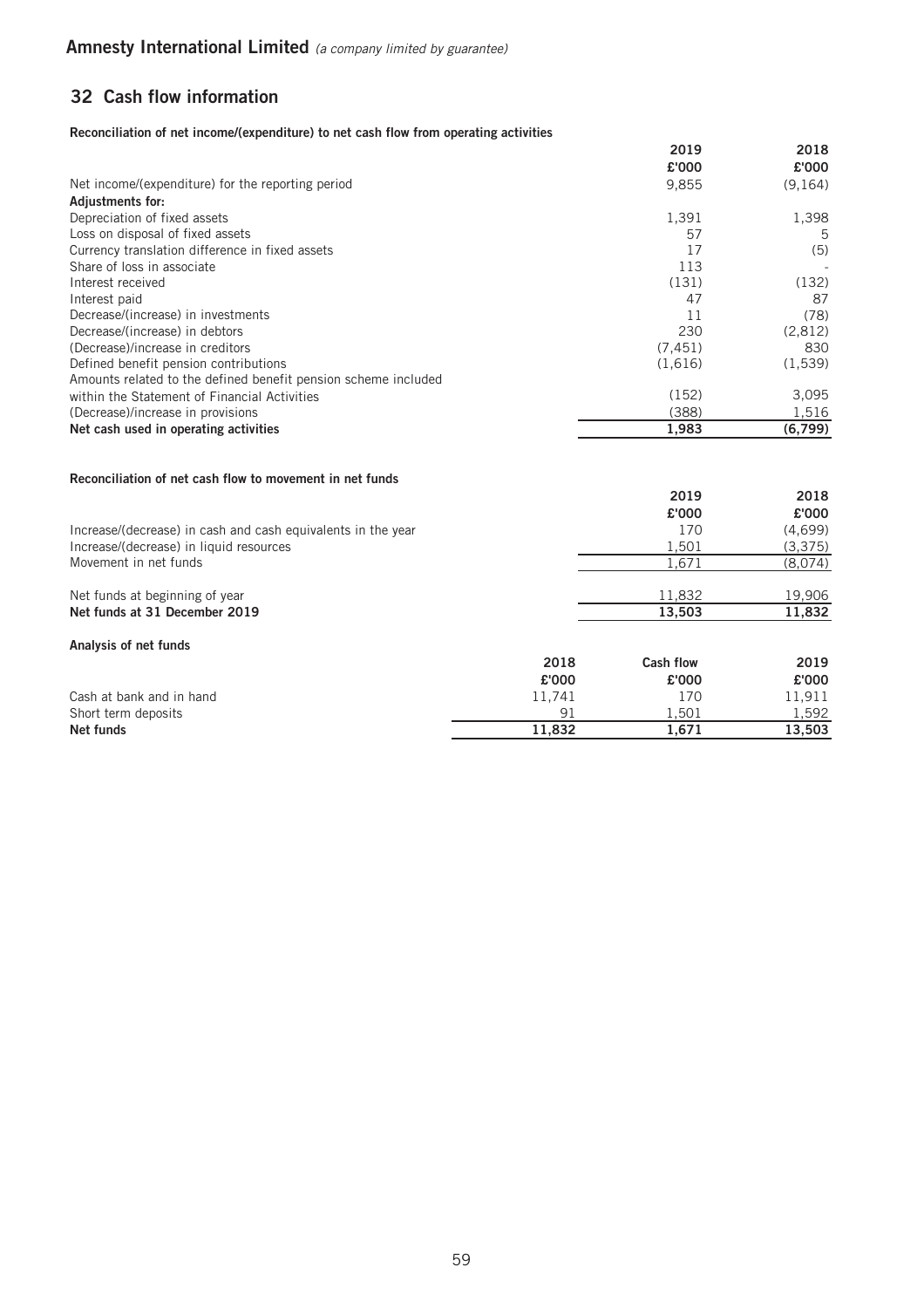## Amnesty International Limited *(a company limited by guarantee)*

## 32 Cash flow information

**Reconciliation of net income/(expenditure) to net cash flow from operating activities**

| | 2019 £'000 | 2018 £'000 |
|---|---|---|
| Net income/(expenditure) for the reporting period | 9,855 | (9,164) |
| **Adjustments for:** | | |
| Depreciation of fixed assets | 1,391 | 1,398 |
| Loss on disposal of fixed assets | 57 | 5 |
| Currency translation difference in fixed assets | 17 | (5) |
| Share of loss in associate | 113 | - |
| Interest received | (131) | (132) |
| Interest paid | 47 | 87 |
| Decrease/(increase) in investments | 11 | (78) |
| Decrease/(increase) in debtors | 230 | (2,812) |
| (Decrease)/increase in creditors | (7,451) | 830 |
| Defined benefit pension contributions | (1,616) | (1,539) |
| Amounts related to the defined benefit pension scheme included within the Statement of Financial Activities | (152) | 3,095 |
| (Decrease)/increase in provisions | (388) | 1,516 |
| **Net cash used in operating activities** | **1,983** | **(6,799)** |

**Reconciliation of net cash flow to movement in net funds**

| | 2019 £'000 | 2018 £'000 |
|---|---|---|
| Increase/(decrease) in cash and cash equivalents in the year | 170 | (4,699) |
| Increase/(decrease) in liquid resources | 1,501 | (3,375) |
| Movement in net funds | 1,671 | (8,074) |
| Net funds at beginning of year | 11,832 | 19,906 |
| **Net funds at 31 December 2019** | **13,503** | **11,832** |

**Analysis of net funds**

| | 2018 £'000 | Cash flow £'000 | 2019 £'000 |
|---|---|---|---|
| Cash at bank and in hand | 11,741 | 170 | 11,911 |
| Short term deposits | 91 | 1,501 | 1,592 |
| **Net funds** | **11,832** | **1,671** | **13,503** |